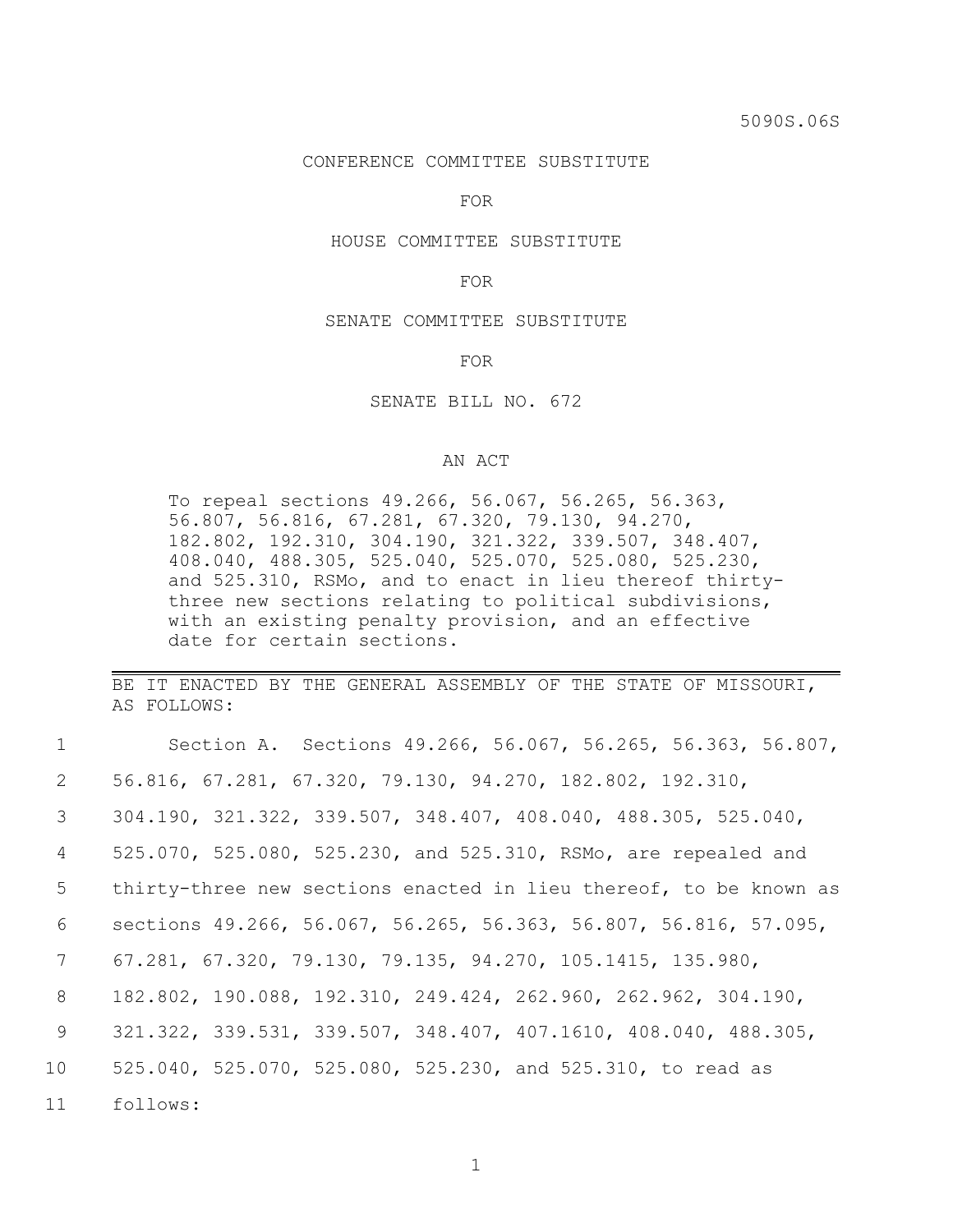5090S.06S

CONFERENCE COMMITTEE SUBSTITUTE

FOR

HOUSE COMMITTEE SUBSTITUTE

FOR

SENATE COMMITTEE SUBSTITUTE

FOR

SENATE BILL NO. 672

AN ACT

To repeal sections 49.266, 56.067, 56.265, 56.363, 56.807, 56.816, 67.281, 67.320, 79.130, 94.270, 182.802, 192.310, 304.190, 321.322, 339.507, 348.407, 408.040, 488.305, 525.040, 525.070, 525.080, 525.230, and 525.310, RSMo, and to enact in lieu thereof thirty-three new sections relating to political subdivisions, with an existing penalty provision, and an effective date for certain sections.

---

BE IT ENACTED BY THE GENERAL ASSEMBLY OF THE STATE OF MISSOURI, AS FOLLOWS:

1 Section A. Sections 49.266, 56.067, 56.265, 56.363, 56.807,
2 56.816, 67.281, 67.320, 79.130, 94.270, 182.802, 192.310,
3 304.190, 321.322, 339.507, 348.407, 408.040, 488.305, 525.040,
4 525.070, 525.080, 525.230, and 525.310, RSMo, are repealed and
5 thirty-three new sections enacted in lieu thereof, to be known as
6 sections 49.266, 56.067, 56.265, 56.363, 56.807, 56.816, 57.095,
7 67.281, 67.320, 79.130, 79.135, 94.270, 105.1415, 135.980,
8 182.802, 190.088, 192.310, 249.424, 262.960, 262.962, 304.190,
9 321.322, 339.531, 339.507, 348.407, 407.1610, 408.040, 488.305,
10 525.040, 525.070, 525.080, 525.230, and 525.310, to read as
11 follows: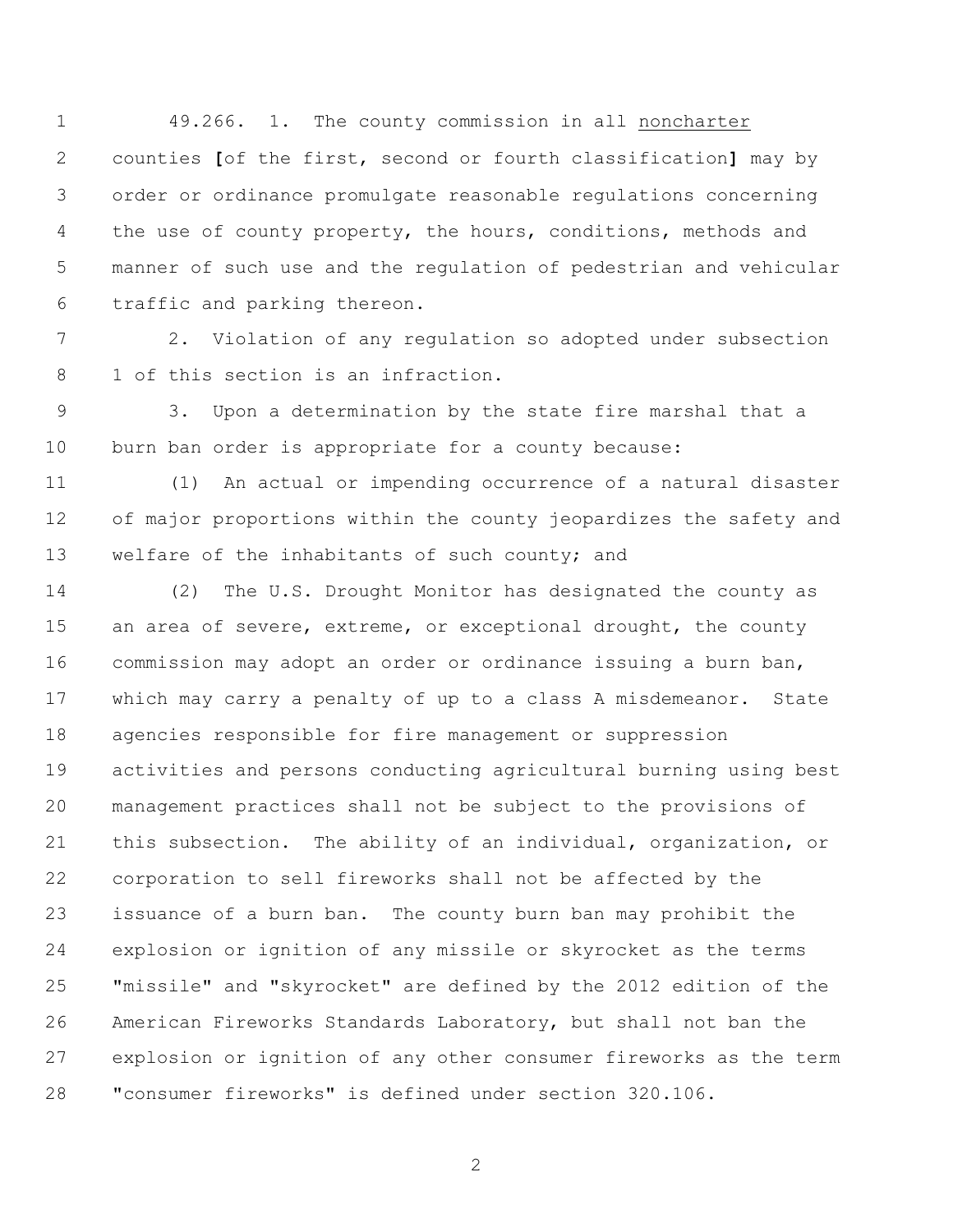49.266. 1. The county commission in all noncharter counties [of the first, second or fourth classification] may by order or ordinance promulgate reasonable regulations concerning the use of county property, the hours, conditions, methods and manner of such use and the regulation of pedestrian and vehicular traffic and parking thereon.

2. Violation of any regulation so adopted under subsection 1 of this section is an infraction.

3. Upon a determination by the state fire marshal that a burn ban order is appropriate for a county because:

(1) An actual or impending occurrence of a natural disaster of major proportions within the county jeopardizes the safety and welfare of the inhabitants of such county; and

(2) The U.S. Drought Monitor has designated the county as an area of severe, extreme, or exceptional drought, the county commission may adopt an order or ordinance issuing a burn ban, which may carry a penalty of up to a class A misdemeanor. State agencies responsible for fire management or suppression activities and persons conducting agricultural burning using best management practices shall not be subject to the provisions of this subsection. The ability of an individual, organization, or corporation to sell fireworks shall not be affected by the issuance of a burn ban. The county burn ban may prohibit the explosion or ignition of any missile or skyrocket as the terms "missile" and "skyrocket" are defined by the 2012 edition of the American Fireworks Standards Laboratory, but shall not ban the explosion or ignition of any other consumer fireworks as the term "consumer fireworks" is defined under section 320.106.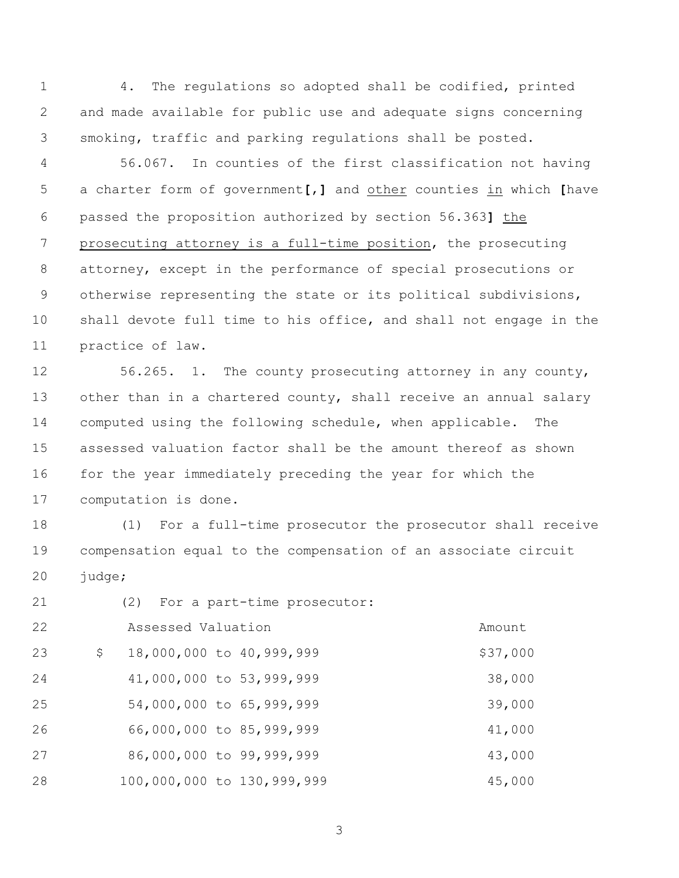4. The regulations so adopted shall be codified, printed and made available for public use and adequate signs concerning smoking, traffic and parking regulations shall be posted.

56.067. In counties of the first classification not having a charter form of government**[**,**]** and other counties in which **[**have passed the proposition authorized by section 56.363**]** the prosecuting attorney is a full-time position, the prosecuting attorney, except in the performance of special prosecutions or otherwise representing the state or its political subdivisions, shall devote full time to his office, and shall not engage in the practice of law.

56.265. 1. The county prosecuting attorney in any county, other than in a chartered county, shall receive an annual salary computed using the following schedule, when applicable. The assessed valuation factor shall be the amount thereof as shown for the year immediately preceding the year for which the computation is done.

(1) For a full-time prosecutor the prosecutor shall receive compensation equal to the compensation of an associate circuit judge;

(2) For a part-time prosecutor:

| Assessed Valuation | Amount |
|---|---|
| $ 18,000,000 to 40,999,999 | $37,000 |
| 41,000,000 to 53,999,999 | 38,000 |
| 54,000,000 to 65,999,999 | 39,000 |
| 66,000,000 to 85,999,999 | 41,000 |
| 86,000,000 to 99,999,999 | 43,000 |
| 100,000,000 to 130,999,999 | 45,000 |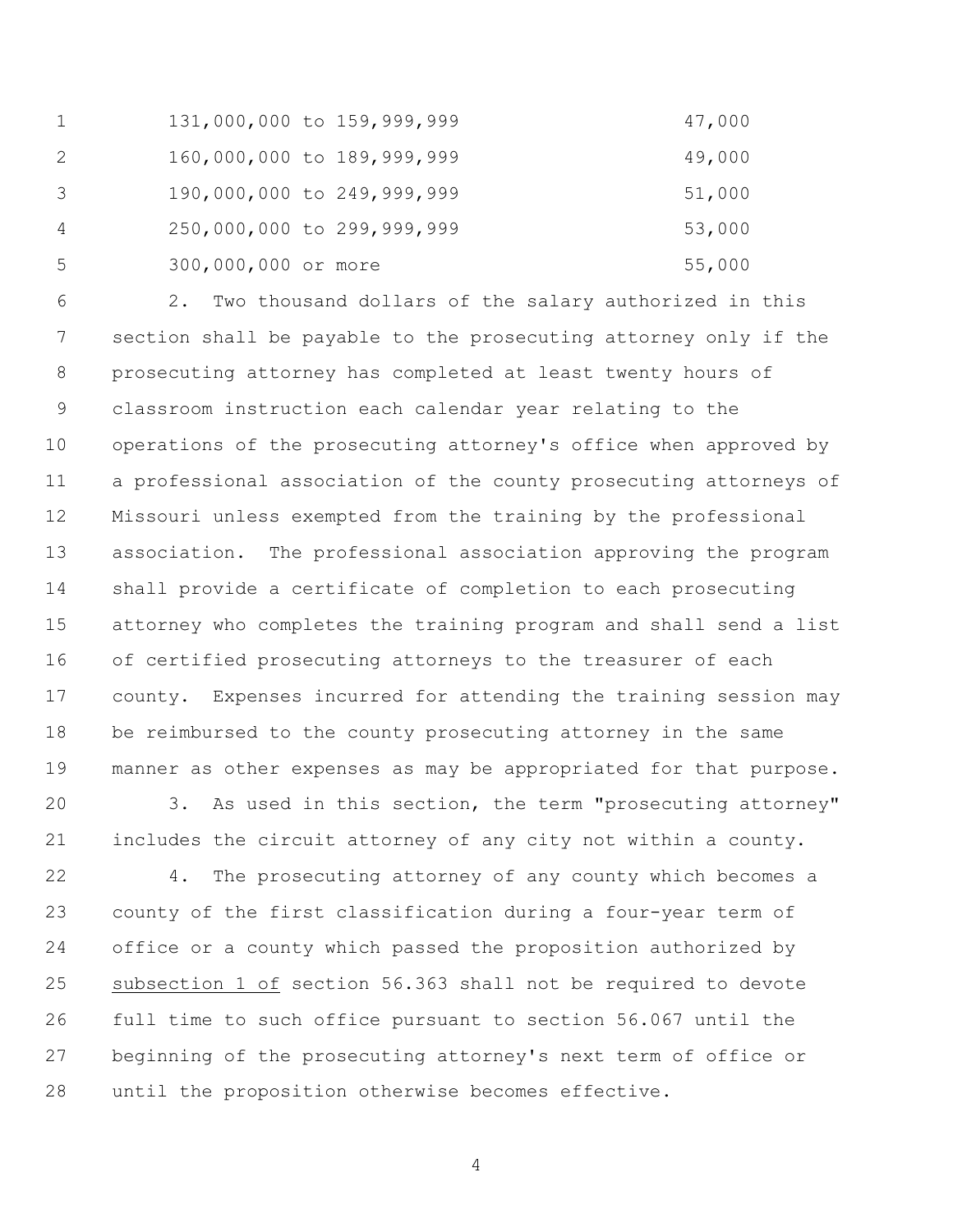| | |
|---|---|
| 131,000,000 to 159,999,999 | 47,000 |
| 160,000,000 to 189,999,999 | 49,000 |
| 190,000,000 to 249,999,999 | 51,000 |
| 250,000,000 to 299,999,999 | 53,000 |
| 300,000,000 or more | 55,000 |

2. Two thousand dollars of the salary authorized in this section shall be payable to the prosecuting attorney only if the prosecuting attorney has completed at least twenty hours of classroom instruction each calendar year relating to the operations of the prosecuting attorney's office when approved by a professional association of the county prosecuting attorneys of Missouri unless exempted from the training by the professional association. The professional association approving the program shall provide a certificate of completion to each prosecuting attorney who completes the training program and shall send a list of certified prosecuting attorneys to the treasurer of each county. Expenses incurred for attending the training session may be reimbursed to the county prosecuting attorney in the same manner as other expenses as may be appropriated for that purpose.

3. As used in this section, the term "prosecuting attorney" includes the circuit attorney of any city not within a county.

4. The prosecuting attorney of any county which becomes a county of the first classification during a four-year term of office or a county which passed the proposition authorized by <u>subsection 1 of</u> section 56.363 shall not be required to devote full time to such office pursuant to section 56.067 until the beginning of the prosecuting attorney's next term of office or until the proposition otherwise becomes effective.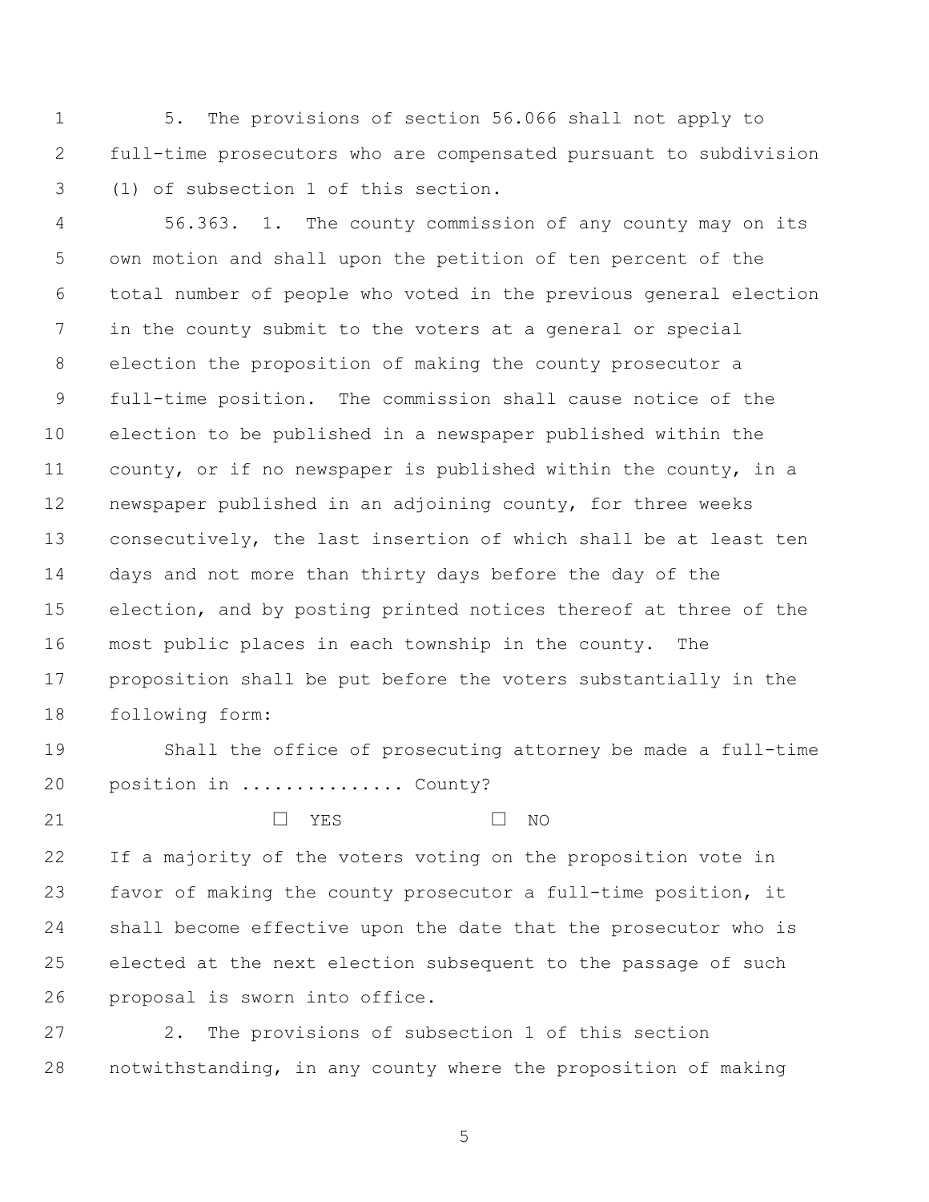5. The provisions of section 56.066 shall not apply to full-time prosecutors who are compensated pursuant to subdivision (1) of subsection 1 of this section.

56.363. 1. The county commission of any county may on its own motion and shall upon the petition of ten percent of the total number of people who voted in the previous general election in the county submit to the voters at a general or special election the proposition of making the county prosecutor a full-time position. The commission shall cause notice of the election to be published in a newspaper published within the county, or if no newspaper is published within the county, in a newspaper published in an adjoining county, for three weeks consecutively, the last insertion of which shall be at least ten days and not more than thirty days before the day of the election, and by posting printed notices thereof at three of the most public places in each township in the county. The proposition shall be put before the voters substantially in the following form:

Shall the office of prosecuting attorney be made a full-time position in ............... County?

☐ YES ☐ NO

If a majority of the voters voting on the proposition vote in favor of making the county prosecutor a full-time position, it shall become effective upon the date that the prosecutor who is elected at the next election subsequent to the passage of such proposal is sworn into office.

2. The provisions of subsection 1 of this section notwithstanding, in any county where the proposition of making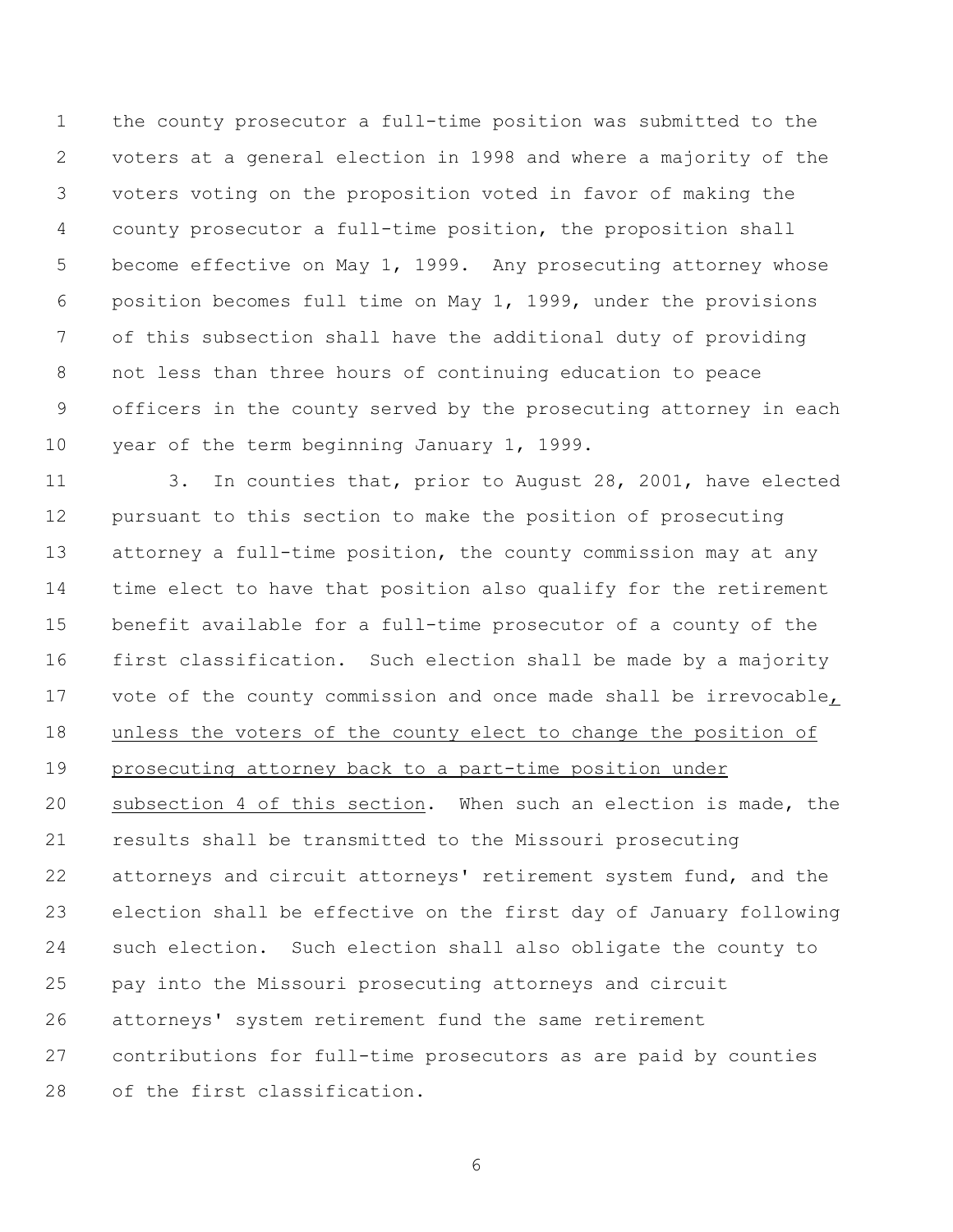the county prosecutor a full-time position was submitted to the voters at a general election in 1998 and where a majority of the voters voting on the proposition voted in favor of making the county prosecutor a full-time position, the proposition shall become effective on May 1, 1999. Any prosecuting attorney whose position becomes full time on May 1, 1999, under the provisions of this subsection shall have the additional duty of providing not less than three hours of continuing education to peace officers in the county served by the prosecuting attorney in each year of the term beginning January 1, 1999.

3. In counties that, prior to August 28, 2001, have elected pursuant to this section to make the position of prosecuting attorney a full-time position, the county commission may at any time elect to have that position also qualify for the retirement benefit available for a full-time prosecutor of a county of the first classification. Such election shall be made by a majority vote of the county commission and once made shall be irrevocable, unless the voters of the county elect to change the position of prosecuting attorney back to a part-time position under subsection 4 of this section. When such an election is made, the results shall be transmitted to the Missouri prosecuting attorneys and circuit attorneys' retirement system fund, and the election shall be effective on the first day of January following such election. Such election shall also obligate the county to pay into the Missouri prosecuting attorneys and circuit attorneys' system retirement fund the same retirement contributions for full-time prosecutors as are paid by counties of the first classification.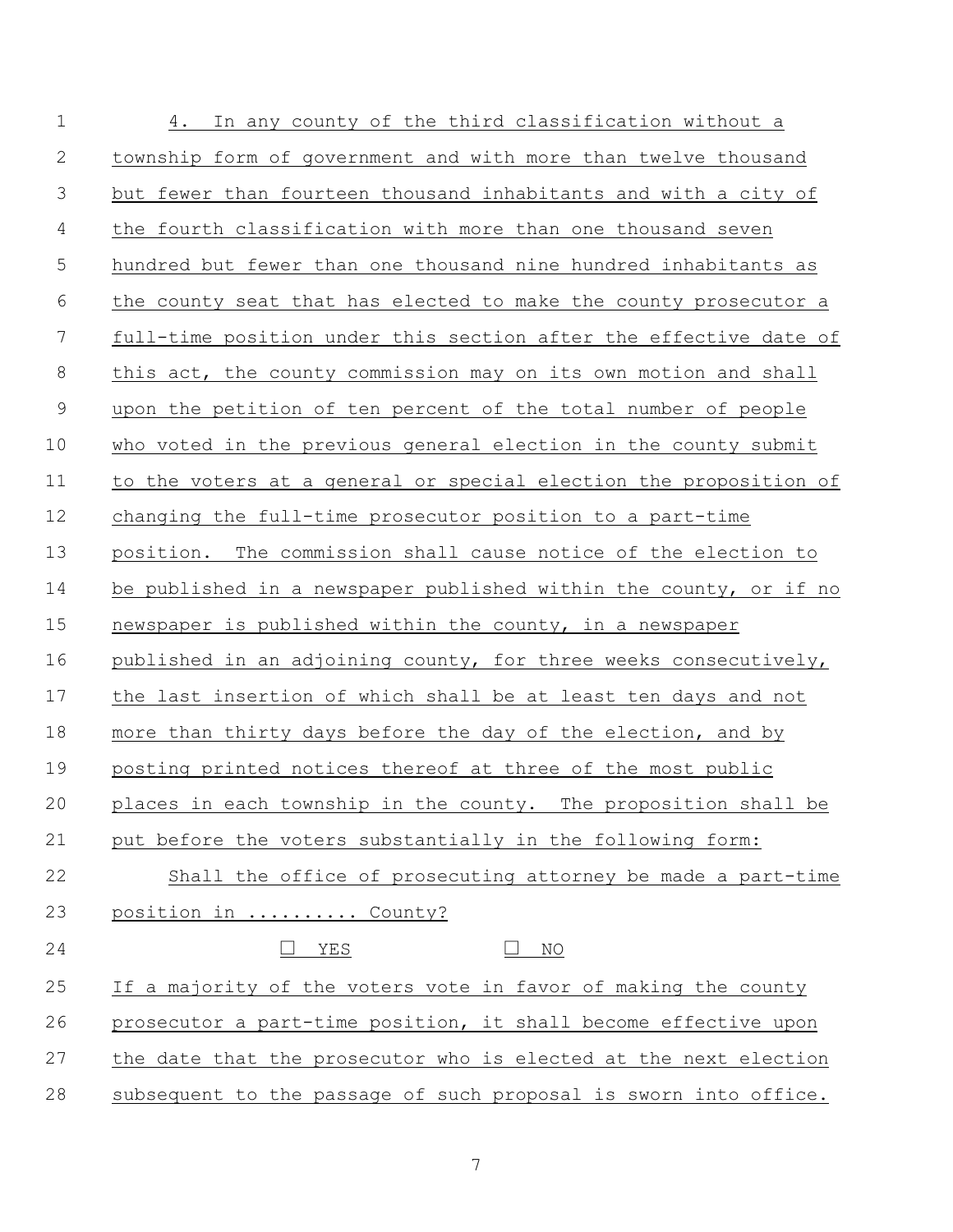4. In any county of the third classification without a township form of government and with more than twelve thousand but fewer than fourteen thousand inhabitants and with a city of the fourth classification with more than one thousand seven hundred but fewer than one thousand nine hundred inhabitants as the county seat that has elected to make the county prosecutor a full-time position under this section after the effective date of this act, the county commission may on its own motion and shall upon the petition of ten percent of the total number of people who voted in the previous general election in the county submit to the voters at a general or special election the proposition of changing the full-time prosecutor position to a part-time position. The commission shall cause notice of the election to be published in a newspaper published within the county, or if no newspaper is published within the county, in a newspaper published in an adjoining county, for three weeks consecutively, the last insertion of which shall be at least ten days and not more than thirty days before the day of the election, and by posting printed notices thereof at three of the most public places in each township in the county. The proposition shall be put before the voters substantially in the following form:

Shall the office of prosecuting attorney be made a part-time position in .......... County?

☐ YES ☐ NO

If a majority of the voters vote in favor of making the county prosecutor a part-time position, it shall become effective upon the date that the prosecutor who is elected at the next election subsequent to the passage of such proposal is sworn into office.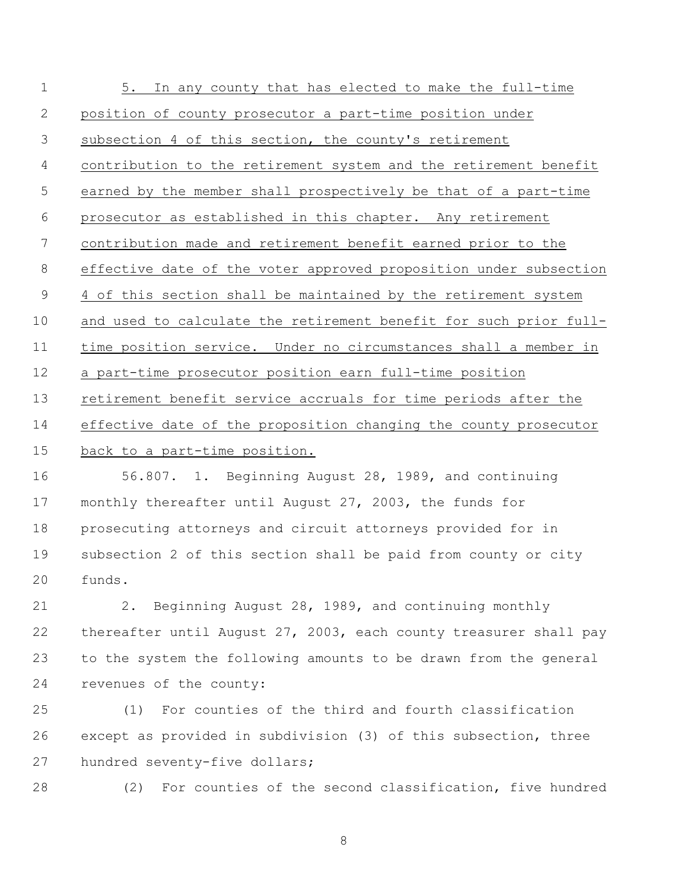5. In any county that has elected to make the full-time position of county prosecutor a part-time position under subsection 4 of this section, the county's retirement contribution to the retirement system and the retirement benefit earned by the member shall prospectively be that of a part-time prosecutor as established in this chapter. Any retirement contribution made and retirement benefit earned prior to the effective date of the voter approved proposition under subsection 4 of this section shall be maintained by the retirement system and used to calculate the retirement benefit for such prior full-time position service. Under no circumstances shall a member in a part-time prosecutor position earn full-time position retirement benefit service accruals for time periods after the effective date of the proposition changing the county prosecutor back to a part-time position.

56.807. 1. Beginning August 28, 1989, and continuing monthly thereafter until August 27, 2003, the funds for prosecuting attorneys and circuit attorneys provided for in subsection 2 of this section shall be paid from county or city funds.

2. Beginning August 28, 1989, and continuing monthly thereafter until August 27, 2003, each county treasurer shall pay to the system the following amounts to be drawn from the general revenues of the county:

(1) For counties of the third and fourth classification except as provided in subdivision (3) of this subsection, three hundred seventy-five dollars;

(2) For counties of the second classification, five hundred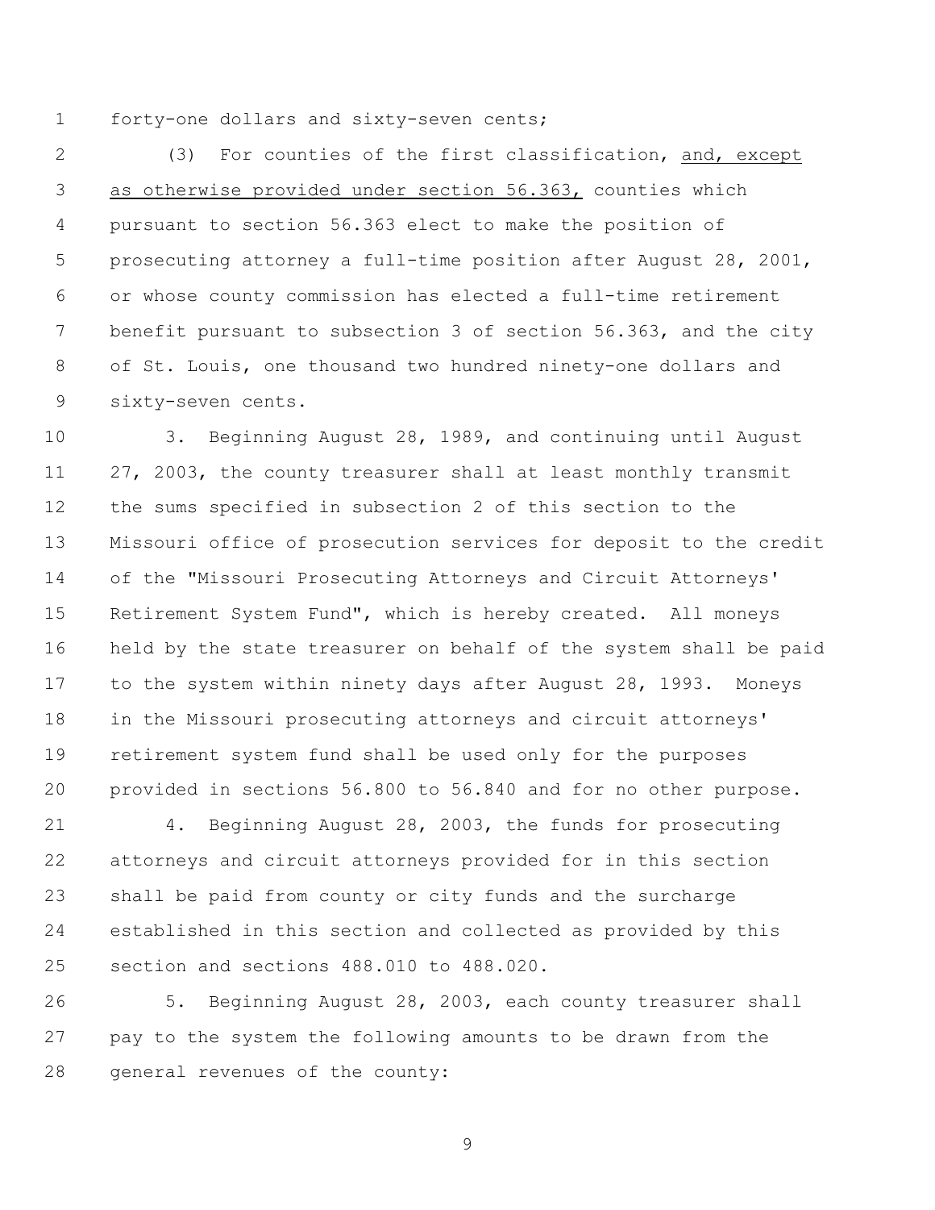forty-one dollars and sixty-seven cents;

(3) For counties of the first classification, <u>and, except as otherwise provided under section 56.363,</u> counties which pursuant to section 56.363 elect to make the position of prosecuting attorney a full-time position after August 28, 2001, or whose county commission has elected a full-time retirement benefit pursuant to subsection 3 of section 56.363, and the city of St. Louis, one thousand two hundred ninety-one dollars and sixty-seven cents.

3. Beginning August 28, 1989, and continuing until August 27, 2003, the county treasurer shall at least monthly transmit the sums specified in subsection 2 of this section to the Missouri office of prosecution services for deposit to the credit of the "Missouri Prosecuting Attorneys and Circuit Attorneys' Retirement System Fund", which is hereby created. All moneys held by the state treasurer on behalf of the system shall be paid to the system within ninety days after August 28, 1993. Moneys in the Missouri prosecuting attorneys and circuit attorneys' retirement system fund shall be used only for the purposes provided in sections 56.800 to 56.840 and for no other purpose.

4. Beginning August 28, 2003, the funds for prosecuting attorneys and circuit attorneys provided for in this section shall be paid from county or city funds and the surcharge established in this section and collected as provided by this section and sections 488.010 to 488.020.

5. Beginning August 28, 2003, each county treasurer shall pay to the system the following amounts to be drawn from the general revenues of the county: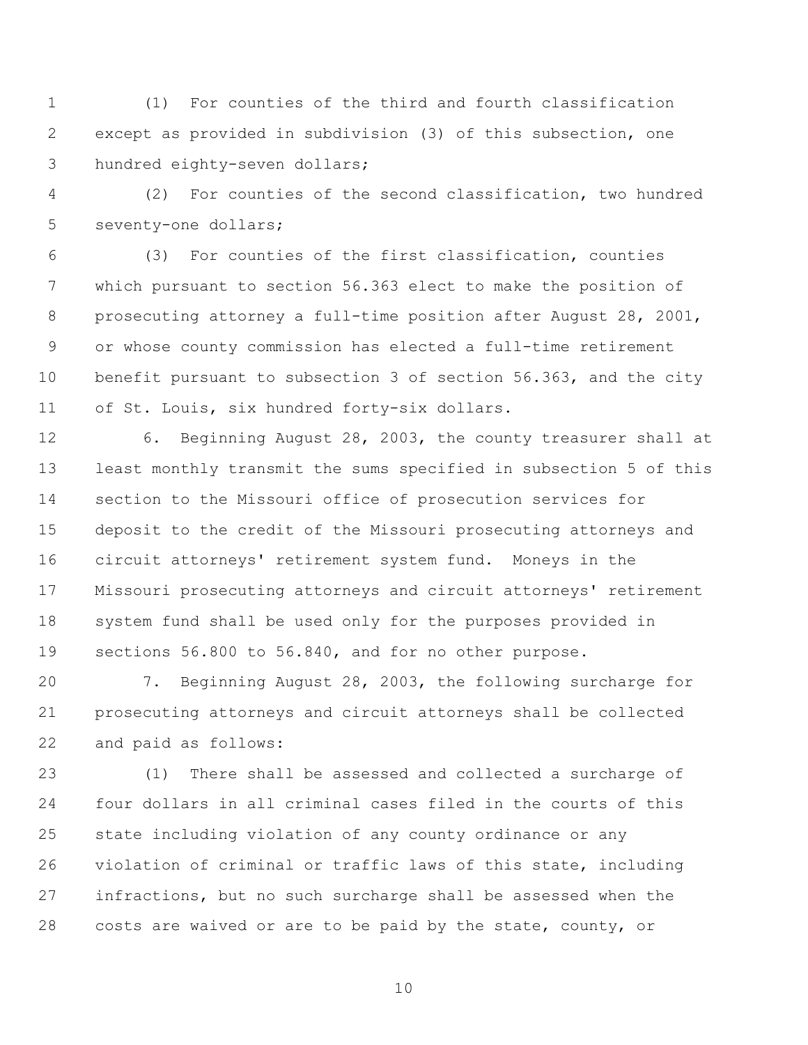(1) For counties of the third and fourth classification except as provided in subdivision (3) of this subsection, one hundred eighty-seven dollars;

(2) For counties of the second classification, two hundred seventy-one dollars;

(3) For counties of the first classification, counties which pursuant to section 56.363 elect to make the position of prosecuting attorney a full-time position after August 28, 2001, or whose county commission has elected a full-time retirement benefit pursuant to subsection 3 of section 56.363, and the city of St. Louis, six hundred forty-six dollars.

6. Beginning August 28, 2003, the county treasurer shall at least monthly transmit the sums specified in subsection 5 of this section to the Missouri office of prosecution services for deposit to the credit of the Missouri prosecuting attorneys and circuit attorneys' retirement system fund. Moneys in the Missouri prosecuting attorneys and circuit attorneys' retirement system fund shall be used only for the purposes provided in sections 56.800 to 56.840, and for no other purpose.

7. Beginning August 28, 2003, the following surcharge for prosecuting attorneys and circuit attorneys shall be collected and paid as follows:

(1) There shall be assessed and collected a surcharge of four dollars in all criminal cases filed in the courts of this state including violation of any county ordinance or any violation of criminal or traffic laws of this state, including infractions, but no such surcharge shall be assessed when the costs are waived or are to be paid by the state, county, or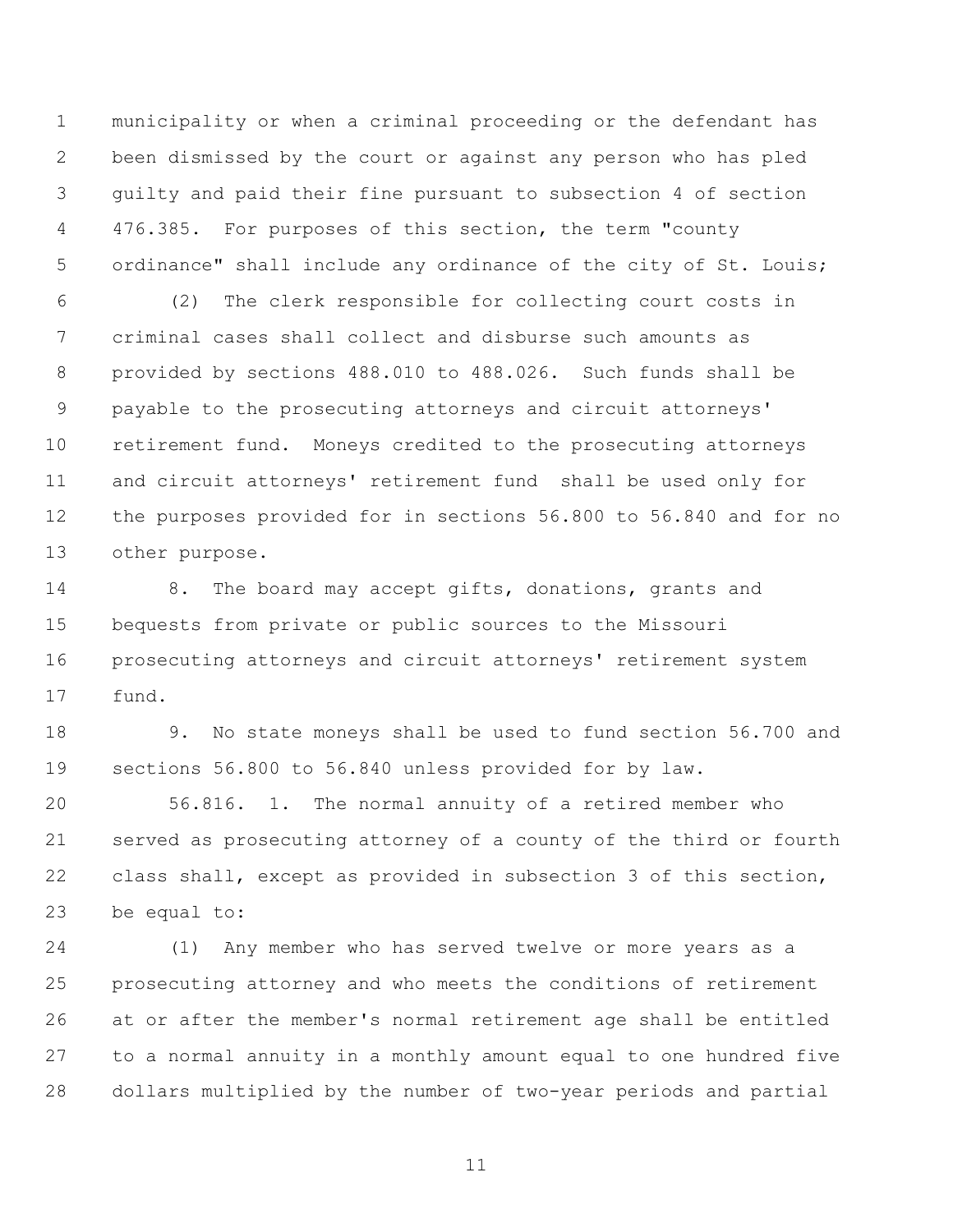municipality or when a criminal proceeding or the defendant has been dismissed by the court or against any person who has pled guilty and paid their fine pursuant to subsection 4 of section 476.385. For purposes of this section, the term "county ordinance" shall include any ordinance of the city of St. Louis;

(2) The clerk responsible for collecting court costs in criminal cases shall collect and disburse such amounts as provided by sections 488.010 to 488.026. Such funds shall be payable to the prosecuting attorneys and circuit attorneys' retirement fund. Moneys credited to the prosecuting attorneys and circuit attorneys' retirement fund shall be used only for the purposes provided for in sections 56.800 to 56.840 and for no other purpose.

8. The board may accept gifts, donations, grants and bequests from private or public sources to the Missouri prosecuting attorneys and circuit attorneys' retirement system fund.

9. No state moneys shall be used to fund section 56.700 and sections 56.800 to 56.840 unless provided for by law.

56.816. 1. The normal annuity of a retired member who served as prosecuting attorney of a county of the third or fourth class shall, except as provided in subsection 3 of this section, be equal to:

(1) Any member who has served twelve or more years as a prosecuting attorney and who meets the conditions of retirement at or after the member's normal retirement age shall be entitled to a normal annuity in a monthly amount equal to one hundred five dollars multiplied by the number of two-year periods and partial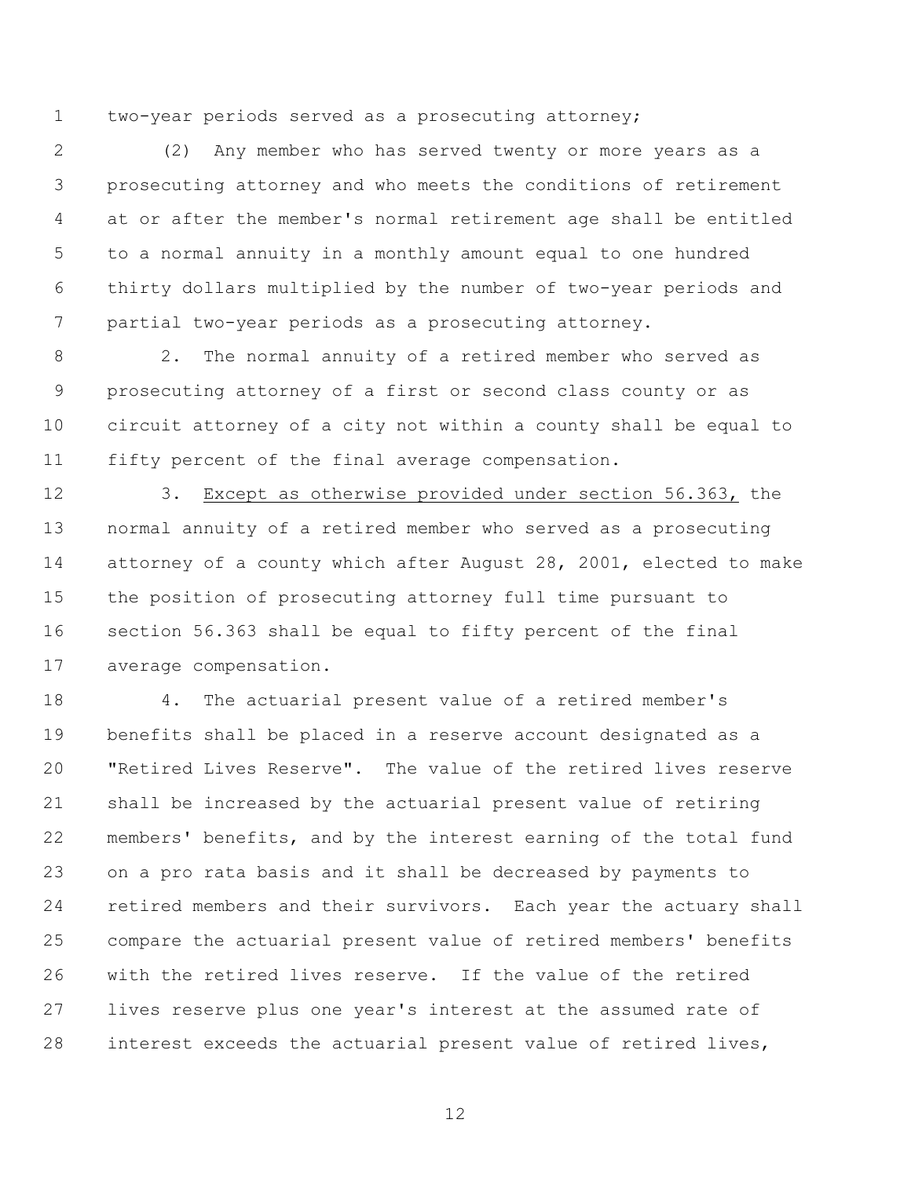two-year periods served as a prosecuting attorney;

(2) Any member who has served twenty or more years as a prosecuting attorney and who meets the conditions of retirement at or after the member's normal retirement age shall be entitled to a normal annuity in a monthly amount equal to one hundred thirty dollars multiplied by the number of two-year periods and partial two-year periods as a prosecuting attorney.

2. The normal annuity of a retired member who served as prosecuting attorney of a first or second class county or as circuit attorney of a city not within a county shall be equal to fifty percent of the final average compensation.

3. Except as otherwise provided under section 56.363, the normal annuity of a retired member who served as a prosecuting attorney of a county which after August 28, 2001, elected to make the position of prosecuting attorney full time pursuant to section 56.363 shall be equal to fifty percent of the final average compensation.

4. The actuarial present value of a retired member's benefits shall be placed in a reserve account designated as a "Retired Lives Reserve". The value of the retired lives reserve shall be increased by the actuarial present value of retiring members' benefits, and by the interest earning of the total fund on a pro rata basis and it shall be decreased by payments to retired members and their survivors. Each year the actuary shall compare the actuarial present value of retired members' benefits with the retired lives reserve. If the value of the retired lives reserve plus one year's interest at the assumed rate of interest exceeds the actuarial present value of retired lives,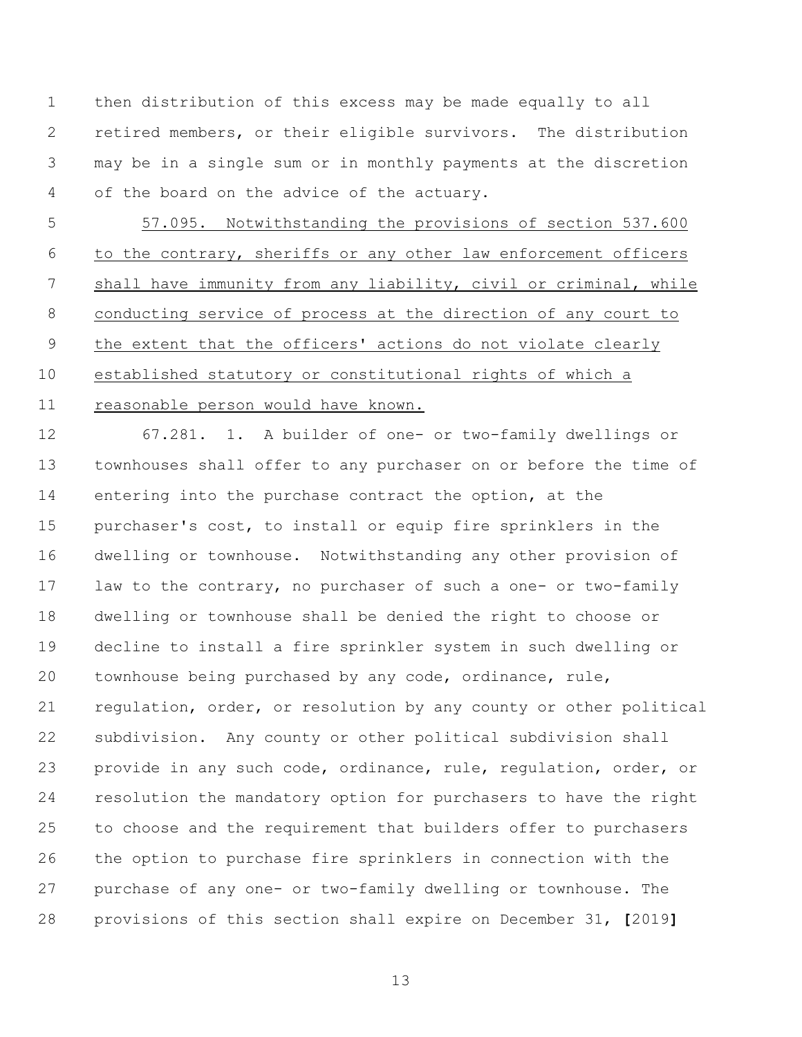then distribution of this excess may be made equally to all retired members, or their eligible survivors. The distribution may be in a single sum or in monthly payments at the discretion of the board on the advice of the actuary.

<u>57.095. Notwithstanding the provisions of section 537.600 to the contrary, sheriffs or any other law enforcement officers shall have immunity from any liability, civil or criminal, while conducting service of process at the direction of any court to the extent that the officers' actions do not violate clearly established statutory or constitutional rights of which a reasonable person would have known.</u>

67.281. 1. A builder of one- or two-family dwellings or townhouses shall offer to any purchaser on or before the time of entering into the purchase contract the option, at the purchaser's cost, to install or equip fire sprinklers in the dwelling or townhouse. Notwithstanding any other provision of law to the contrary, no purchaser of such a one- or two-family dwelling or townhouse shall be denied the right to choose or decline to install a fire sprinkler system in such dwelling or townhouse being purchased by any code, ordinance, rule, regulation, order, or resolution by any county or other political subdivision. Any county or other political subdivision shall provide in any such code, ordinance, rule, regulation, order, or resolution the mandatory option for purchasers to have the right to choose and the requirement that builders offer to purchasers the option to purchase fire sprinklers in connection with the purchase of any one- or two-family dwelling or townhouse. The provisions of this section shall expire on December 31, **[**2019**]**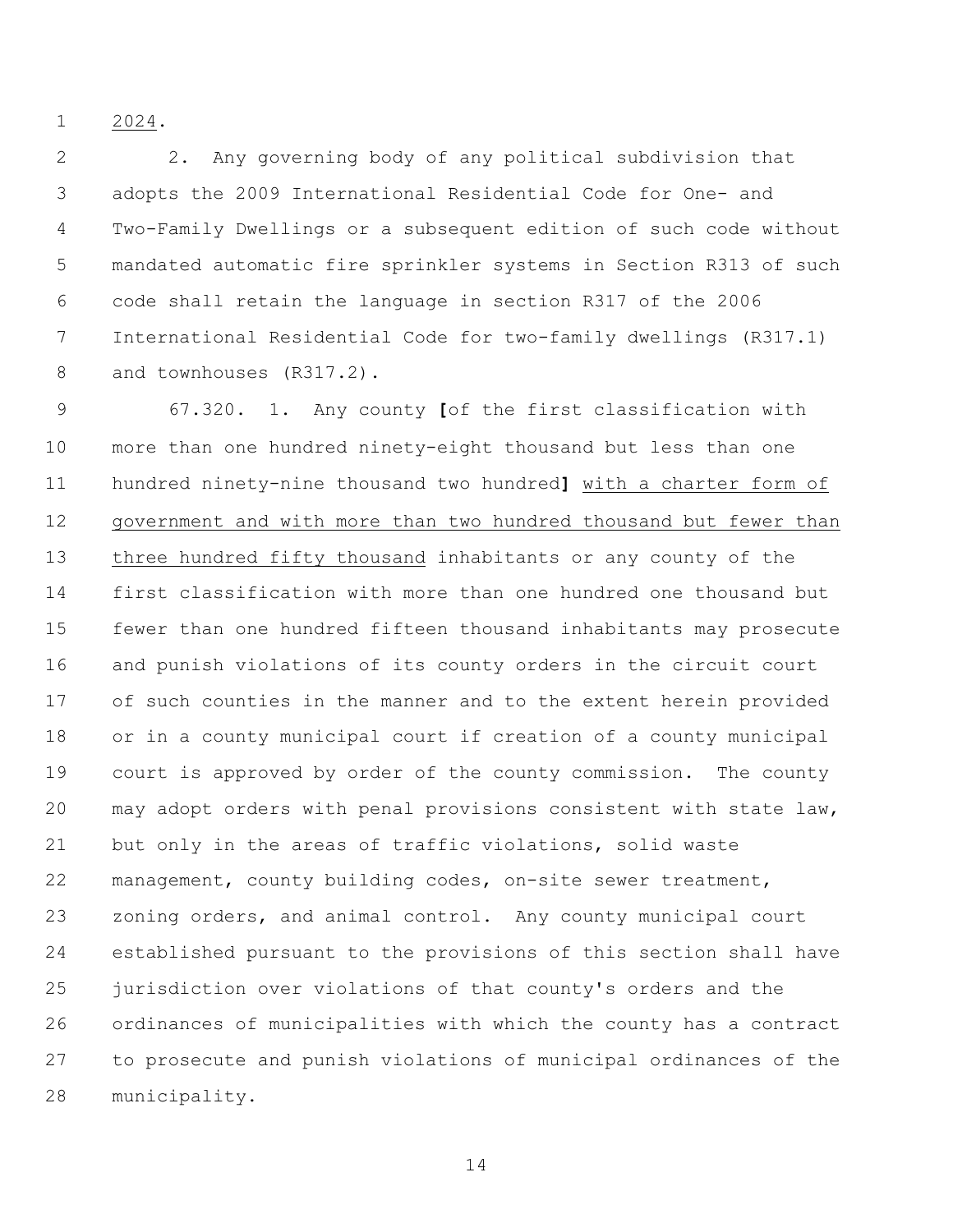2024.

2. Any governing body of any political subdivision that adopts the 2009 International Residential Code for One- and Two-Family Dwellings or a subsequent edition of such code without mandated automatic fire sprinkler systems in Section R313 of such code shall retain the language in section R317 of the 2006 International Residential Code for two-family dwellings (R317.1) and townhouses (R317.2).

67.320. 1. Any county **[**of the first classification with more than one hundred ninety-eight thousand but less than one hundred ninety-nine thousand two hundred**]** <u>with a charter form of government and with more than two hundred thousand but fewer than three hundred fifty thousand</u> inhabitants or any county of the first classification with more than one hundred one thousand but fewer than one hundred fifteen thousand inhabitants may prosecute and punish violations of its county orders in the circuit court of such counties in the manner and to the extent herein provided or in a county municipal court if creation of a county municipal court is approved by order of the county commission. The county may adopt orders with penal provisions consistent with state law, but only in the areas of traffic violations, solid waste management, county building codes, on-site sewer treatment, zoning orders, and animal control. Any county municipal court established pursuant to the provisions of this section shall have jurisdiction over violations of that county's orders and the ordinances of municipalities with which the county has a contract to prosecute and punish violations of municipal ordinances of the municipality.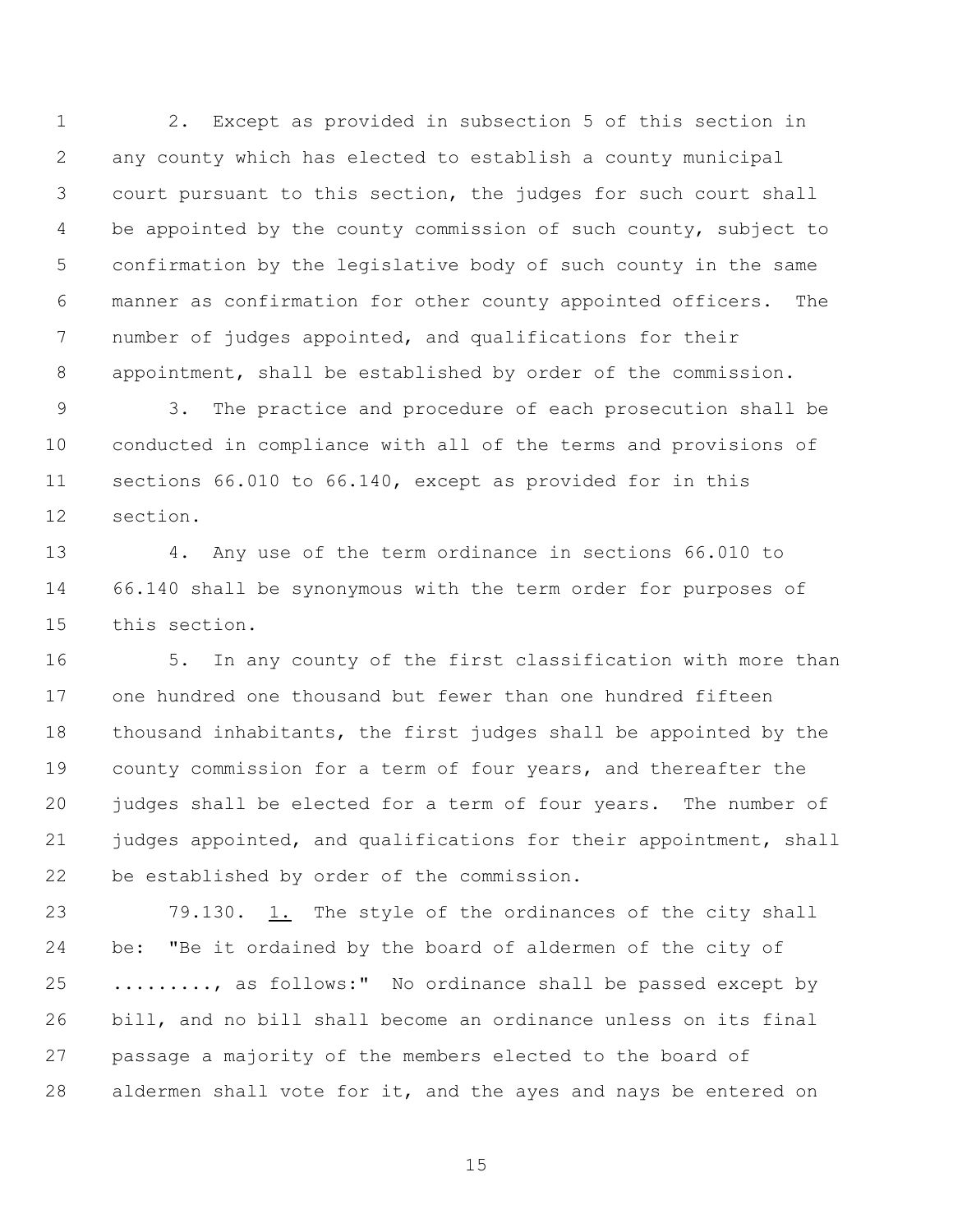2. Except as provided in subsection 5 of this section in any county which has elected to establish a county municipal court pursuant to this section, the judges for such court shall be appointed by the county commission of such county, subject to confirmation by the legislative body of such county in the same manner as confirmation for other county appointed officers. The number of judges appointed, and qualifications for their appointment, shall be established by order of the commission.

3. The practice and procedure of each prosecution shall be conducted in compliance with all of the terms and provisions of sections 66.010 to 66.140, except as provided for in this section.

4. Any use of the term ordinance in sections 66.010 to 66.140 shall be synonymous with the term order for purposes of this section.

5. In any county of the first classification with more than one hundred one thousand but fewer than one hundred fifteen thousand inhabitants, the first judges shall be appointed by the county commission for a term of four years, and thereafter the judges shall be elected for a term of four years. The number of judges appointed, and qualifications for their appointment, shall be established by order of the commission.

79.130. <u>1.</u> The style of the ordinances of the city shall be: "Be it ordained by the board of aldermen of the city of ........., as follows:" No ordinance shall be passed except by bill, and no bill shall become an ordinance unless on its final passage a majority of the members elected to the board of aldermen shall vote for it, and the ayes and nays be entered on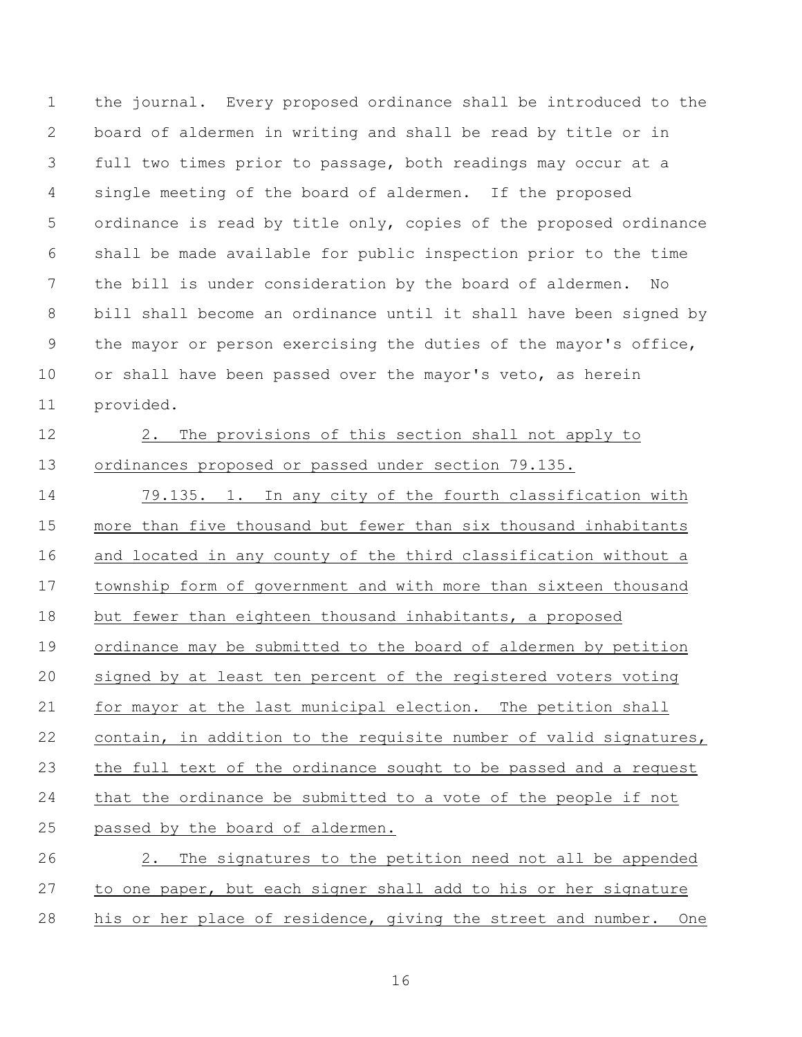the journal. Every proposed ordinance shall be introduced to the board of aldermen in writing and shall be read by title or in full two times prior to passage, both readings may occur at a single meeting of the board of aldermen. If the proposed ordinance is read by title only, copies of the proposed ordinance shall be made available for public inspection prior to the time the bill is under consideration by the board of aldermen. No bill shall become an ordinance until it shall have been signed by the mayor or person exercising the duties of the mayor's office, or shall have been passed over the mayor's veto, as herein provided.

2. The provisions of this section shall not apply to ordinances proposed or passed under section 79.135.

79.135. 1. In any city of the fourth classification with more than five thousand but fewer than six thousand inhabitants and located in any county of the third classification without a township form of government and with more than sixteen thousand but fewer than eighteen thousand inhabitants, a proposed ordinance may be submitted to the board of aldermen by petition signed by at least ten percent of the registered voters voting for mayor at the last municipal election. The petition shall contain, in addition to the requisite number of valid signatures, the full text of the ordinance sought to be passed and a request that the ordinance be submitted to a vote of the people if not passed by the board of aldermen.

2. The signatures to the petition need not all be appended to one paper, but each signer shall add to his or her signature his or her place of residence, giving the street and number. One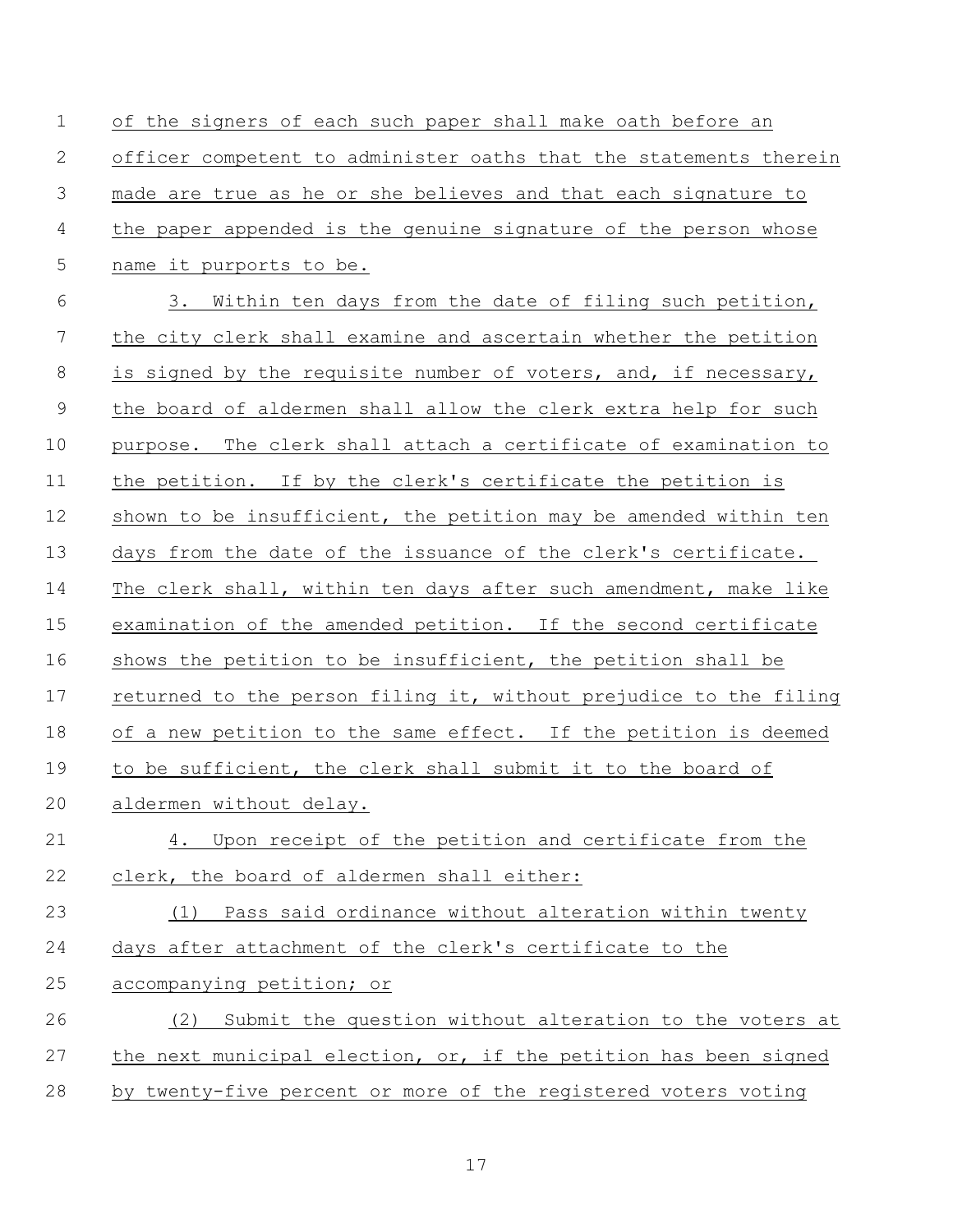of the signers of each such paper shall make oath before an officer competent to administer oaths that the statements therein made are true as he or she believes and that each signature to the paper appended is the genuine signature of the person whose name it purports to be.

3. Within ten days from the date of filing such petition, the city clerk shall examine and ascertain whether the petition is signed by the requisite number of voters, and, if necessary, the board of aldermen shall allow the clerk extra help for such purpose. The clerk shall attach a certificate of examination to the petition. If by the clerk's certificate the petition is shown to be insufficient, the petition may be amended within ten days from the date of the issuance of the clerk's certificate. The clerk shall, within ten days after such amendment, make like examination of the amended petition. If the second certificate shows the petition to be insufficient, the petition shall be returned to the person filing it, without prejudice to the filing of a new petition to the same effect. If the petition is deemed to be sufficient, the clerk shall submit it to the board of aldermen without delay.

4. Upon receipt of the petition and certificate from the clerk, the board of aldermen shall either:

(1) Pass said ordinance without alteration within twenty days after attachment of the clerk's certificate to the accompanying petition; or

(2) Submit the question without alteration to the voters at the next municipal election, or, if the petition has been signed by twenty-five percent or more of the registered voters voting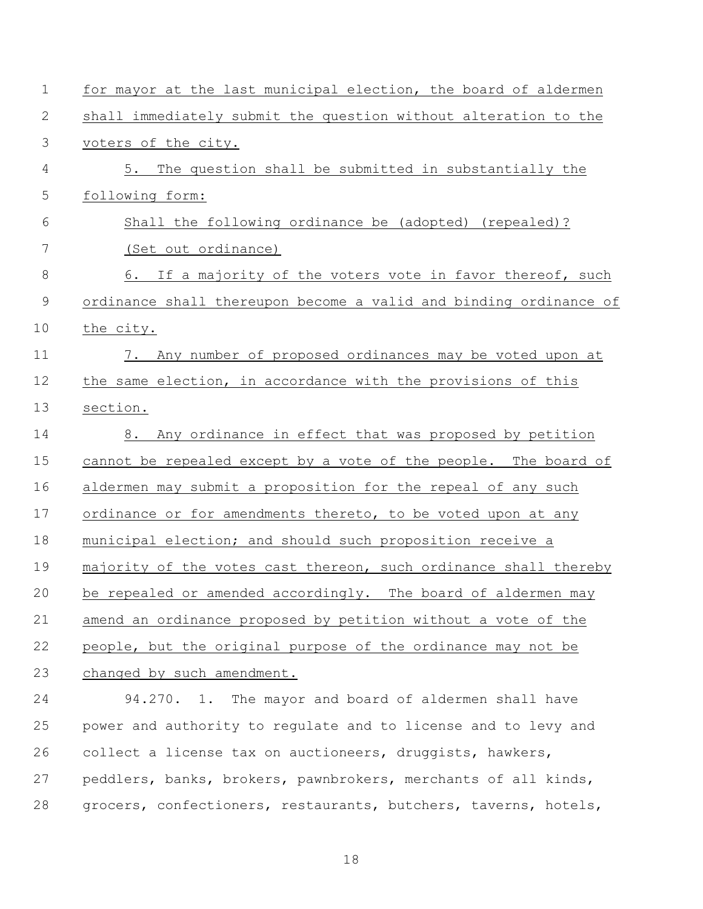for mayor at the last municipal election, the board of aldermen shall immediately submit the question without alteration to the voters of the city.

5. The question shall be submitted in substantially the following form:

Shall the following ordinance be (adopted) (repealed)?

(Set out ordinance)

6. If a majority of the voters vote in favor thereof, such ordinance shall thereupon become a valid and binding ordinance of the city.

7. Any number of proposed ordinances may be voted upon at the same election, in accordance with the provisions of this section.

8. Any ordinance in effect that was proposed by petition cannot be repealed except by a vote of the people. The board of aldermen may submit a proposition for the repeal of any such ordinance or for amendments thereto, to be voted upon at any municipal election; and should such proposition receive a majority of the votes cast thereon, such ordinance shall thereby be repealed or amended accordingly. The board of aldermen may amend an ordinance proposed by petition without a vote of the people, but the original purpose of the ordinance may not be changed by such amendment.

94.270. 1. The mayor and board of aldermen shall have power and authority to regulate and to license and to levy and collect a license tax on auctioneers, druggists, hawkers, peddlers, banks, brokers, pawnbrokers, merchants of all kinds, grocers, confectioners, restaurants, butchers, taverns, hotels,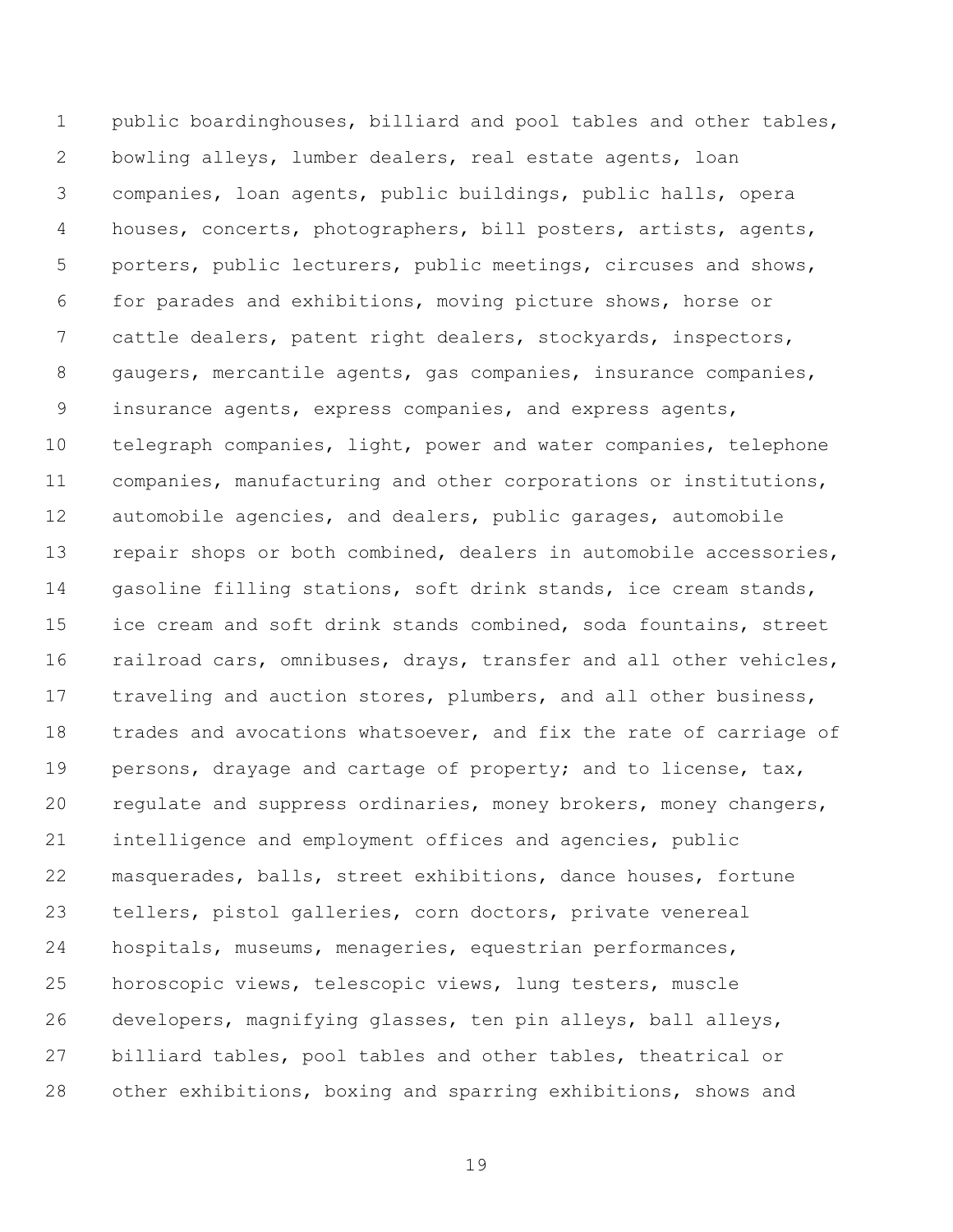public boardinghouses, billiard and pool tables and other tables, bowling alleys, lumber dealers, real estate agents, loan companies, loan agents, public buildings, public halls, opera houses, concerts, photographers, bill posters, artists, agents, porters, public lecturers, public meetings, circuses and shows, for parades and exhibitions, moving picture shows, horse or cattle dealers, patent right dealers, stockyards, inspectors, gaugers, mercantile agents, gas companies, insurance companies, insurance agents, express companies, and express agents, telegraph companies, light, power and water companies, telephone companies, manufacturing and other corporations or institutions, automobile agencies, and dealers, public garages, automobile repair shops or both combined, dealers in automobile accessories, gasoline filling stations, soft drink stands, ice cream stands, ice cream and soft drink stands combined, soda fountains, street railroad cars, omnibuses, drays, transfer and all other vehicles, traveling and auction stores, plumbers, and all other business, trades and avocations whatsoever, and fix the rate of carriage of persons, drayage and cartage of property; and to license, tax, regulate and suppress ordinaries, money brokers, money changers, intelligence and employment offices and agencies, public masquerades, balls, street exhibitions, dance houses, fortune tellers, pistol galleries, corn doctors, private venereal hospitals, museums, menageries, equestrian performances, horoscopic views, telescopic views, lung testers, muscle developers, magnifying glasses, ten pin alleys, ball alleys, billiard tables, pool tables and other tables, theatrical or other exhibitions, boxing and sparring exhibitions, shows and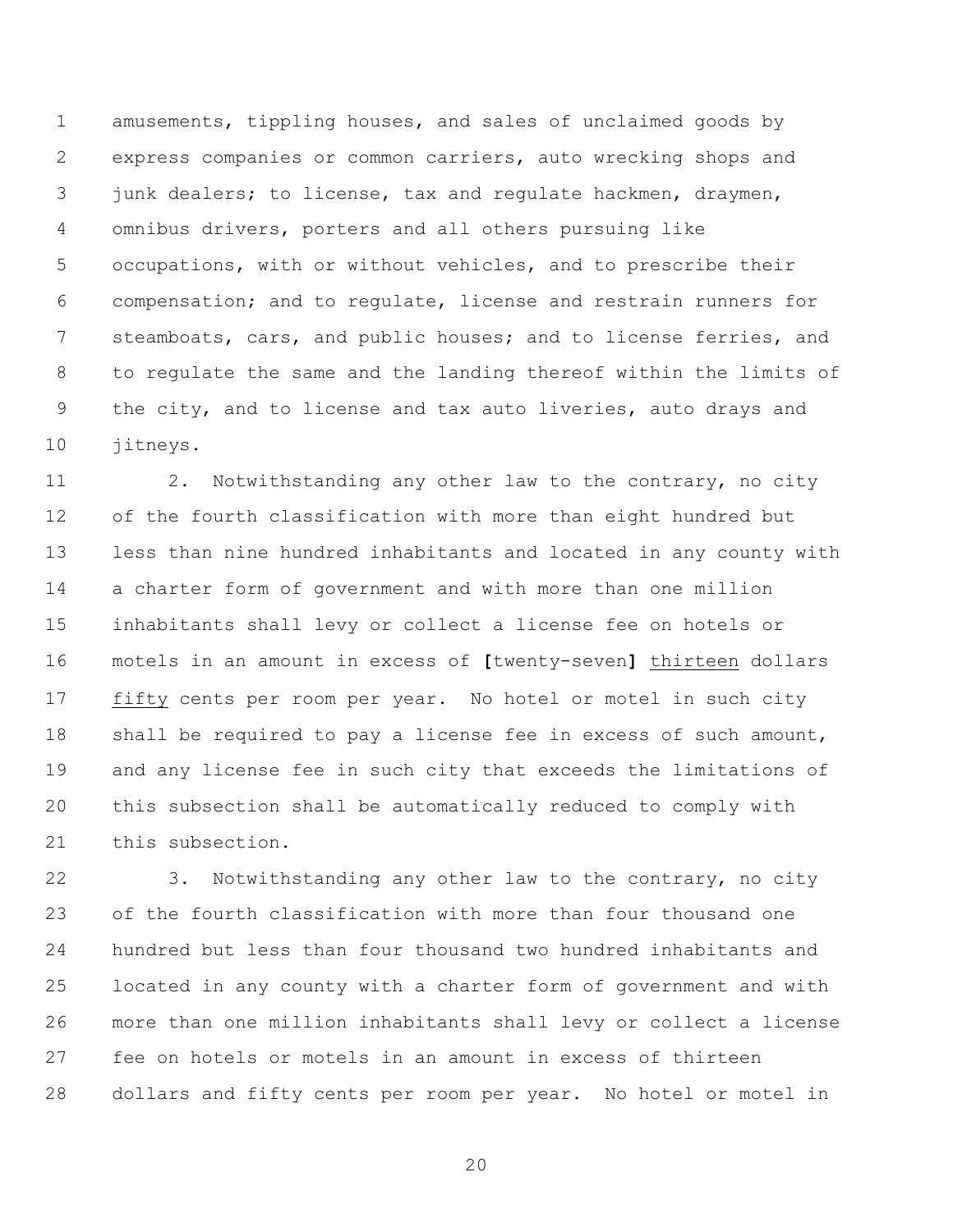amusements, tippling houses, and sales of unclaimed goods by express companies or common carriers, auto wrecking shops and junk dealers; to license, tax and regulate hackmen, draymen, omnibus drivers, porters and all others pursuing like occupations, with or without vehicles, and to prescribe their compensation; and to regulate, license and restrain runners for steamboats, cars, and public houses; and to license ferries, and to regulate the same and the landing thereof within the limits of the city, and to license and tax auto liveries, auto drays and jitneys.

2. Notwithstanding any other law to the contrary, no city of the fourth classification with more than eight hundred but less than nine hundred inhabitants and located in any county with a charter form of government and with more than one million inhabitants shall levy or collect a license fee on hotels or motels in an amount in excess of **[**twenty-seven**]** <u>thirteen</u> dollars <u>fifty</u> cents per room per year. No hotel or motel in such city shall be required to pay a license fee in excess of such amount, and any license fee in such city that exceeds the limitations of this subsection shall be automatically reduced to comply with this subsection.

3. Notwithstanding any other law to the contrary, no city of the fourth classification with more than four thousand one hundred but less than four thousand two hundred inhabitants and located in any county with a charter form of government and with more than one million inhabitants shall levy or collect a license fee on hotels or motels in an amount in excess of thirteen dollars and fifty cents per room per year. No hotel or motel in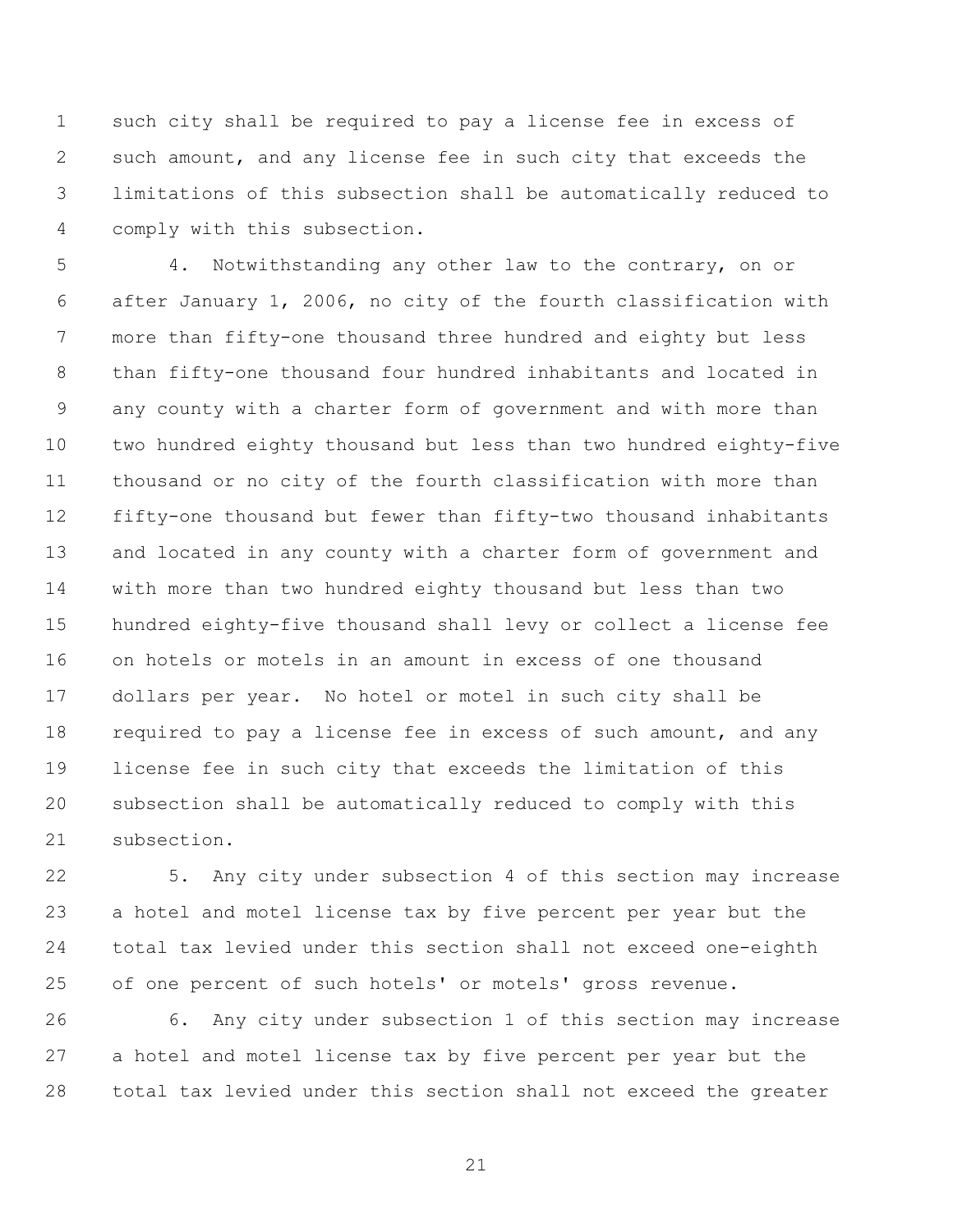such city shall be required to pay a license fee in excess of such amount, and any license fee in such city that exceeds the limitations of this subsection shall be automatically reduced to comply with this subsection.

4. Notwithstanding any other law to the contrary, on or after January 1, 2006, no city of the fourth classification with more than fifty-one thousand three hundred and eighty but less than fifty-one thousand four hundred inhabitants and located in any county with a charter form of government and with more than two hundred eighty thousand but less than two hundred eighty-five thousand or no city of the fourth classification with more than fifty-one thousand but fewer than fifty-two thousand inhabitants and located in any county with a charter form of government and with more than two hundred eighty thousand but less than two hundred eighty-five thousand shall levy or collect a license fee on hotels or motels in an amount in excess of one thousand dollars per year. No hotel or motel in such city shall be required to pay a license fee in excess of such amount, and any license fee in such city that exceeds the limitation of this subsection shall be automatically reduced to comply with this subsection.

5. Any city under subsection 4 of this section may increase a hotel and motel license tax by five percent per year but the total tax levied under this section shall not exceed one-eighth of one percent of such hotels' or motels' gross revenue.

6. Any city under subsection 1 of this section may increase a hotel and motel license tax by five percent per year but the total tax levied under this section shall not exceed the greater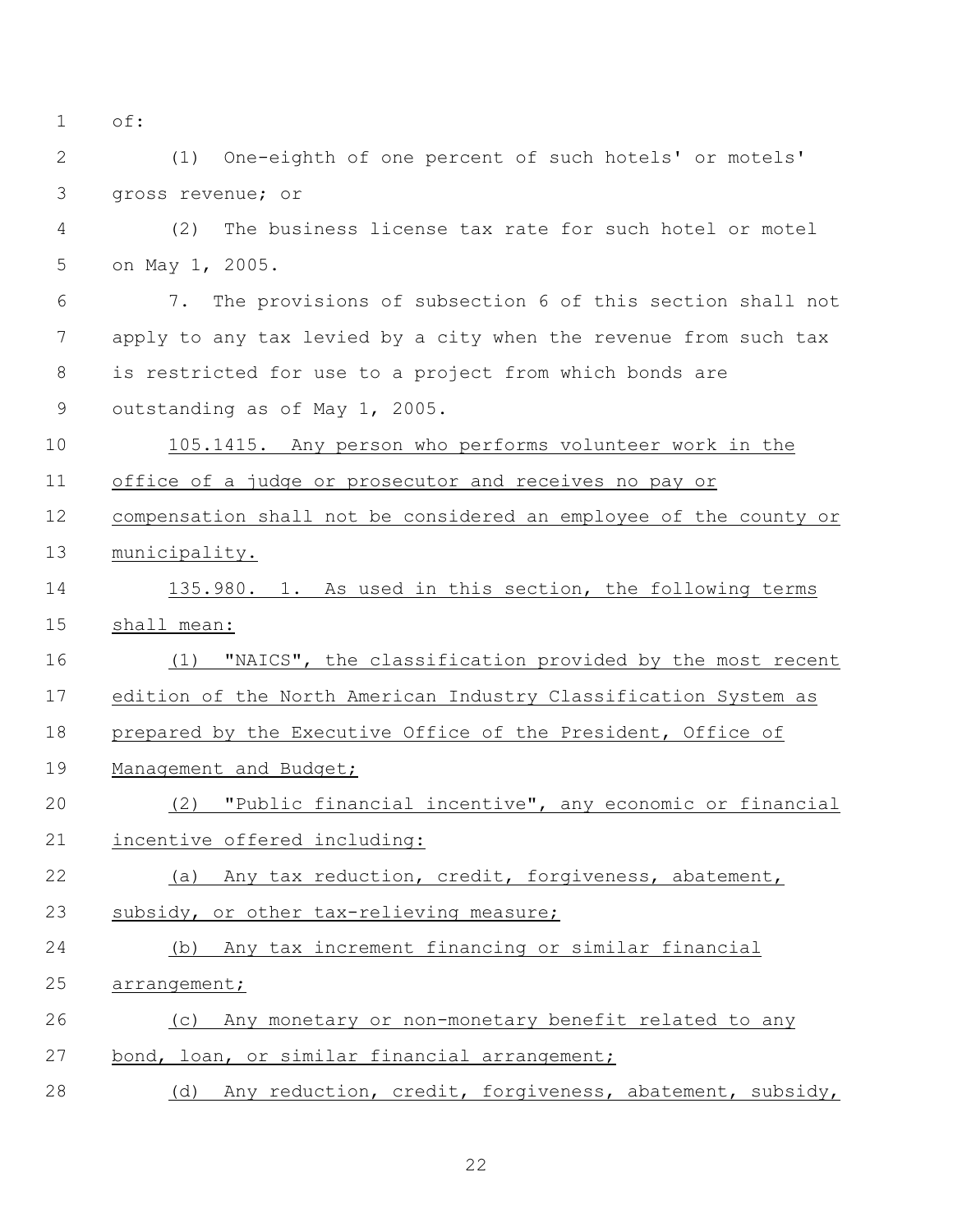of:

(1) One-eighth of one percent of such hotels' or motels' gross revenue; or

(2) The business license tax rate for such hotel or motel on May 1, 2005.

7. The provisions of subsection 6 of this section shall not apply to any tax levied by a city when the revenue from such tax is restricted for use to a project from which bonds are outstanding as of May 1, 2005.

105.1415. Any person who performs volunteer work in the office of a judge or prosecutor and receives no pay or compensation shall not be considered an employee of the county or municipality.

135.980. 1. As used in this section, the following terms shall mean:

(1) "NAICS", the classification provided by the most recent edition of the North American Industry Classification System as prepared by the Executive Office of the President, Office of Management and Budget;

(2) "Public financial incentive", any economic or financial incentive offered including:

(a) Any tax reduction, credit, forgiveness, abatement, subsidy, or other tax-relieving measure;

(b) Any tax increment financing or similar financial arrangement;

(c) Any monetary or non-monetary benefit related to any bond, loan, or similar financial arrangement;

(d) Any reduction, credit, forgiveness, abatement, subsidy,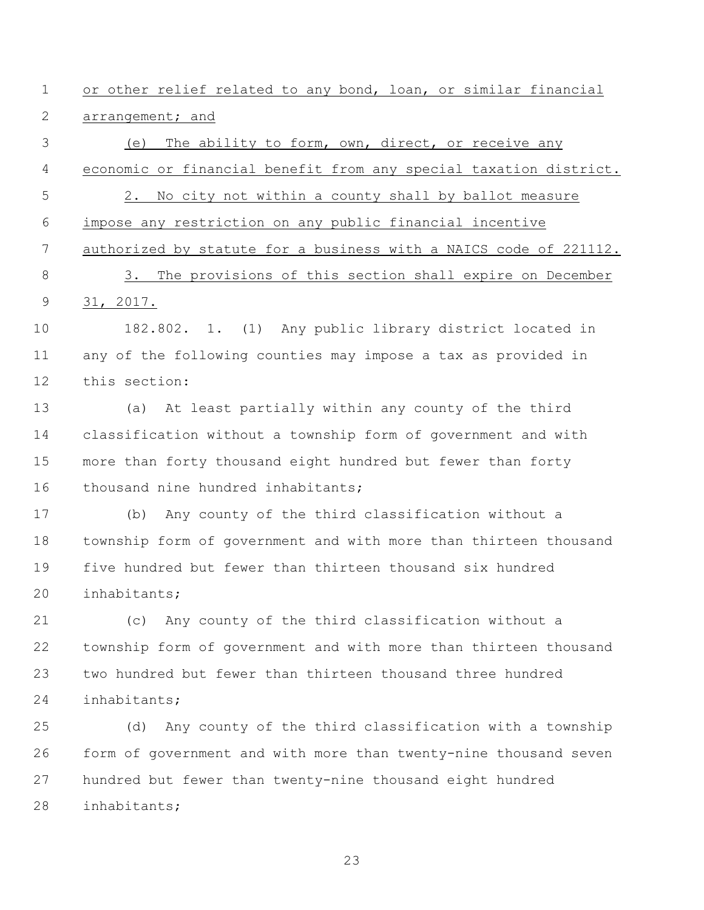or other relief related to any bond, loan, or similar financial arrangement; and

(e) The ability to form, own, direct, or receive any economic or financial benefit from any special taxation district.

2. No city not within a county shall by ballot measure impose any restriction on any public financial incentive authorized by statute for a business with a NAICS code of 221112.

3. The provisions of this section shall expire on December 31, 2017.

182.802. 1. (1) Any public library district located in any of the following counties may impose a tax as provided in this section:

(a) At least partially within any county of the third classification without a township form of government and with more than forty thousand eight hundred but fewer than forty thousand nine hundred inhabitants;

(b) Any county of the third classification without a township form of government and with more than thirteen thousand five hundred but fewer than thirteen thousand six hundred inhabitants;

(c) Any county of the third classification without a township form of government and with more than thirteen thousand two hundred but fewer than thirteen thousand three hundred inhabitants;

(d) Any county of the third classification with a township form of government and with more than twenty-nine thousand seven hundred but fewer than twenty-nine thousand eight hundred inhabitants;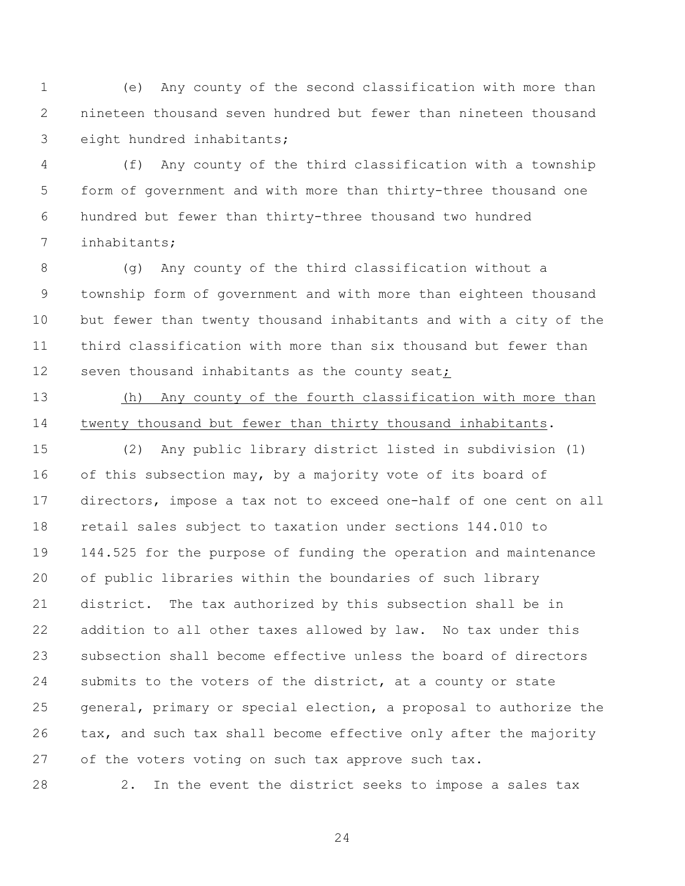(e) Any county of the second classification with more than nineteen thousand seven hundred but fewer than nineteen thousand eight hundred inhabitants;

(f) Any county of the third classification with a township form of government and with more than thirty-three thousand one hundred but fewer than thirty-three thousand two hundred inhabitants;

(g) Any county of the third classification without a township form of government and with more than eighteen thousand but fewer than twenty thousand inhabitants and with a city of the third classification with more than six thousand but fewer than seven thousand inhabitants as the county seat;

(h) Any county of the fourth classification with more than twenty thousand but fewer than thirty thousand inhabitants.

(2) Any public library district listed in subdivision (1) of this subsection may, by a majority vote of its board of directors, impose a tax not to exceed one-half of one cent on all retail sales subject to taxation under sections 144.010 to 144.525 for the purpose of funding the operation and maintenance of public libraries within the boundaries of such library district. The tax authorized by this subsection shall be in addition to all other taxes allowed by law. No tax under this subsection shall become effective unless the board of directors submits to the voters of the district, at a county or state general, primary or special election, a proposal to authorize the tax, and such tax shall become effective only after the majority of the voters voting on such tax approve such tax.

2. In the event the district seeks to impose a sales tax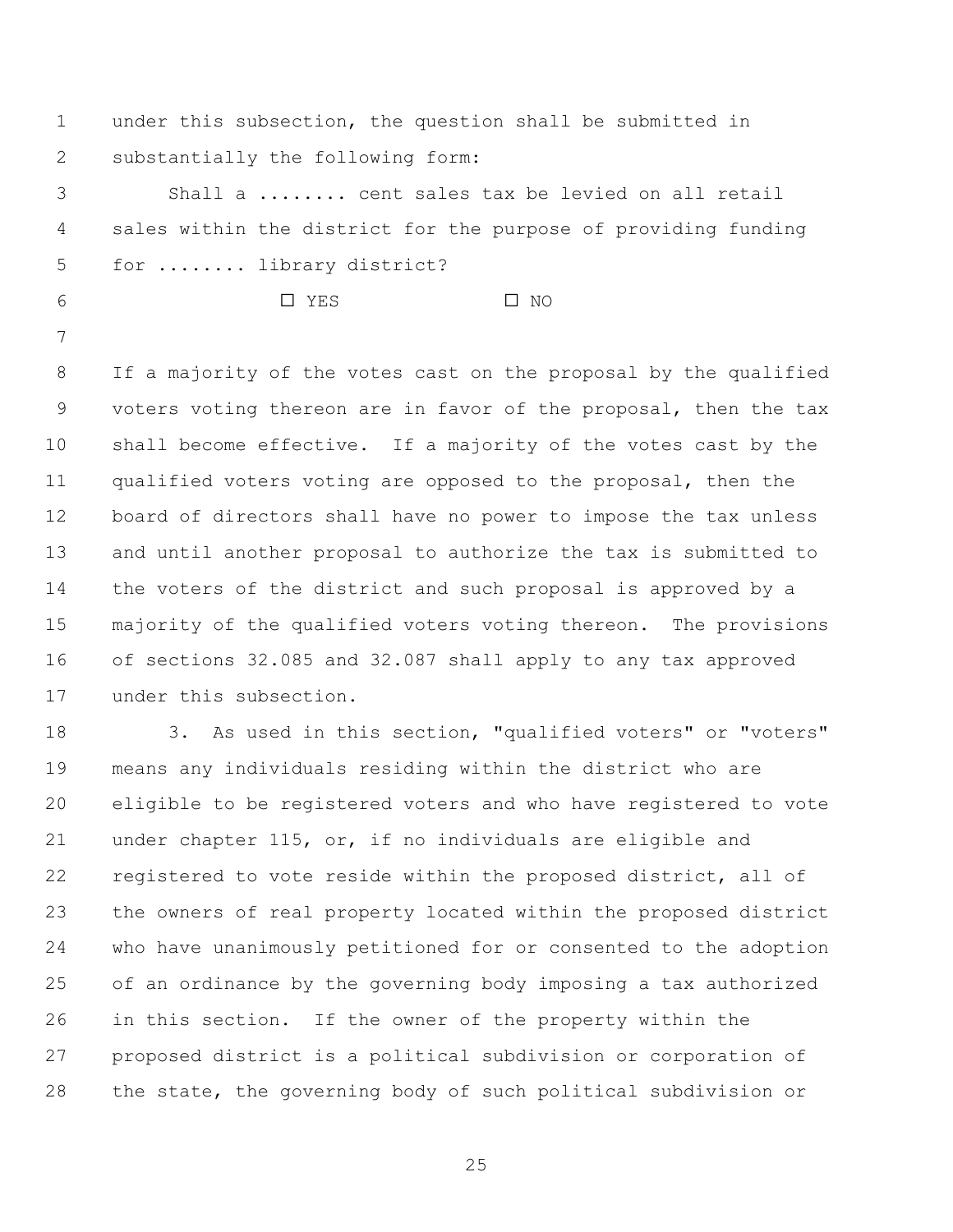under this subsection, the question shall be submitted in substantially the following form:

Shall a ........ cent sales tax be levied on all retail sales within the district for the purpose of providing funding for ........ library district?

☐ YES ☐ NO

If a majority of the votes cast on the proposal by the qualified voters voting thereon are in favor of the proposal, then the tax shall become effective. If a majority of the votes cast by the qualified voters voting are opposed to the proposal, then the board of directors shall have no power to impose the tax unless and until another proposal to authorize the tax is submitted to the voters of the district and such proposal is approved by a majority of the qualified voters voting thereon. The provisions of sections 32.085 and 32.087 shall apply to any tax approved under this subsection.

3. As used in this section, "qualified voters" or "voters" means any individuals residing within the district who are eligible to be registered voters and who have registered to vote under chapter 115, or, if no individuals are eligible and registered to vote reside within the proposed district, all of the owners of real property located within the proposed district who have unanimously petitioned for or consented to the adoption of an ordinance by the governing body imposing a tax authorized in this section. If the owner of the property within the proposed district is a political subdivision or corporation of the state, the governing body of such political subdivision or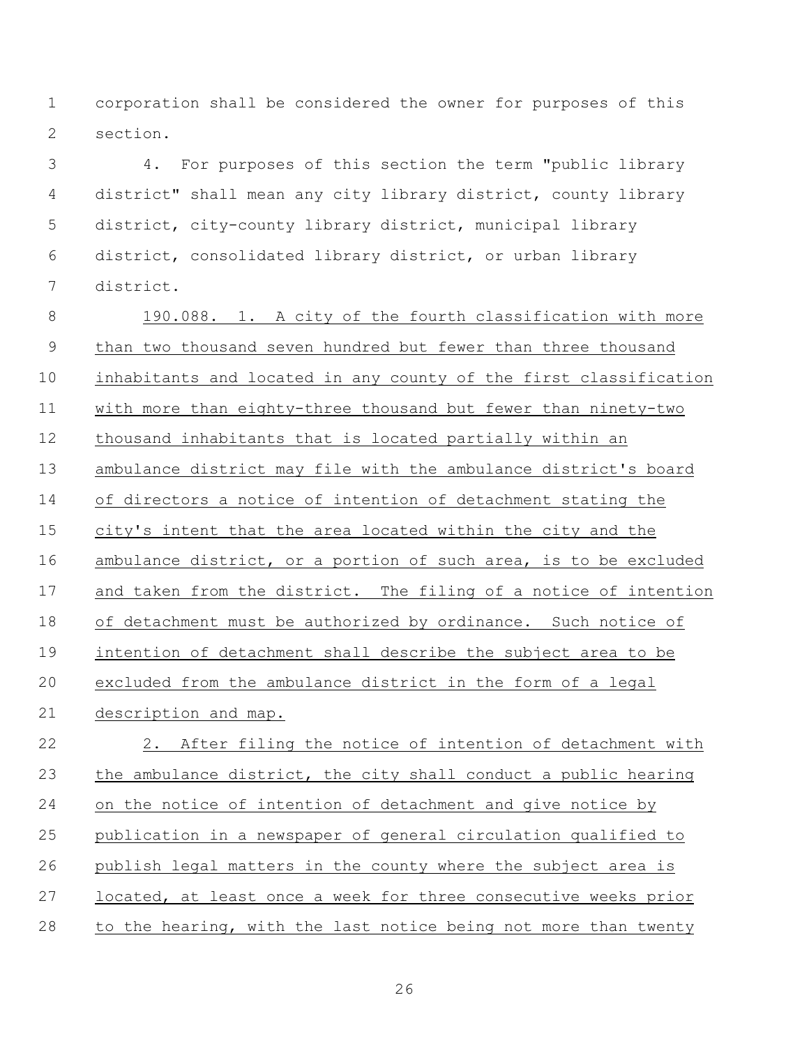corporation shall be considered the owner for purposes of this section.

4. For purposes of this section the term "public library district" shall mean any city library district, county library district, city-county library district, municipal library district, consolidated library district, or urban library district.

190.088. 1. A city of the fourth classification with more than two thousand seven hundred but fewer than three thousand inhabitants and located in any county of the first classification with more than eighty-three thousand but fewer than ninety-two thousand inhabitants that is located partially within an ambulance district may file with the ambulance district's board of directors a notice of intention of detachment stating the city's intent that the area located within the city and the ambulance district, or a portion of such area, is to be excluded and taken from the district. The filing of a notice of intention of detachment must be authorized by ordinance. Such notice of intention of detachment shall describe the subject area to be excluded from the ambulance district in the form of a legal description and map.

2. After filing the notice of intention of detachment with the ambulance district, the city shall conduct a public hearing on the notice of intention of detachment and give notice by publication in a newspaper of general circulation qualified to publish legal matters in the county where the subject area is located, at least once a week for three consecutive weeks prior to the hearing, with the last notice being not more than twenty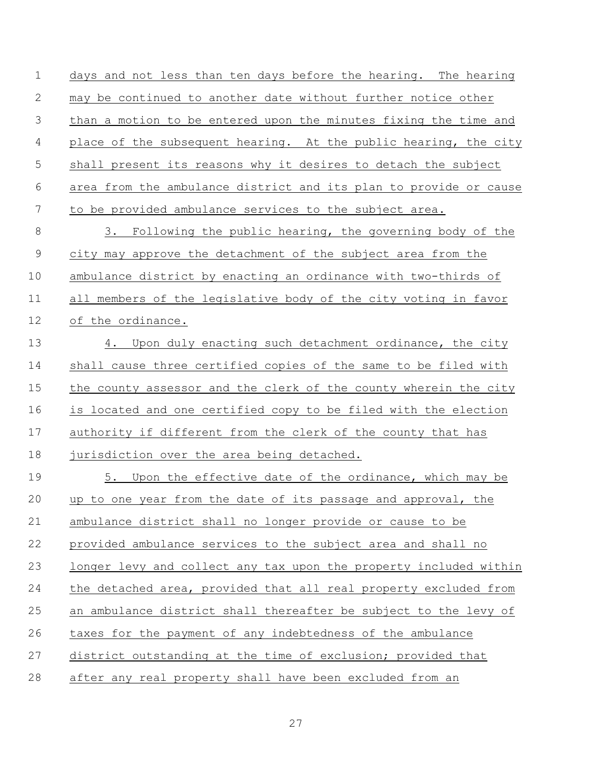days and not less than ten days before the hearing. The hearing may be continued to another date without further notice other than a motion to be entered upon the minutes fixing the time and place of the subsequent hearing. At the public hearing, the city shall present its reasons why it desires to detach the subject area from the ambulance district and its plan to provide or cause to be provided ambulance services to the subject area.

3. Following the public hearing, the governing body of the city may approve the detachment of the subject area from the ambulance district by enacting an ordinance with two-thirds of all members of the legislative body of the city voting in favor of the ordinance.

4. Upon duly enacting such detachment ordinance, the city shall cause three certified copies of the same to be filed with the county assessor and the clerk of the county wherein the city is located and one certified copy to be filed with the election authority if different from the clerk of the county that has jurisdiction over the area being detached.

5. Upon the effective date of the ordinance, which may be up to one year from the date of its passage and approval, the ambulance district shall no longer provide or cause to be provided ambulance services to the subject area and shall no longer levy and collect any tax upon the property included within the detached area, provided that all real property excluded from an ambulance district shall thereafter be subject to the levy of taxes for the payment of any indebtedness of the ambulance district outstanding at the time of exclusion; provided that after any real property shall have been excluded from an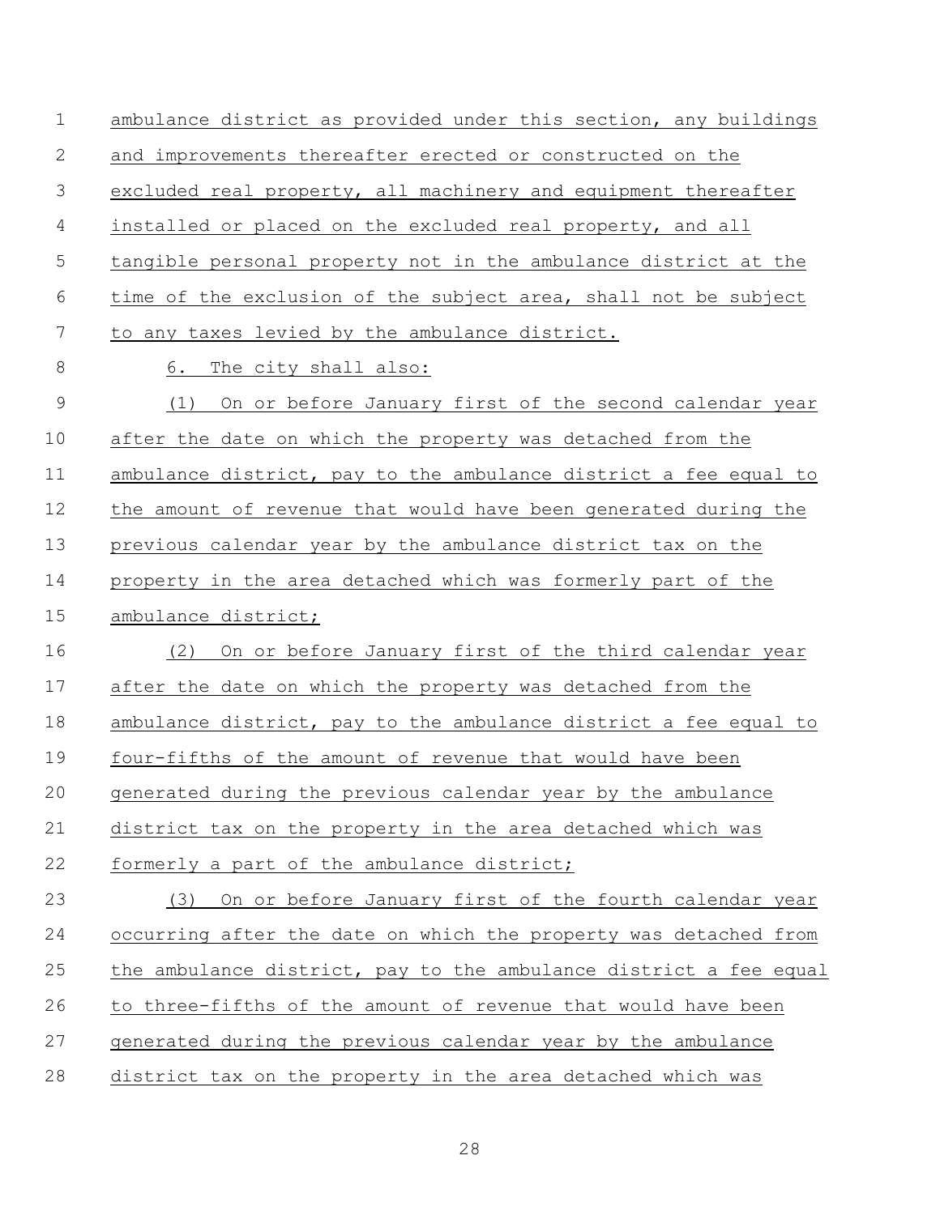ambulance district as provided under this section, any buildings and improvements thereafter erected or constructed on the excluded real property, all machinery and equipment thereafter installed or placed on the excluded real property, and all tangible personal property not in the ambulance district at the time of the exclusion of the subject area, shall not be subject to any taxes levied by the ambulance district.

6. The city shall also:

(1) On or before January first of the second calendar year after the date on which the property was detached from the ambulance district, pay to the ambulance district a fee equal to the amount of revenue that would have been generated during the previous calendar year by the ambulance district tax on the property in the area detached which was formerly part of the ambulance district;

(2) On or before January first of the third calendar year after the date on which the property was detached from the ambulance district, pay to the ambulance district a fee equal to four-fifths of the amount of revenue that would have been generated during the previous calendar year by the ambulance district tax on the property in the area detached which was formerly a part of the ambulance district;

(3) On or before January first of the fourth calendar year occurring after the date on which the property was detached from the ambulance district, pay to the ambulance district a fee equal to three-fifths of the amount of revenue that would have been generated during the previous calendar year by the ambulance district tax on the property in the area detached which was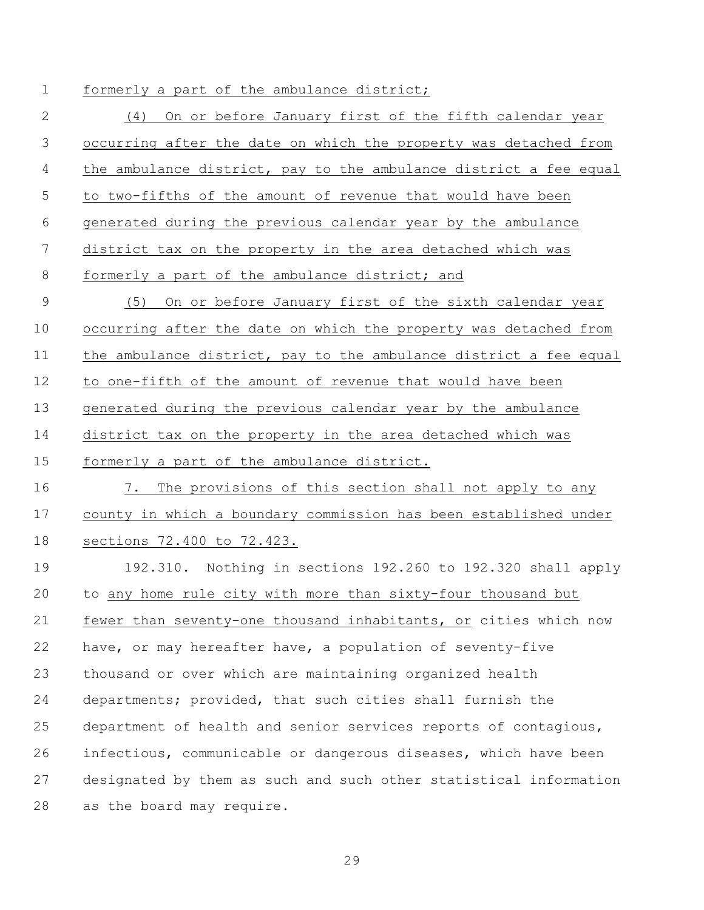formerly a part of the ambulance district;

(4) On or before January first of the fifth calendar year occurring after the date on which the property was detached from the ambulance district, pay to the ambulance district a fee equal to two-fifths of the amount of revenue that would have been generated during the previous calendar year by the ambulance district tax on the property in the area detached which was formerly a part of the ambulance district; and

(5) On or before January first of the sixth calendar year occurring after the date on which the property was detached from the ambulance district, pay to the ambulance district a fee equal to one-fifth of the amount of revenue that would have been generated during the previous calendar year by the ambulance district tax on the property in the area detached which was formerly a part of the ambulance district.

7. The provisions of this section shall not apply to any county in which a boundary commission has been established under sections 72.400 to 72.423.

192.310. Nothing in sections 192.260 to 192.320 shall apply to any home rule city with more than sixty-four thousand but fewer than seventy-one thousand inhabitants, or cities which now have, or may hereafter have, a population of seventy-five thousand or over which are maintaining organized health departments; provided, that such cities shall furnish the department of health and senior services reports of contagious, infectious, communicable or dangerous diseases, which have been designated by them as such and such other statistical information as the board may require.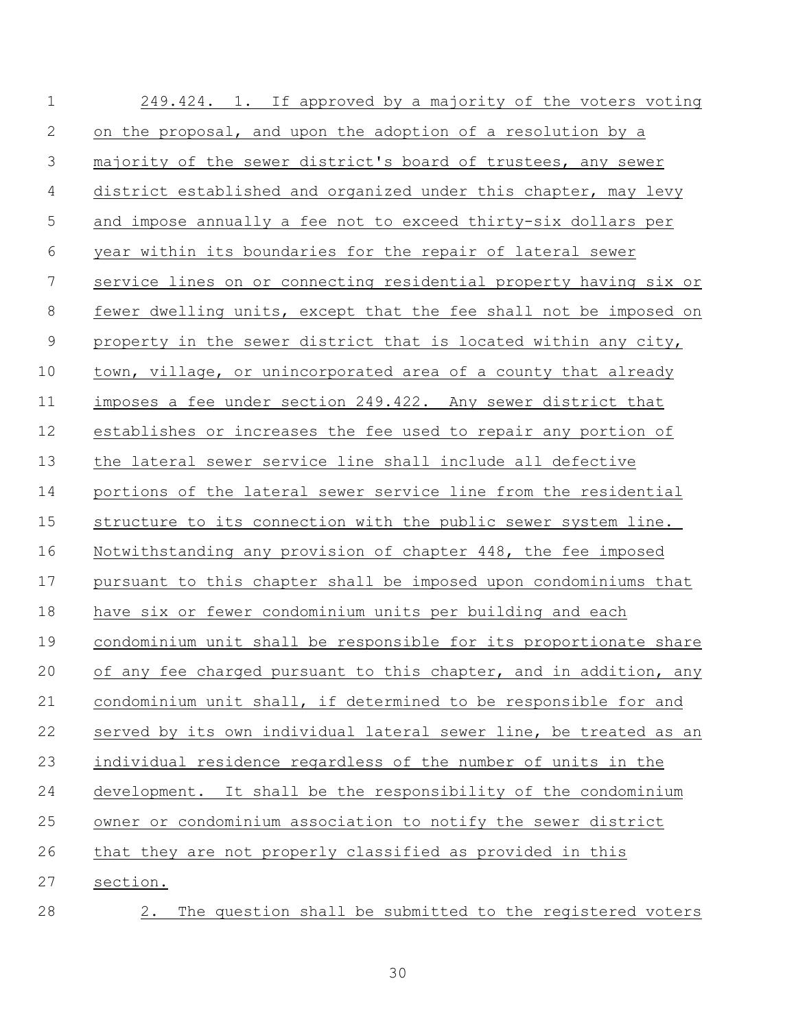249.424. 1. If approved by a majority of the voters voting on the proposal, and upon the adoption of a resolution by a majority of the sewer district's board of trustees, any sewer district established and organized under this chapter, may levy and impose annually a fee not to exceed thirty-six dollars per year within its boundaries for the repair of lateral sewer service lines on or connecting residential property having six or fewer dwelling units, except that the fee shall not be imposed on property in the sewer district that is located within any city, town, village, or unincorporated area of a county that already imposes a fee under section 249.422. Any sewer district that establishes or increases the fee used to repair any portion of the lateral sewer service line shall include all defective portions of the lateral sewer service line from the residential structure to its connection with the public sewer system line. Notwithstanding any provision of chapter 448, the fee imposed pursuant to this chapter shall be imposed upon condominiums that have six or fewer condominium units per building and each condominium unit shall be responsible for its proportionate share of any fee charged pursuant to this chapter, and in addition, any condominium unit shall, if determined to be responsible for and served by its own individual lateral sewer line, be treated as an individual residence regardless of the number of units in the development. It shall be the responsibility of the condominium owner or condominium association to notify the sewer district that they are not properly classified as provided in this section.

2. The question shall be submitted to the registered voters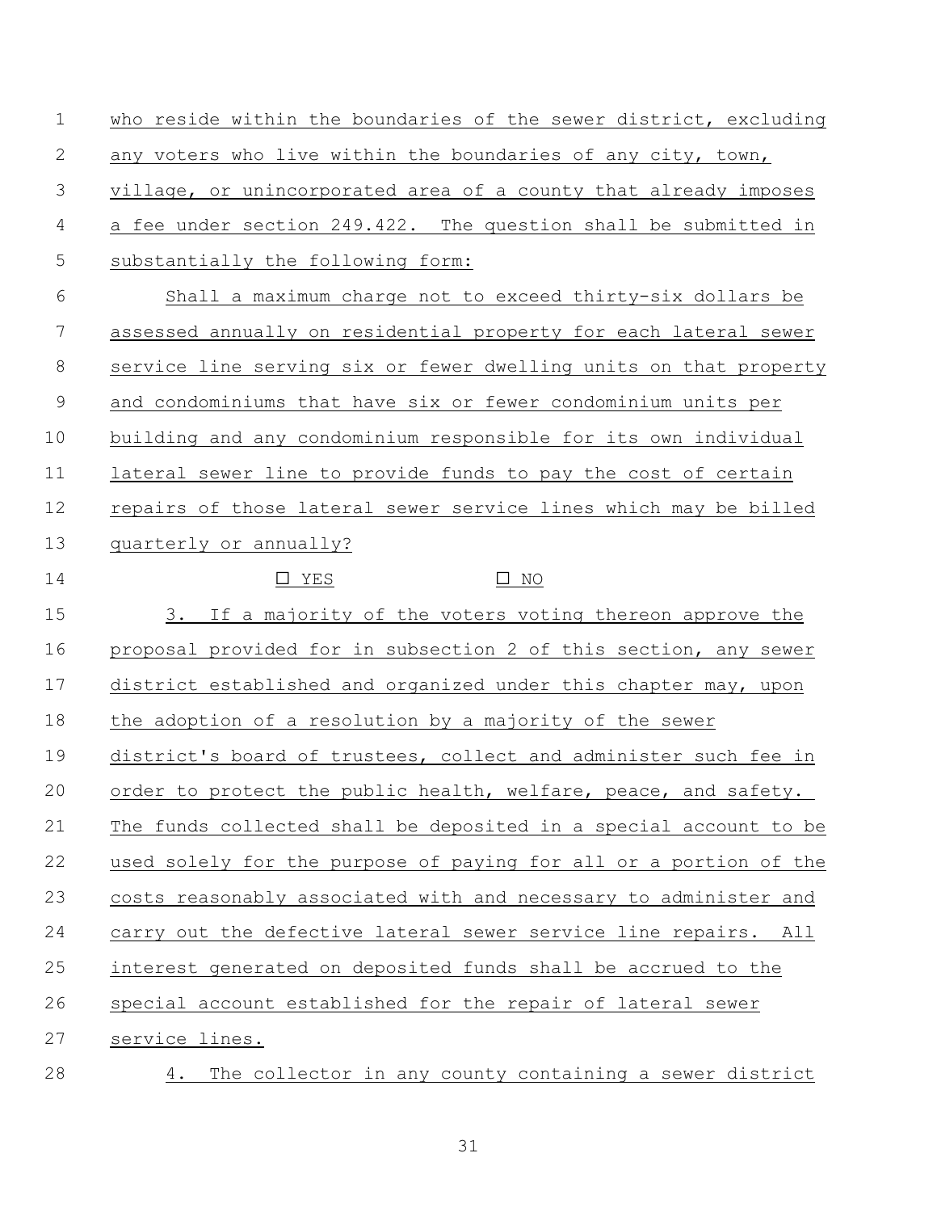who reside within the boundaries of the sewer district, excluding any voters who live within the boundaries of any city, town, village, or unincorporated area of a county that already imposes a fee under section 249.422. The question shall be submitted in substantially the following form:

Shall a maximum charge not to exceed thirty-six dollars be assessed annually on residential property for each lateral sewer service line serving six or fewer dwelling units on that property and condominiums that have six or fewer condominium units per building and any condominium responsible for its own individual lateral sewer line to provide funds to pay the cost of certain repairs of those lateral sewer service lines which may be billed quarterly or annually?

☐ YES ☐ NO

3. If a majority of the voters voting thereon approve the proposal provided for in subsection 2 of this section, any sewer district established and organized under this chapter may, upon the adoption of a resolution by a majority of the sewer district's board of trustees, collect and administer such fee in order to protect the public health, welfare, peace, and safety. The funds collected shall be deposited in a special account to be used solely for the purpose of paying for all or a portion of the costs reasonably associated with and necessary to administer and carry out the defective lateral sewer service line repairs. All interest generated on deposited funds shall be accrued to the special account established for the repair of lateral sewer service lines.

4. The collector in any county containing a sewer district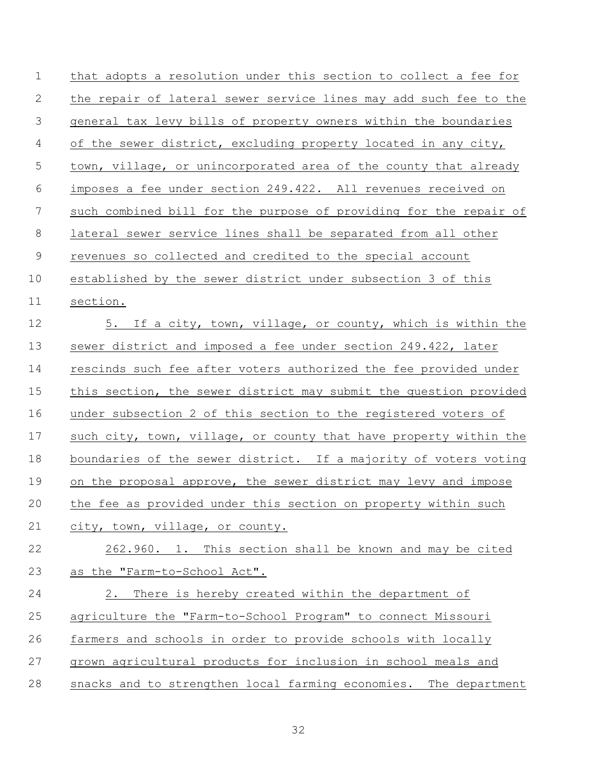that adopts a resolution under this section to collect a fee for the repair of lateral sewer service lines may add such fee to the general tax levy bills of property owners within the boundaries of the sewer district, excluding property located in any city, town, village, or unincorporated area of the county that already imposes a fee under section 249.422. All revenues received on such combined bill for the purpose of providing for the repair of lateral sewer service lines shall be separated from all other revenues so collected and credited to the special account established by the sewer district under subsection 3 of this section.

5. If a city, town, village, or county, which is within the sewer district and imposed a fee under section 249.422, later rescinds such fee after voters authorized the fee provided under this section, the sewer district may submit the question provided under subsection 2 of this section to the registered voters of such city, town, village, or county that have property within the boundaries of the sewer district. If a majority of voters voting on the proposal approve, the sewer district may levy and impose the fee as provided under this section on property within such city, town, village, or county.

262.960. 1. This section shall be known and may be cited as the "Farm-to-School Act".

2. There is hereby created within the department of agriculture the "Farm-to-School Program" to connect Missouri farmers and schools in order to provide schools with locally grown agricultural products for inclusion in school meals and snacks and to strengthen local farming economies. The department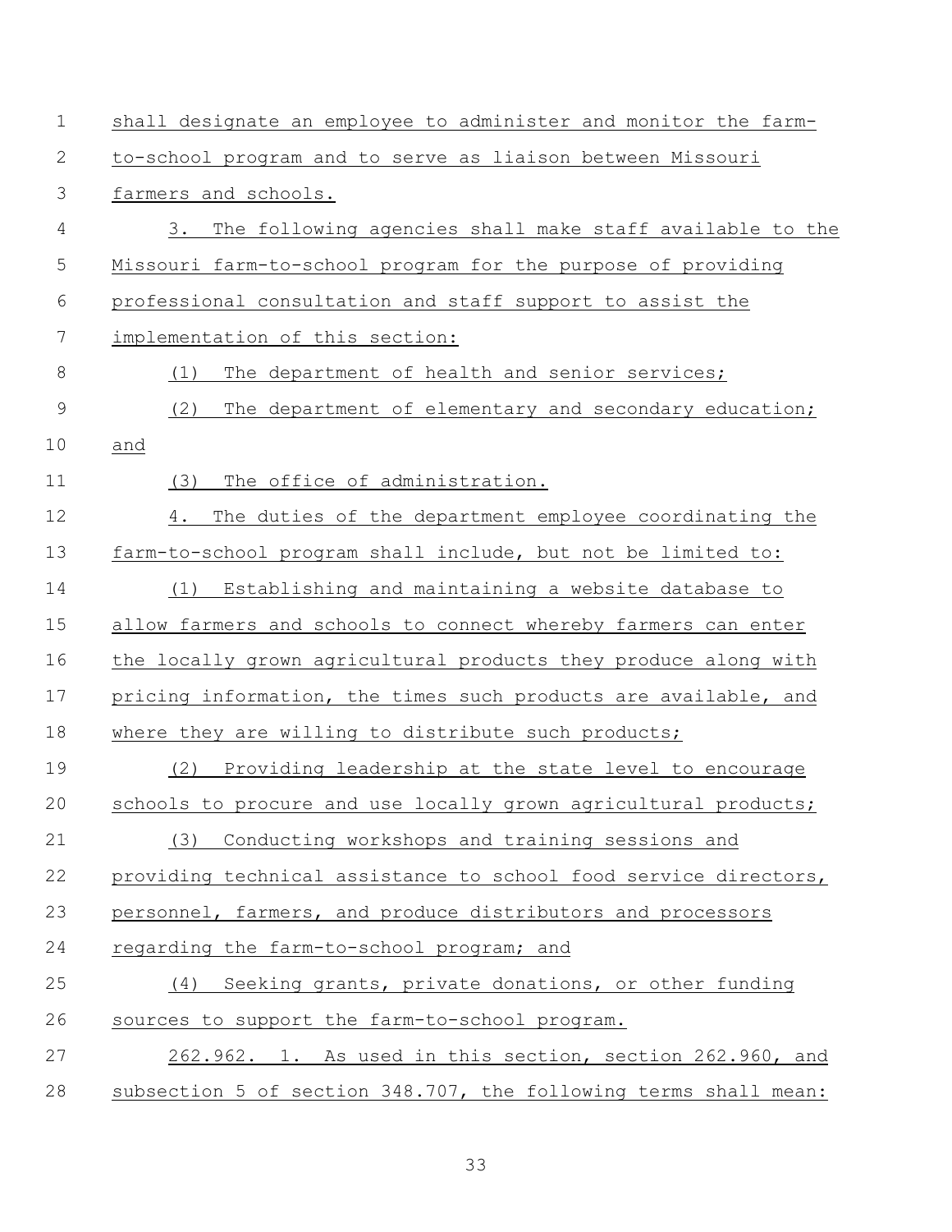shall designate an employee to administer and monitor the farm-to-school program and to serve as liaison between Missouri farmers and schools.

3. The following agencies shall make staff available to the Missouri farm-to-school program for the purpose of providing professional consultation and staff support to assist the implementation of this section:

(1) The department of health and senior services;

(2) The department of elementary and secondary education; and

(3) The office of administration.

4. The duties of the department employee coordinating the farm-to-school program shall include, but not be limited to:

(1) Establishing and maintaining a website database to allow farmers and schools to connect whereby farmers can enter the locally grown agricultural products they produce along with pricing information, the times such products are available, and where they are willing to distribute such products;

(2) Providing leadership at the state level to encourage schools to procure and use locally grown agricultural products;

(3) Conducting workshops and training sessions and providing technical assistance to school food service directors, personnel, farmers, and produce distributors and processors regarding the farm-to-school program; and

(4) Seeking grants, private donations, or other funding sources to support the farm-to-school program.

262.962. 1. As used in this section, section 262.960, and subsection 5 of section 348.707, the following terms shall mean: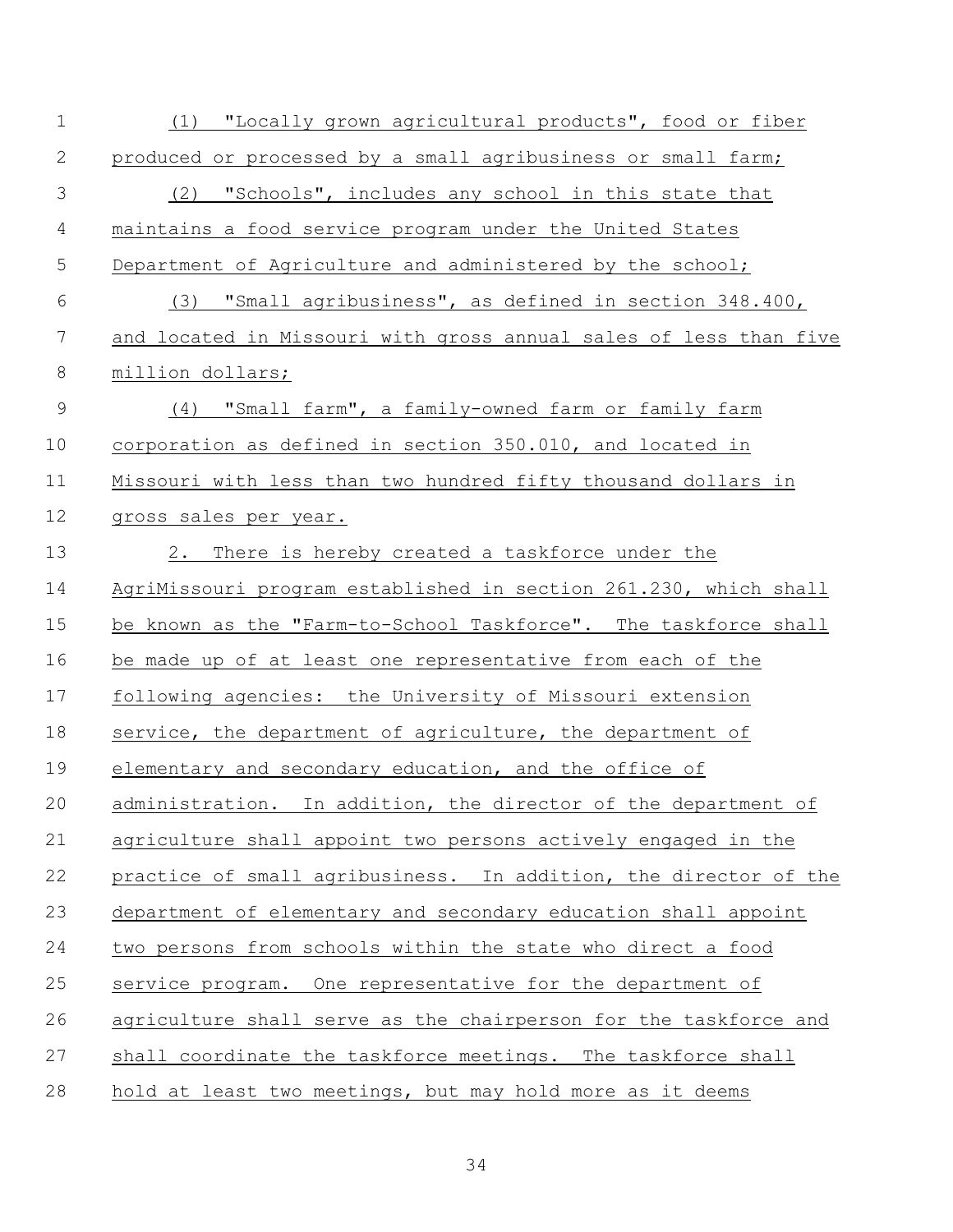(1) "Locally grown agricultural products", food or fiber produced or processed by a small agribusiness or small farm;

(2) "Schools", includes any school in this state that maintains a food service program under the United States Department of Agriculture and administered by the school;

(3) "Small agribusiness", as defined in section 348.400, and located in Missouri with gross annual sales of less than five million dollars;

(4) "Small farm", a family-owned farm or family farm corporation as defined in section 350.010, and located in Missouri with less than two hundred fifty thousand dollars in gross sales per year.

2. There is hereby created a taskforce under the AgriMissouri program established in section 261.230, which shall be known as the "Farm-to-School Taskforce". The taskforce shall be made up of at least one representative from each of the following agencies: the University of Missouri extension service, the department of agriculture, the department of elementary and secondary education, and the office of administration. In addition, the director of the department of agriculture shall appoint two persons actively engaged in the practice of small agribusiness. In addition, the director of the department of elementary and secondary education shall appoint two persons from schools within the state who direct a food service program. One representative for the department of agriculture shall serve as the chairperson for the taskforce and shall coordinate the taskforce meetings. The taskforce shall hold at least two meetings, but may hold more as it deems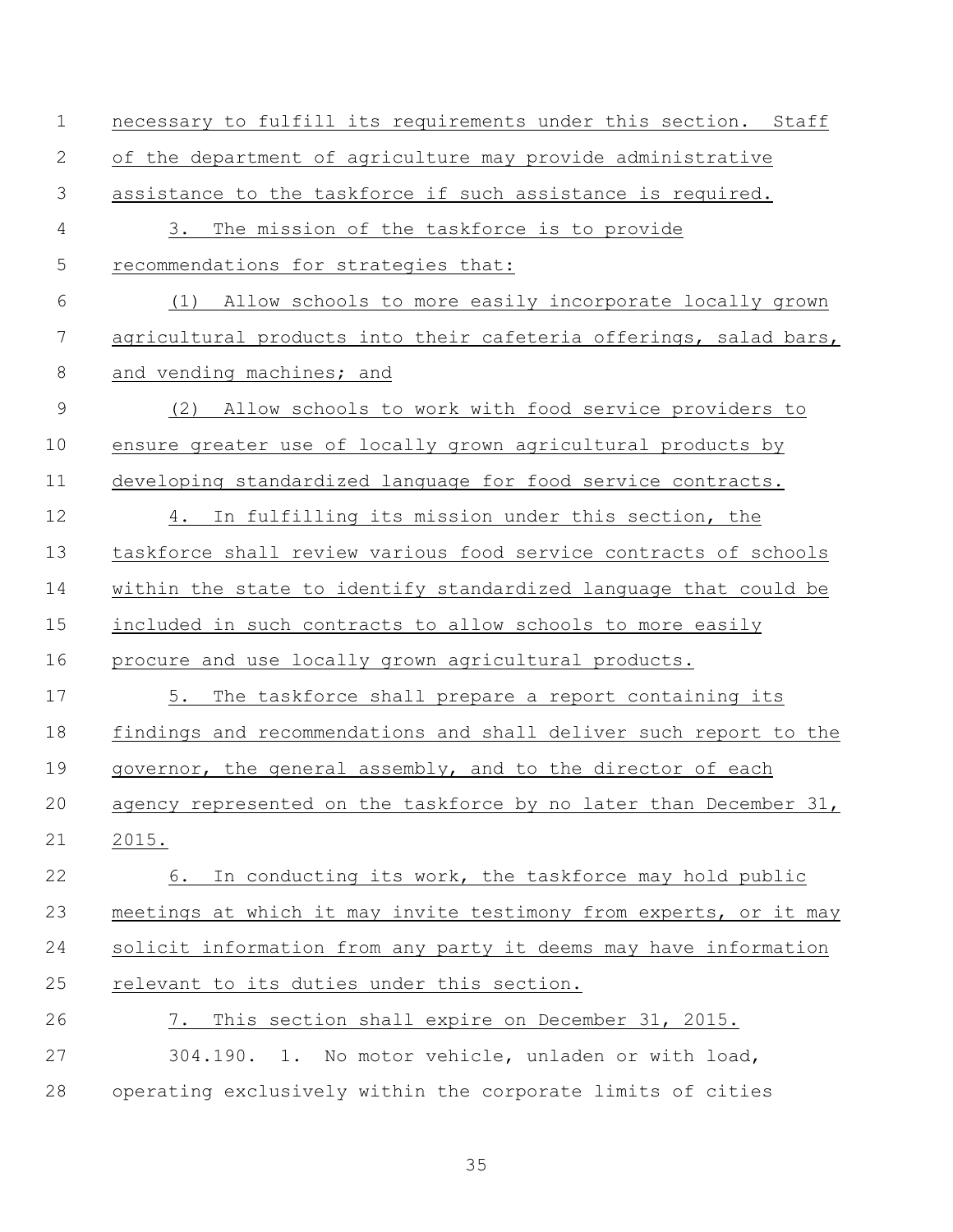necessary to fulfill its requirements under this section. Staff of the department of agriculture may provide administrative assistance to the taskforce if such assistance is required.

3. The mission of the taskforce is to provide recommendations for strategies that:

(1) Allow schools to more easily incorporate locally grown agricultural products into their cafeteria offerings, salad bars, and vending machines; and

(2) Allow schools to work with food service providers to ensure greater use of locally grown agricultural products by developing standardized language for food service contracts.

4. In fulfilling its mission under this section, the taskforce shall review various food service contracts of schools within the state to identify standardized language that could be included in such contracts to allow schools to more easily procure and use locally grown agricultural products.

5. The taskforce shall prepare a report containing its findings and recommendations and shall deliver such report to the governor, the general assembly, and to the director of each agency represented on the taskforce by no later than December 31, 2015.

6. In conducting its work, the taskforce may hold public meetings at which it may invite testimony from experts, or it may solicit information from any party it deems may have information relevant to its duties under this section.

7. This section shall expire on December 31, 2015.

304.190. 1. No motor vehicle, unladen or with load, operating exclusively within the corporate limits of cities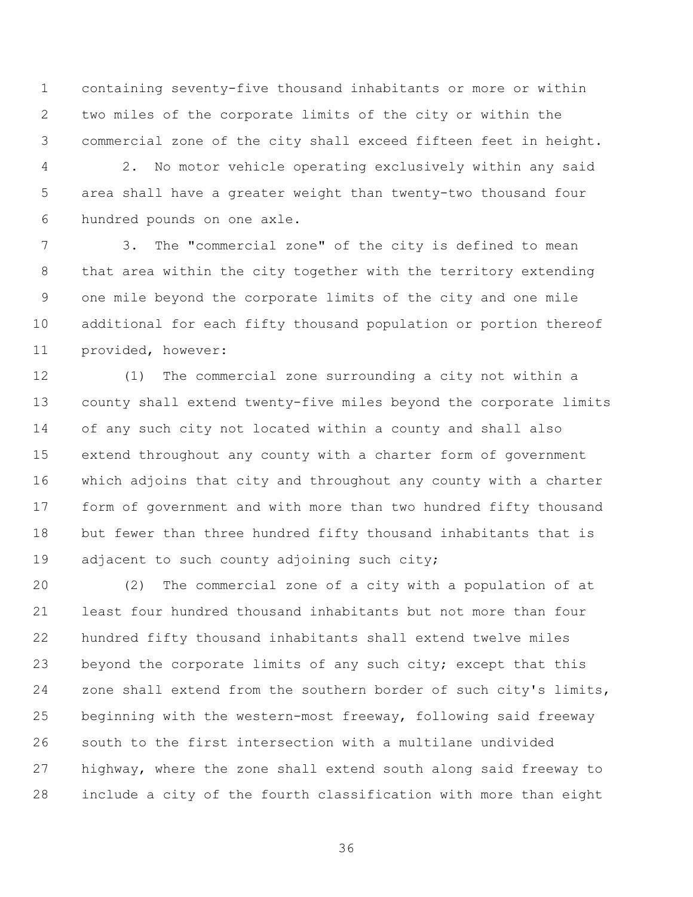containing seventy-five thousand inhabitants or more or within two miles of the corporate limits of the city or within the commercial zone of the city shall exceed fifteen feet in height.

2. No motor vehicle operating exclusively within any said area shall have a greater weight than twenty-two thousand four hundred pounds on one axle.

3. The "commercial zone" of the city is defined to mean that area within the city together with the territory extending one mile beyond the corporate limits of the city and one mile additional for each fifty thousand population or portion thereof provided, however:

(1) The commercial zone surrounding a city not within a county shall extend twenty-five miles beyond the corporate limits of any such city not located within a county and shall also extend throughout any county with a charter form of government which adjoins that city and throughout any county with a charter form of government and with more than two hundred fifty thousand but fewer than three hundred fifty thousand inhabitants that is adjacent to such county adjoining such city;

(2) The commercial zone of a city with a population of at least four hundred thousand inhabitants but not more than four hundred fifty thousand inhabitants shall extend twelve miles beyond the corporate limits of any such city; except that this zone shall extend from the southern border of such city's limits, beginning with the western-most freeway, following said freeway south to the first intersection with a multilane undivided highway, where the zone shall extend south along said freeway to include a city of the fourth classification with more than eight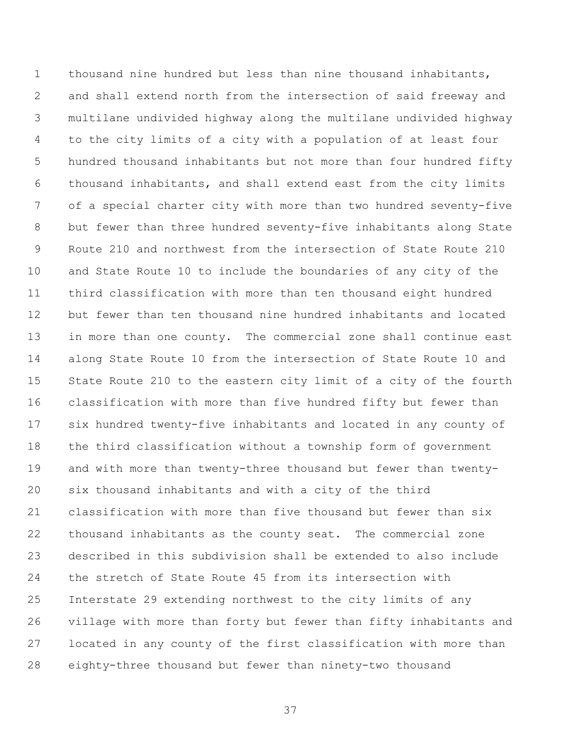thousand nine hundred but less than nine thousand inhabitants, and shall extend north from the intersection of said freeway and multilane undivided highway along the multilane undivided highway to the city limits of a city with a population of at least four hundred thousand inhabitants but not more than four hundred fifty thousand inhabitants, and shall extend east from the city limits of a special charter city with more than two hundred seventy-five but fewer than three hundred seventy-five inhabitants along State Route 210 and northwest from the intersection of State Route 210 and State Route 10 to include the boundaries of any city of the third classification with more than ten thousand eight hundred but fewer than ten thousand nine hundred inhabitants and located in more than one county. The commercial zone shall continue east along State Route 10 from the intersection of State Route 10 and State Route 210 to the eastern city limit of a city of the fourth classification with more than five hundred fifty but fewer than six hundred twenty-five inhabitants and located in any county of the third classification without a township form of government and with more than twenty-three thousand but fewer than twenty-six thousand inhabitants and with a city of the third classification with more than five thousand but fewer than six thousand inhabitants as the county seat. The commercial zone described in this subdivision shall be extended to also include the stretch of State Route 45 from its intersection with Interstate 29 extending northwest to the city limits of any village with more than forty but fewer than fifty inhabitants and located in any county of the first classification with more than eighty-three thousand but fewer than ninety-two thousand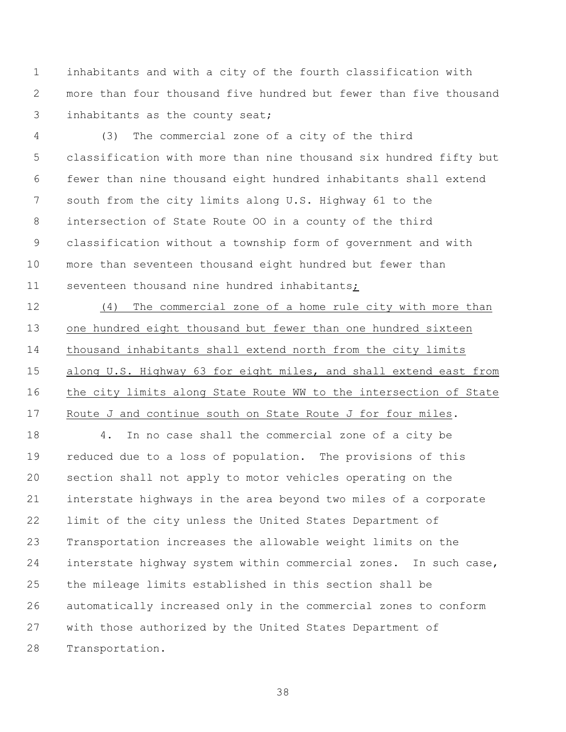inhabitants and with a city of the fourth classification with more than four thousand five hundred but fewer than five thousand inhabitants as the county seat;

(3) The commercial zone of a city of the third classification with more than nine thousand six hundred fifty but fewer than nine thousand eight hundred inhabitants shall extend south from the city limits along U.S. Highway 61 to the intersection of State Route OO in a county of the third classification without a township form of government and with more than seventeen thousand eight hundred but fewer than seventeen thousand nine hundred inhabitants;

(4) The commercial zone of a home rule city with more than one hundred eight thousand but fewer than one hundred sixteen thousand inhabitants shall extend north from the city limits along U.S. Highway 63 for eight miles, and shall extend east from the city limits along State Route WW to the intersection of State Route J and continue south on State Route J for four miles.

4. In no case shall the commercial zone of a city be reduced due to a loss of population. The provisions of this section shall not apply to motor vehicles operating on the interstate highways in the area beyond two miles of a corporate limit of the city unless the United States Department of Transportation increases the allowable weight limits on the interstate highway system within commercial zones. In such case, the mileage limits established in this section shall be automatically increased only in the commercial zones to conform with those authorized by the United States Department of Transportation.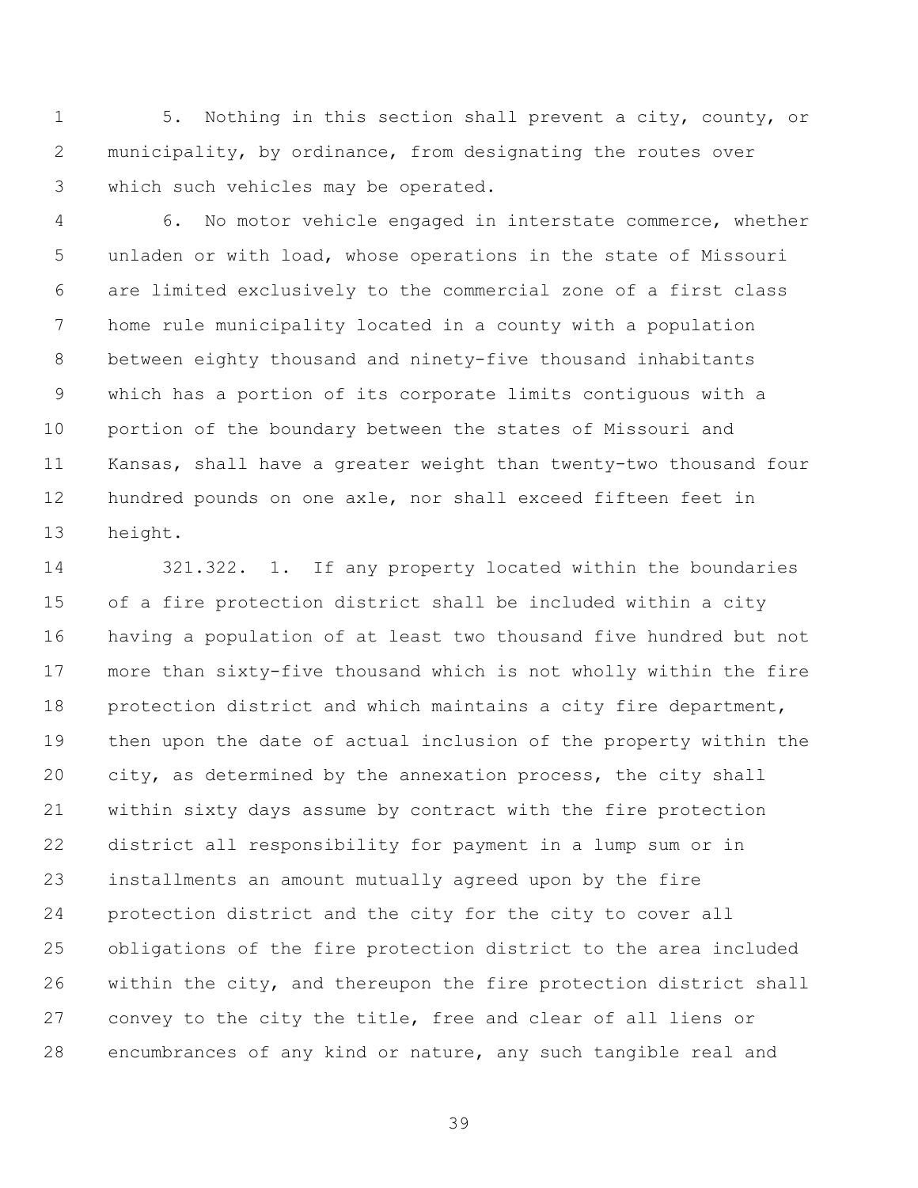5. Nothing in this section shall prevent a city, county, or municipality, by ordinance, from designating the routes over which such vehicles may be operated.

6. No motor vehicle engaged in interstate commerce, whether unladen or with load, whose operations in the state of Missouri are limited exclusively to the commercial zone of a first class home rule municipality located in a county with a population between eighty thousand and ninety-five thousand inhabitants which has a portion of its corporate limits contiguous with a portion of the boundary between the states of Missouri and Kansas, shall have a greater weight than twenty-two thousand four hundred pounds on one axle, nor shall exceed fifteen feet in height.

321.322. 1. If any property located within the boundaries of a fire protection district shall be included within a city having a population of at least two thousand five hundred but not more than sixty-five thousand which is not wholly within the fire protection district and which maintains a city fire department, then upon the date of actual inclusion of the property within the city, as determined by the annexation process, the city shall within sixty days assume by contract with the fire protection district all responsibility for payment in a lump sum or in installments an amount mutually agreed upon by the fire protection district and the city for the city to cover all obligations of the fire protection district to the area included within the city, and thereupon the fire protection district shall convey to the city the title, free and clear of all liens or encumbrances of any kind or nature, any such tangible real and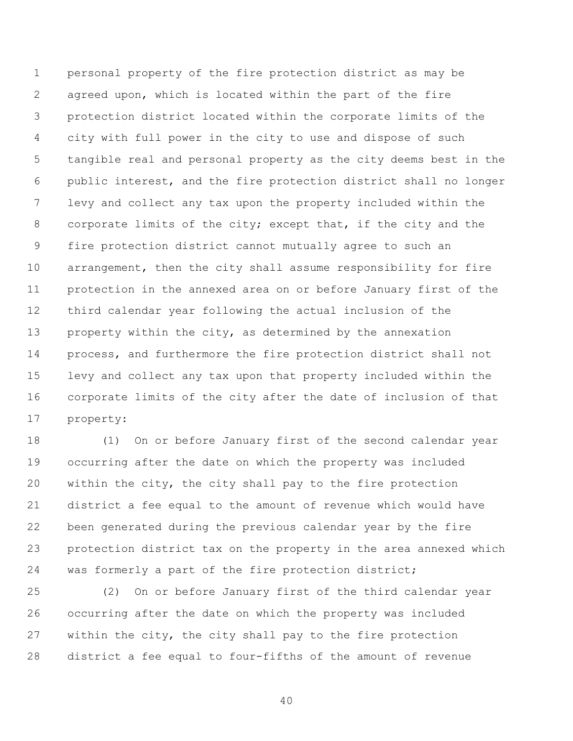personal property of the fire protection district as may be agreed upon, which is located within the part of the fire protection district located within the corporate limits of the city with full power in the city to use and dispose of such tangible real and personal property as the city deems best in the public interest, and the fire protection district shall no longer levy and collect any tax upon the property included within the corporate limits of the city; except that, if the city and the fire protection district cannot mutually agree to such an arrangement, then the city shall assume responsibility for fire protection in the annexed area on or before January first of the third calendar year following the actual inclusion of the property within the city, as determined by the annexation process, and furthermore the fire protection district shall not levy and collect any tax upon that property included within the corporate limits of the city after the date of inclusion of that property:

(1) On or before January first of the second calendar year occurring after the date on which the property was included within the city, the city shall pay to the fire protection district a fee equal to the amount of revenue which would have been generated during the previous calendar year by the fire protection district tax on the property in the area annexed which was formerly a part of the fire protection district;

(2) On or before January first of the third calendar year occurring after the date on which the property was included within the city, the city shall pay to the fire protection district a fee equal to four-fifths of the amount of revenue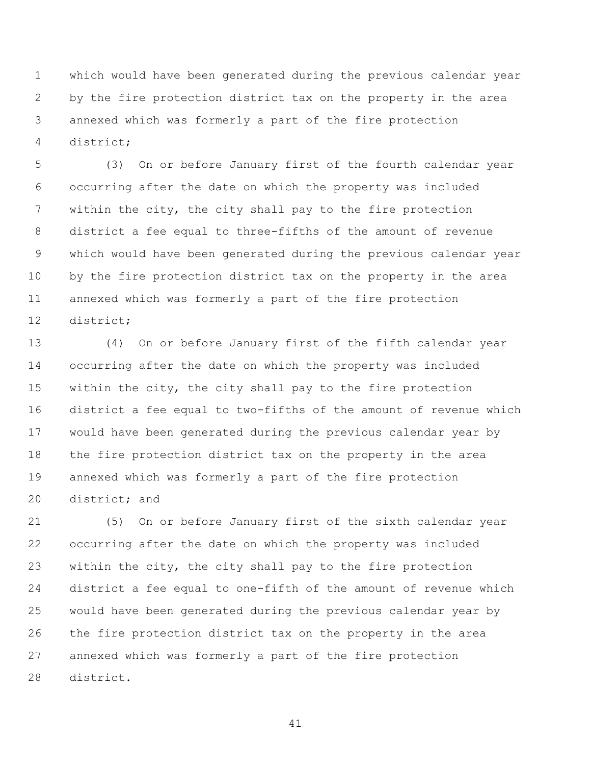which would have been generated during the previous calendar year by the fire protection district tax on the property in the area annexed which was formerly a part of the fire protection district;

(3) On or before January first of the fourth calendar year occurring after the date on which the property was included within the city, the city shall pay to the fire protection district a fee equal to three-fifths of the amount of revenue which would have been generated during the previous calendar year by the fire protection district tax on the property in the area annexed which was formerly a part of the fire protection district;

(4) On or before January first of the fifth calendar year occurring after the date on which the property was included within the city, the city shall pay to the fire protection district a fee equal to two-fifths of the amount of revenue which would have been generated during the previous calendar year by the fire protection district tax on the property in the area annexed which was formerly a part of the fire protection district; and

(5) On or before January first of the sixth calendar year occurring after the date on which the property was included within the city, the city shall pay to the fire protection district a fee equal to one-fifth of the amount of revenue which would have been generated during the previous calendar year by the fire protection district tax on the property in the area annexed which was formerly a part of the fire protection district.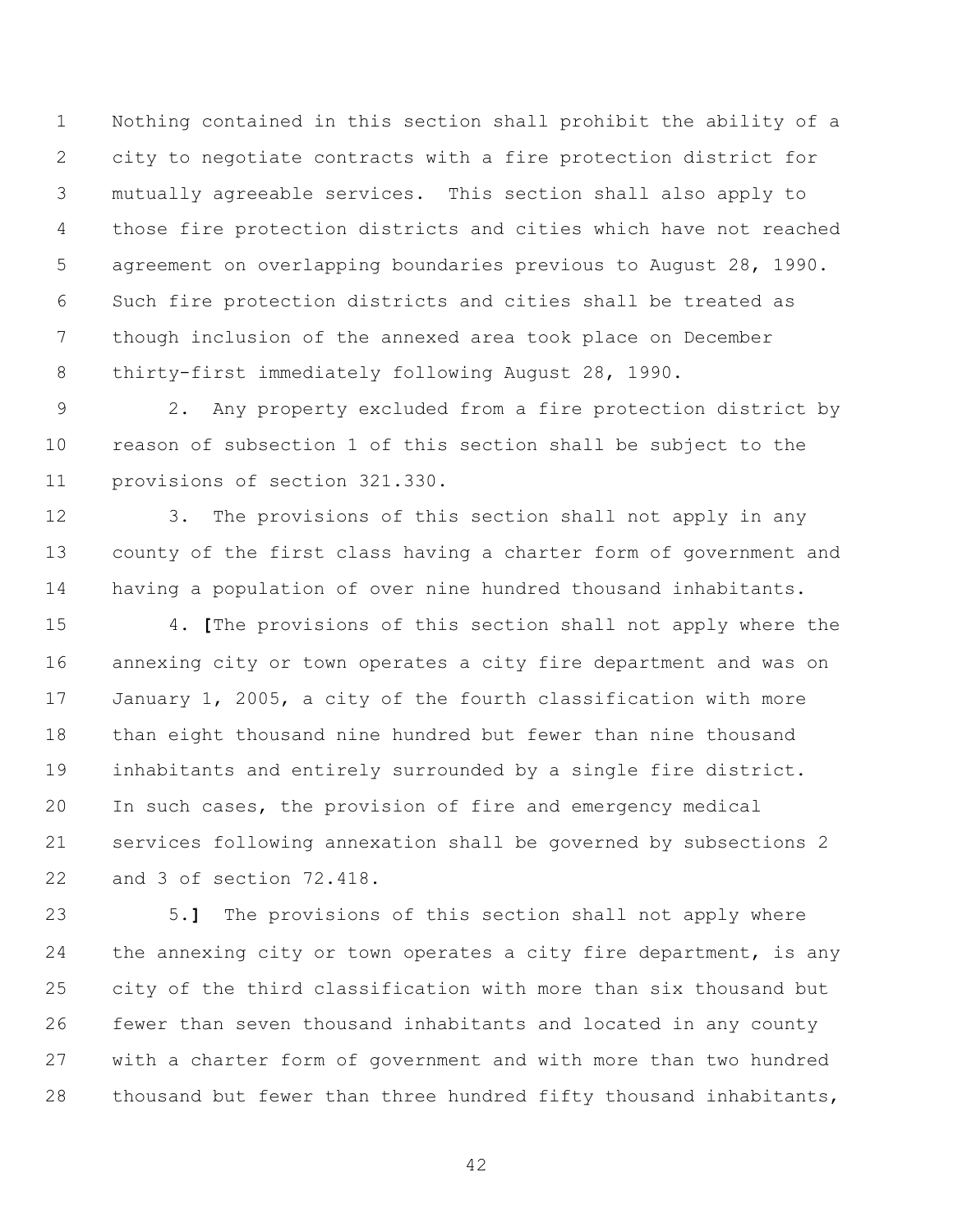Nothing contained in this section shall prohibit the ability of a city to negotiate contracts with a fire protection district for mutually agreeable services. This section shall also apply to those fire protection districts and cities which have not reached agreement on overlapping boundaries previous to August 28, 1990. Such fire protection districts and cities shall be treated as though inclusion of the annexed area took place on December thirty-first immediately following August 28, 1990.

2. Any property excluded from a fire protection district by reason of subsection 1 of this section shall be subject to the provisions of section 321.330.

3. The provisions of this section shall not apply in any county of the first class having a charter form of government and having a population of over nine hundred thousand inhabitants.

4. **[**The provisions of this section shall not apply where the annexing city or town operates a city fire department and was on January 1, 2005, a city of the fourth classification with more than eight thousand nine hundred but fewer than nine thousand inhabitants and entirely surrounded by a single fire district. In such cases, the provision of fire and emergency medical services following annexation shall be governed by subsections 2 and 3 of section 72.418.

5.**]** The provisions of this section shall not apply where the annexing city or town operates a city fire department, is any city of the third classification with more than six thousand but fewer than seven thousand inhabitants and located in any county with a charter form of government and with more than two hundred thousand but fewer than three hundred fifty thousand inhabitants,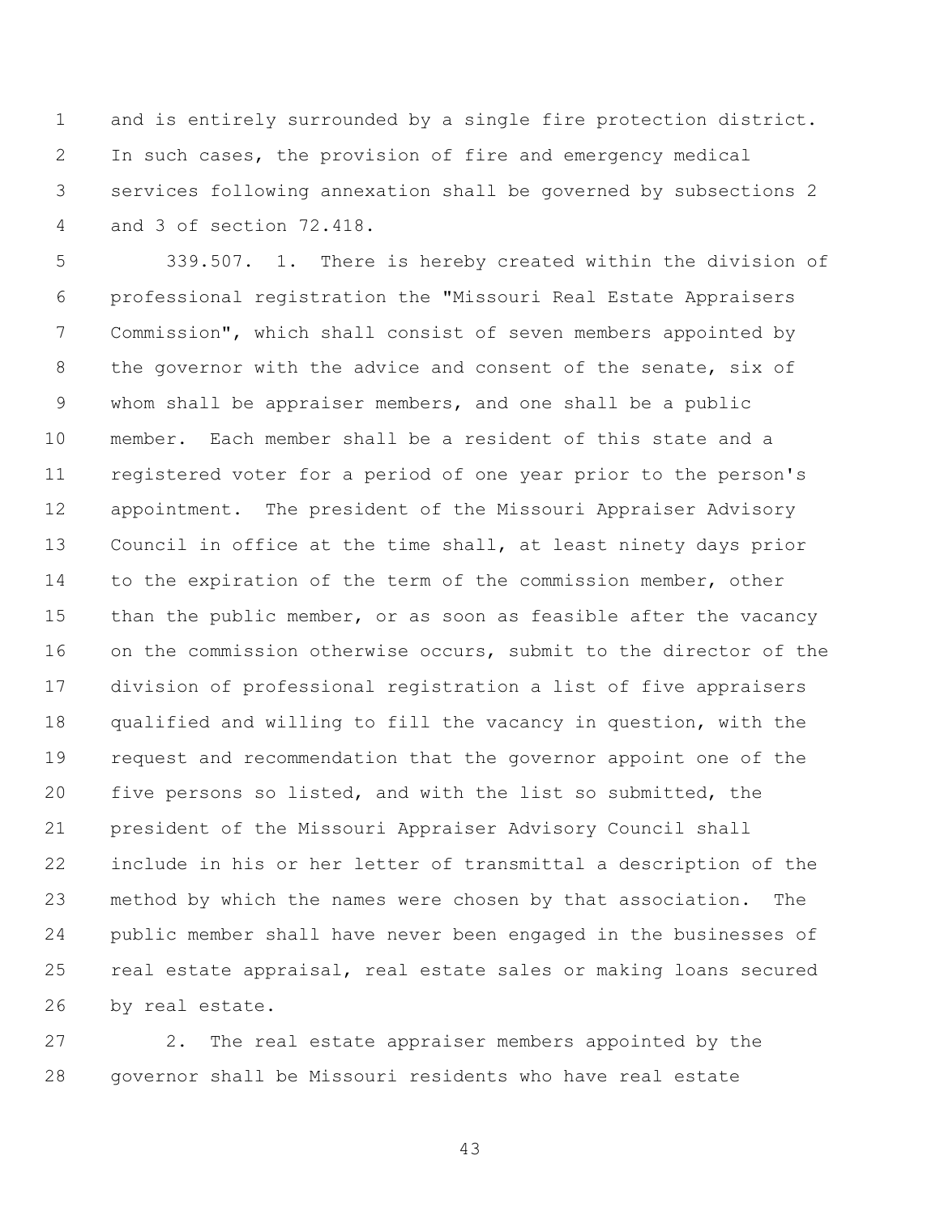and is entirely surrounded by a single fire protection district. In such cases, the provision of fire and emergency medical services following annexation shall be governed by subsections 2 and 3 of section 72.418.

339.507. 1. There is hereby created within the division of professional registration the "Missouri Real Estate Appraisers Commission", which shall consist of seven members appointed by the governor with the advice and consent of the senate, six of whom shall be appraiser members, and one shall be a public member. Each member shall be a resident of this state and a registered voter for a period of one year prior to the person's appointment. The president of the Missouri Appraiser Advisory Council in office at the time shall, at least ninety days prior to the expiration of the term of the commission member, other than the public member, or as soon as feasible after the vacancy on the commission otherwise occurs, submit to the director of the division of professional registration a list of five appraisers qualified and willing to fill the vacancy in question, with the request and recommendation that the governor appoint one of the five persons so listed, and with the list so submitted, the president of the Missouri Appraiser Advisory Council shall include in his or her letter of transmittal a description of the method by which the names were chosen by that association. The public member shall have never been engaged in the businesses of real estate appraisal, real estate sales or making loans secured by real estate.

2. The real estate appraiser members appointed by the governor shall be Missouri residents who have real estate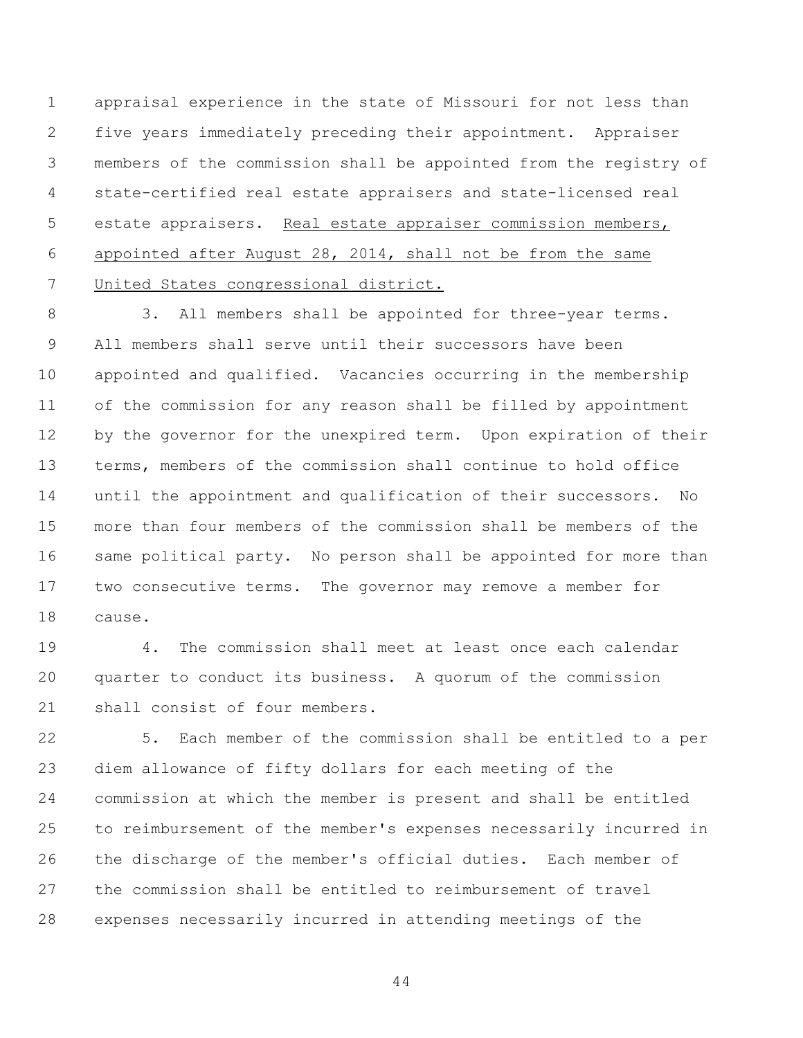appraisal experience in the state of Missouri for not less than five years immediately preceding their appointment. Appraiser members of the commission shall be appointed from the registry of state-certified real estate appraisers and state-licensed real estate appraisers. <u>Real estate appraiser commission members, appointed after August 28, 2014, shall not be from the same United States congressional district.</u>

3. All members shall be appointed for three-year terms. All members shall serve until their successors have been appointed and qualified. Vacancies occurring in the membership of the commission for any reason shall be filled by appointment by the governor for the unexpired term. Upon expiration of their terms, members of the commission shall continue to hold office until the appointment and qualification of their successors. No more than four members of the commission shall be members of the same political party. No person shall be appointed for more than two consecutive terms. The governor may remove a member for cause.

4. The commission shall meet at least once each calendar quarter to conduct its business. A quorum of the commission shall consist of four members.

5. Each member of the commission shall be entitled to a per diem allowance of fifty dollars for each meeting of the commission at which the member is present and shall be entitled to reimbursement of the member's expenses necessarily incurred in the discharge of the member's official duties. Each member of the commission shall be entitled to reimbursement of travel expenses necessarily incurred in attending meetings of the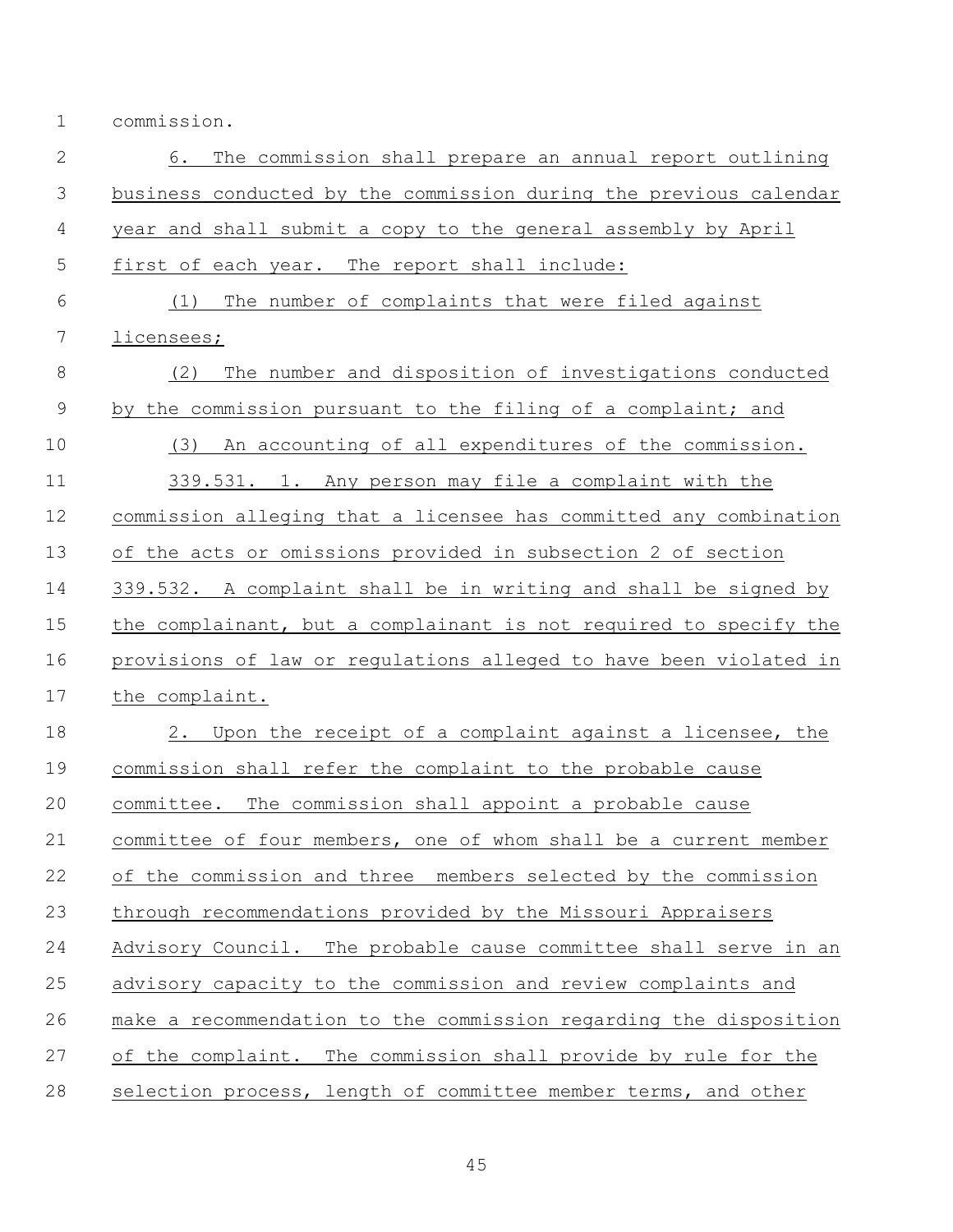commission.

6. The commission shall prepare an annual report outlining business conducted by the commission during the previous calendar year and shall submit a copy to the general assembly by April first of each year. The report shall include:

(1) The number of complaints that were filed against licensees;

(2) The number and disposition of investigations conducted by the commission pursuant to the filing of a complaint; and

(3) An accounting of all expenditures of the commission.

339.531. 1. Any person may file a complaint with the commission alleging that a licensee has committed any combination of the acts or omissions provided in subsection 2 of section 339.532. A complaint shall be in writing and shall be signed by the complainant, but a complainant is not required to specify the provisions of law or regulations alleged to have been violated in the complaint.

2. Upon the receipt of a complaint against a licensee, the commission shall refer the complaint to the probable cause committee. The commission shall appoint a probable cause committee of four members, one of whom shall be a current member of the commission and three members selected by the commission through recommendations provided by the Missouri Appraisers Advisory Council. The probable cause committee shall serve in an advisory capacity to the commission and review complaints and make a recommendation to the commission regarding the disposition of the complaint. The commission shall provide by rule for the selection process, length of committee member terms, and other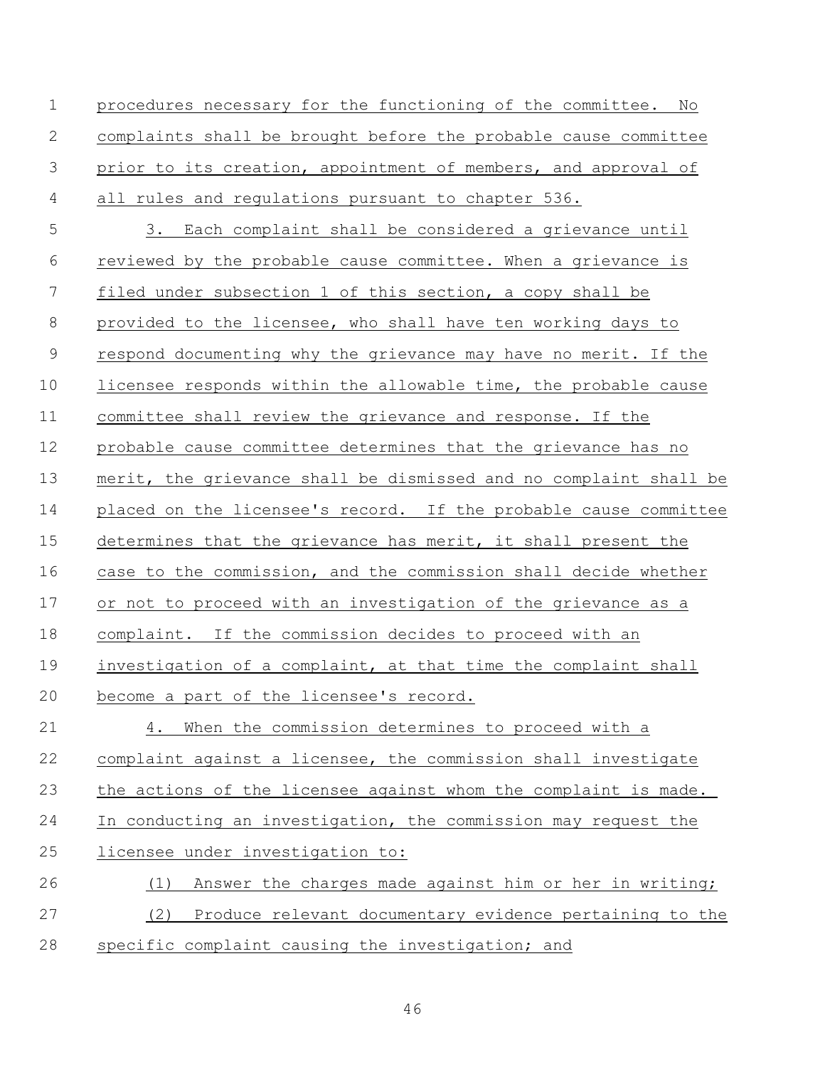procedures necessary for the functioning of the committee. No complaints shall be brought before the probable cause committee prior to its creation, appointment of members, and approval of all rules and regulations pursuant to chapter 536.

3. Each complaint shall be considered a grievance until reviewed by the probable cause committee. When a grievance is filed under subsection 1 of this section, a copy shall be provided to the licensee, who shall have ten working days to respond documenting why the grievance may have no merit. If the licensee responds within the allowable time, the probable cause committee shall review the grievance and response. If the probable cause committee determines that the grievance has no merit, the grievance shall be dismissed and no complaint shall be placed on the licensee's record. If the probable cause committee determines that the grievance has merit, it shall present the case to the commission, and the commission shall decide whether or not to proceed with an investigation of the grievance as a complaint. If the commission decides to proceed with an investigation of a complaint, at that time the complaint shall become a part of the licensee's record.

4. When the commission determines to proceed with a complaint against a licensee, the commission shall investigate the actions of the licensee against whom the complaint is made. In conducting an investigation, the commission may request the licensee under investigation to:

(1) Answer the charges made against him or her in writing;

(2) Produce relevant documentary evidence pertaining to the specific complaint causing the investigation; and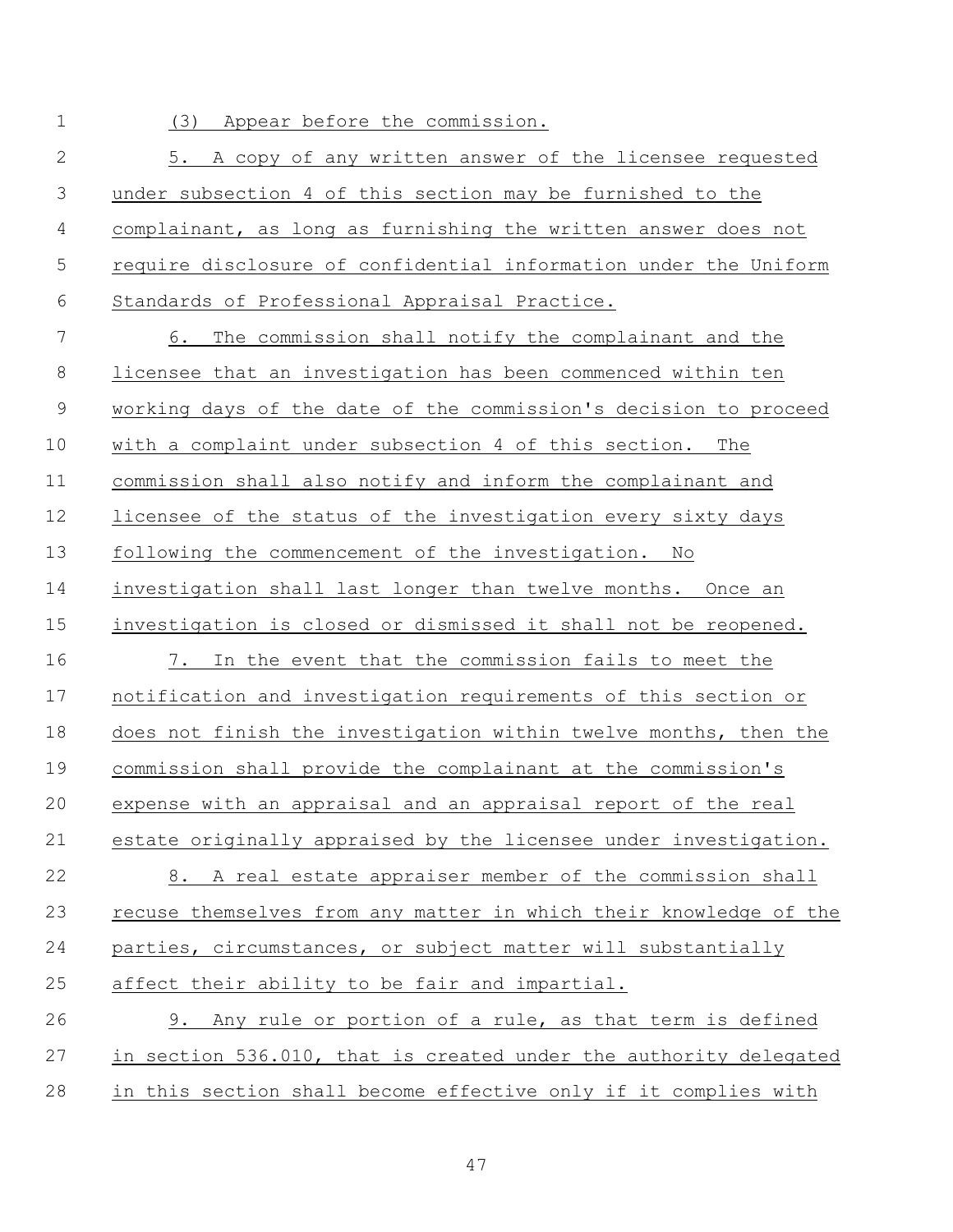(3) Appear before the commission.

5. A copy of any written answer of the licensee requested under subsection 4 of this section may be furnished to the complainant, as long as furnishing the written answer does not require disclosure of confidential information under the Uniform Standards of Professional Appraisal Practice.

6. The commission shall notify the complainant and the licensee that an investigation has been commenced within ten working days of the date of the commission's decision to proceed with a complaint under subsection 4 of this section. The commission shall also notify and inform the complainant and licensee of the status of the investigation every sixty days following the commencement of the investigation. No investigation shall last longer than twelve months. Once an investigation is closed or dismissed it shall not be reopened.

7. In the event that the commission fails to meet the notification and investigation requirements of this section or does not finish the investigation within twelve months, then the commission shall provide the complainant at the commission's expense with an appraisal and an appraisal report of the real estate originally appraised by the licensee under investigation.

8. A real estate appraiser member of the commission shall recuse themselves from any matter in which their knowledge of the parties, circumstances, or subject matter will substantially affect their ability to be fair and impartial.

9. Any rule or portion of a rule, as that term is defined in section 536.010, that is created under the authority delegated in this section shall become effective only if it complies with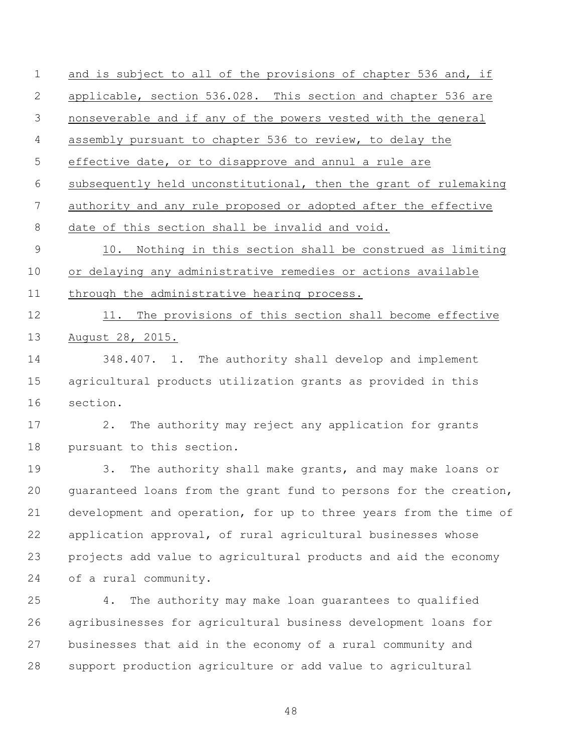and is subject to all of the provisions of chapter 536 and, if applicable, section 536.028. This section and chapter 536 are nonseverable and if any of the powers vested with the general assembly pursuant to chapter 536 to review, to delay the effective date, or to disapprove and annul a rule are subsequently held unconstitutional, then the grant of rulemaking authority and any rule proposed or adopted after the effective date of this section shall be invalid and void.

10. Nothing in this section shall be construed as limiting or delaying any administrative remedies or actions available through the administrative hearing process.

11. The provisions of this section shall become effective August 28, 2015.

348.407. 1. The authority shall develop and implement agricultural products utilization grants as provided in this section.

2. The authority may reject any application for grants pursuant to this section.

3. The authority shall make grants, and may make loans or guaranteed loans from the grant fund to persons for the creation, development and operation, for up to three years from the time of application approval, of rural agricultural businesses whose projects add value to agricultural products and aid the economy of a rural community.

4. The authority may make loan guarantees to qualified agribusinesses for agricultural business development loans for businesses that aid in the economy of a rural community and support production agriculture or add value to agricultural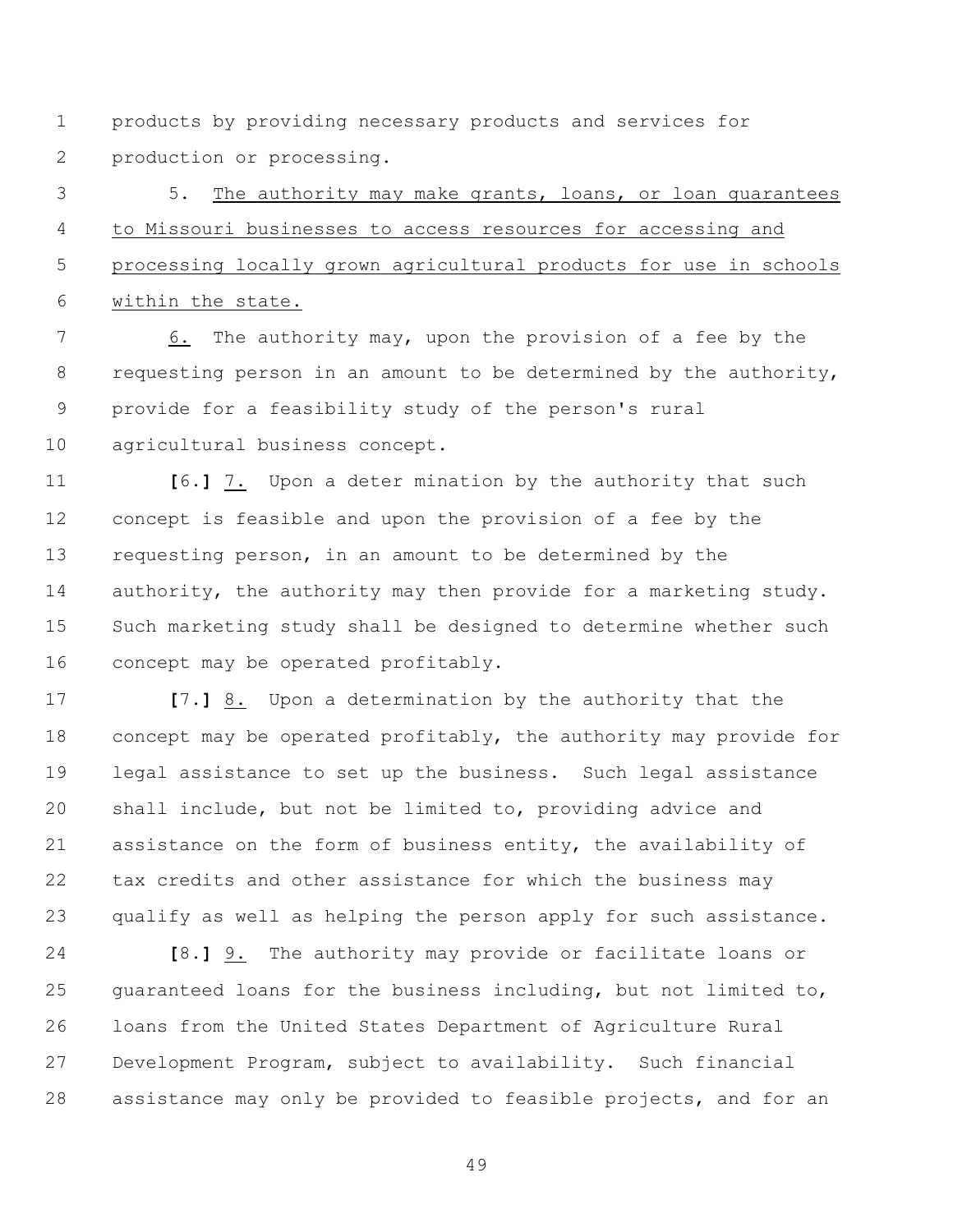products by providing necessary products and services for production or processing.

5. <u>The authority may make grants, loans, or loan guarantees to Missouri businesses to access resources for accessing and processing locally grown agricultural products for use in schools within the state.</u>

<u>6.</u> The authority may, upon the provision of a fee by the requesting person in an amount to be determined by the authority, provide for a feasibility study of the person's rural agricultural business concept.

**[**6.**]** <u>7.</u> Upon a deter mination by the authority that such concept is feasible and upon the provision of a fee by the requesting person, in an amount to be determined by the authority, the authority may then provide for a marketing study. Such marketing study shall be designed to determine whether such concept may be operated profitably.

**[**7.**]** <u>8.</u> Upon a determination by the authority that the concept may be operated profitably, the authority may provide for legal assistance to set up the business. Such legal assistance shall include, but not be limited to, providing advice and assistance on the form of business entity, the availability of tax credits and other assistance for which the business may qualify as well as helping the person apply for such assistance.

**[**8.**]** <u>9.</u> The authority may provide or facilitate loans or guaranteed loans for the business including, but not limited to, loans from the United States Department of Agriculture Rural Development Program, subject to availability. Such financial assistance may only be provided to feasible projects, and for an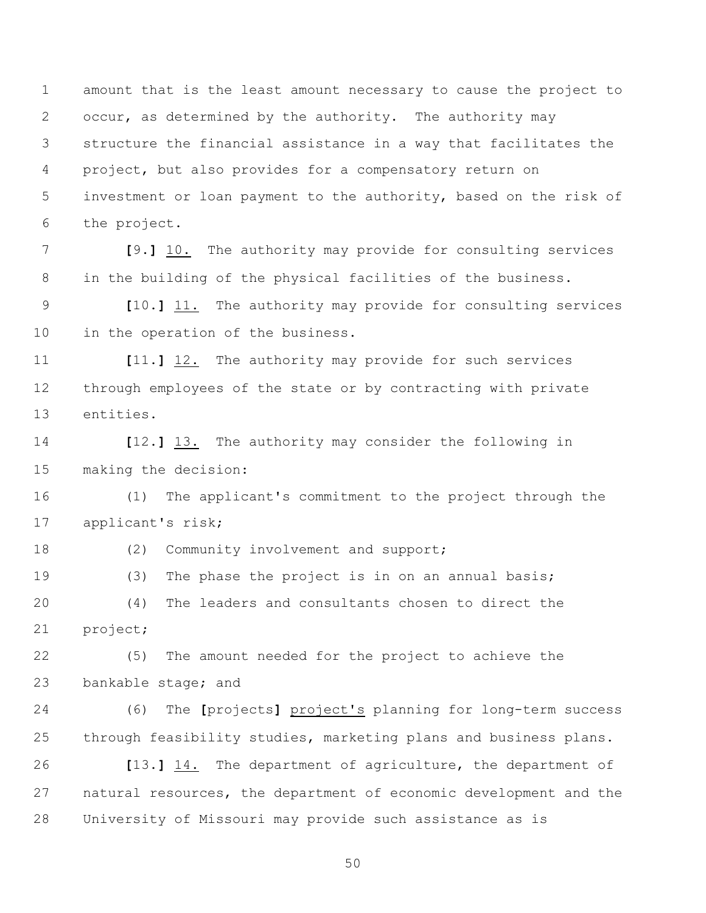amount that is the least amount necessary to cause the project to occur, as determined by the authority. The authority may structure the financial assistance in a way that facilitates the project, but also provides for a compensatory return on investment or loan payment to the authority, based on the risk of the project.

**[**9.**]** 10. The authority may provide for consulting services in the building of the physical facilities of the business.

**[**10.**]** 11. The authority may provide for consulting services in the operation of the business.

**[**11.**]** 12. The authority may provide for such services through employees of the state or by contracting with private entities.

**[**12.**]** 13. The authority may consider the following in making the decision:

(1) The applicant's commitment to the project through the applicant's risk;

(2) Community involvement and support;

(3) The phase the project is in on an annual basis;

(4) The leaders and consultants chosen to direct the project;

(5) The amount needed for the project to achieve the bankable stage; and

(6) The **[**projects**]** project's planning for long-term success through feasibility studies, marketing plans and business plans.

**[**13.**]** 14. The department of agriculture, the department of natural resources, the department of economic development and the University of Missouri may provide such assistance as is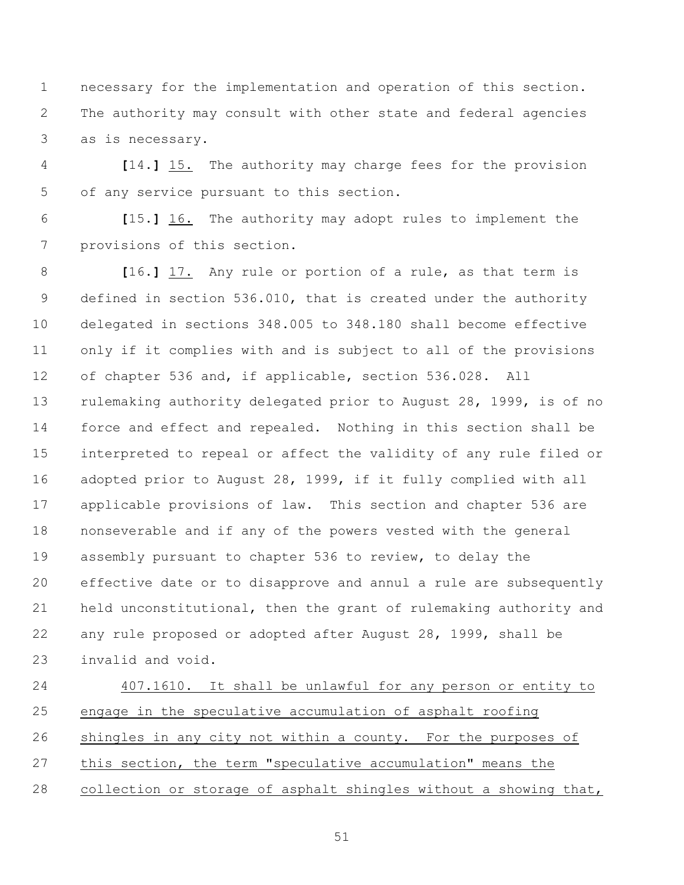necessary for the implementation and operation of this section. The authority may consult with other state and federal agencies as is necessary.

[14.] <u>15.</u> The authority may charge fees for the provision of any service pursuant to this section.

[15.] <u>16.</u> The authority may adopt rules to implement the provisions of this section.

[16.] <u>17.</u> Any rule or portion of a rule, as that term is defined in section 536.010, that is created under the authority delegated in sections 348.005 to 348.180 shall become effective only if it complies with and is subject to all of the provisions of chapter 536 and, if applicable, section 536.028. All rulemaking authority delegated prior to August 28, 1999, is of no force and effect and repealed. Nothing in this section shall be interpreted to repeal or affect the validity of any rule filed or adopted prior to August 28, 1999, if it fully complied with all applicable provisions of law. This section and chapter 536 are nonseverable and if any of the powers vested with the general assembly pursuant to chapter 536 to review, to delay the effective date or to disapprove and annul a rule are subsequently held unconstitutional, then the grant of rulemaking authority and any rule proposed or adopted after August 28, 1999, shall be invalid and void.

<u>407.1610. It shall be unlawful for any person or entity to engage in the speculative accumulation of asphalt roofing shingles in any city not within a county. For the purposes of this section, the term "speculative accumulation" means the collection or storage of asphalt shingles without a showing that,</u>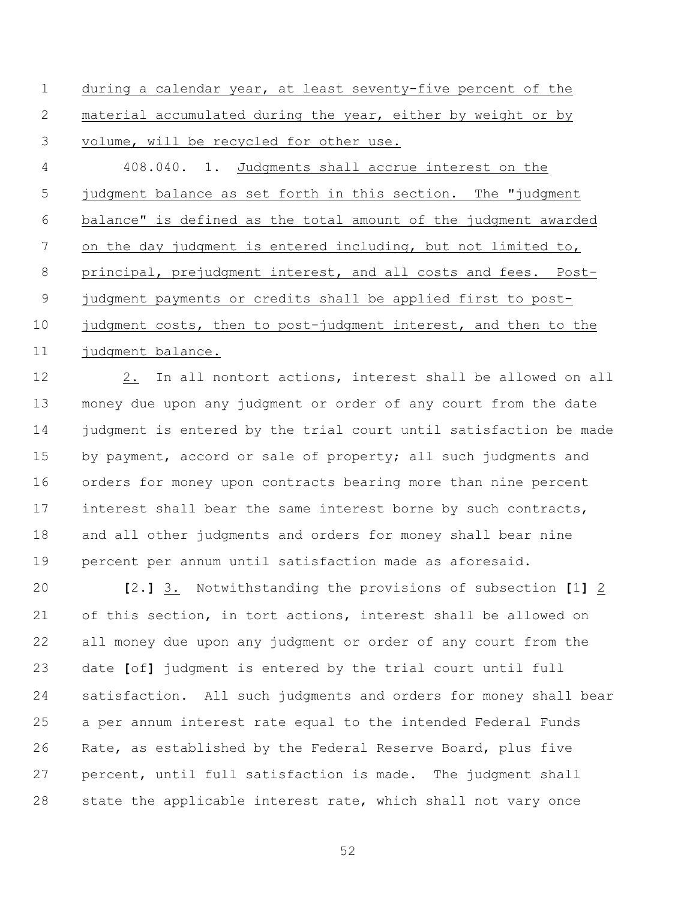during a calendar year, at least seventy-five percent of the material accumulated during the year, either by weight or by volume, will be recycled for other use.

408.040. 1. Judgments shall accrue interest on the judgment balance as set forth in this section. The "judgment balance" is defined as the total amount of the judgment awarded on the day judgment is entered including, but not limited to, principal, prejudgment interest, and all costs and fees. Post-judgment payments or credits shall be applied first to post-judgment costs, then to post-judgment interest, and then to the judgment balance.

2. In all nontort actions, interest shall be allowed on all money due upon any judgment or order of any court from the date judgment is entered by the trial court until satisfaction be made by payment, accord or sale of property; all such judgments and orders for money upon contracts bearing more than nine percent interest shall bear the same interest borne by such contracts, and all other judgments and orders for money shall bear nine percent per annum until satisfaction made as aforesaid.

**[**2.**]** 3. Notwithstanding the provisions of subsection **[**1**]** 2 of this section, in tort actions, interest shall be allowed on all money due upon any judgment or order of any court from the date **[**of**]** judgment is entered by the trial court until full satisfaction. All such judgments and orders for money shall bear a per annum interest rate equal to the intended Federal Funds Rate, as established by the Federal Reserve Board, plus five percent, until full satisfaction is made. The judgment shall state the applicable interest rate, which shall not vary once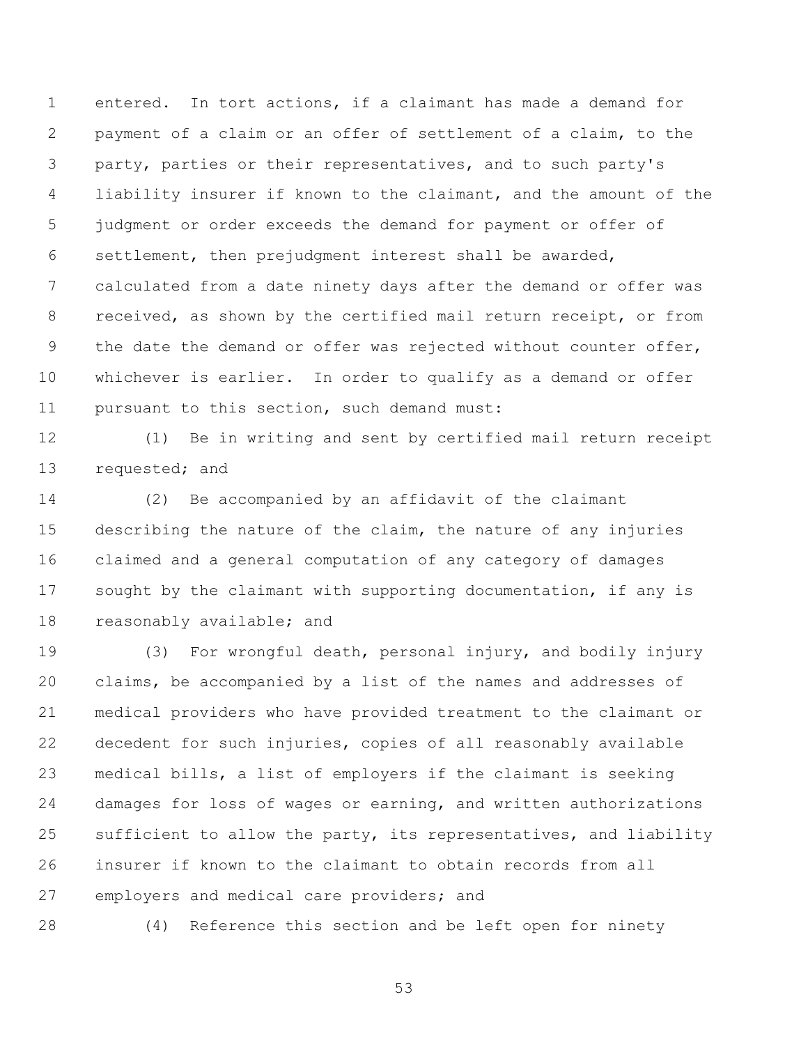entered. In tort actions, if a claimant has made a demand for payment of a claim or an offer of settlement of a claim, to the party, parties or their representatives, and to such party's liability insurer if known to the claimant, and the amount of the judgment or order exceeds the demand for payment or offer of settlement, then prejudgment interest shall be awarded, calculated from a date ninety days after the demand or offer was received, as shown by the certified mail return receipt, or from the date the demand or offer was rejected without counter offer, whichever is earlier. In order to qualify as a demand or offer pursuant to this section, such demand must:

(1) Be in writing and sent by certified mail return receipt requested; and

(2) Be accompanied by an affidavit of the claimant describing the nature of the claim, the nature of any injuries claimed and a general computation of any category of damages sought by the claimant with supporting documentation, if any is reasonably available; and

(3) For wrongful death, personal injury, and bodily injury claims, be accompanied by a list of the names and addresses of medical providers who have provided treatment to the claimant or decedent for such injuries, copies of all reasonably available medical bills, a list of employers if the claimant is seeking damages for loss of wages or earning, and written authorizations sufficient to allow the party, its representatives, and liability insurer if known to the claimant to obtain records from all employers and medical care providers; and

(4) Reference this section and be left open for ninety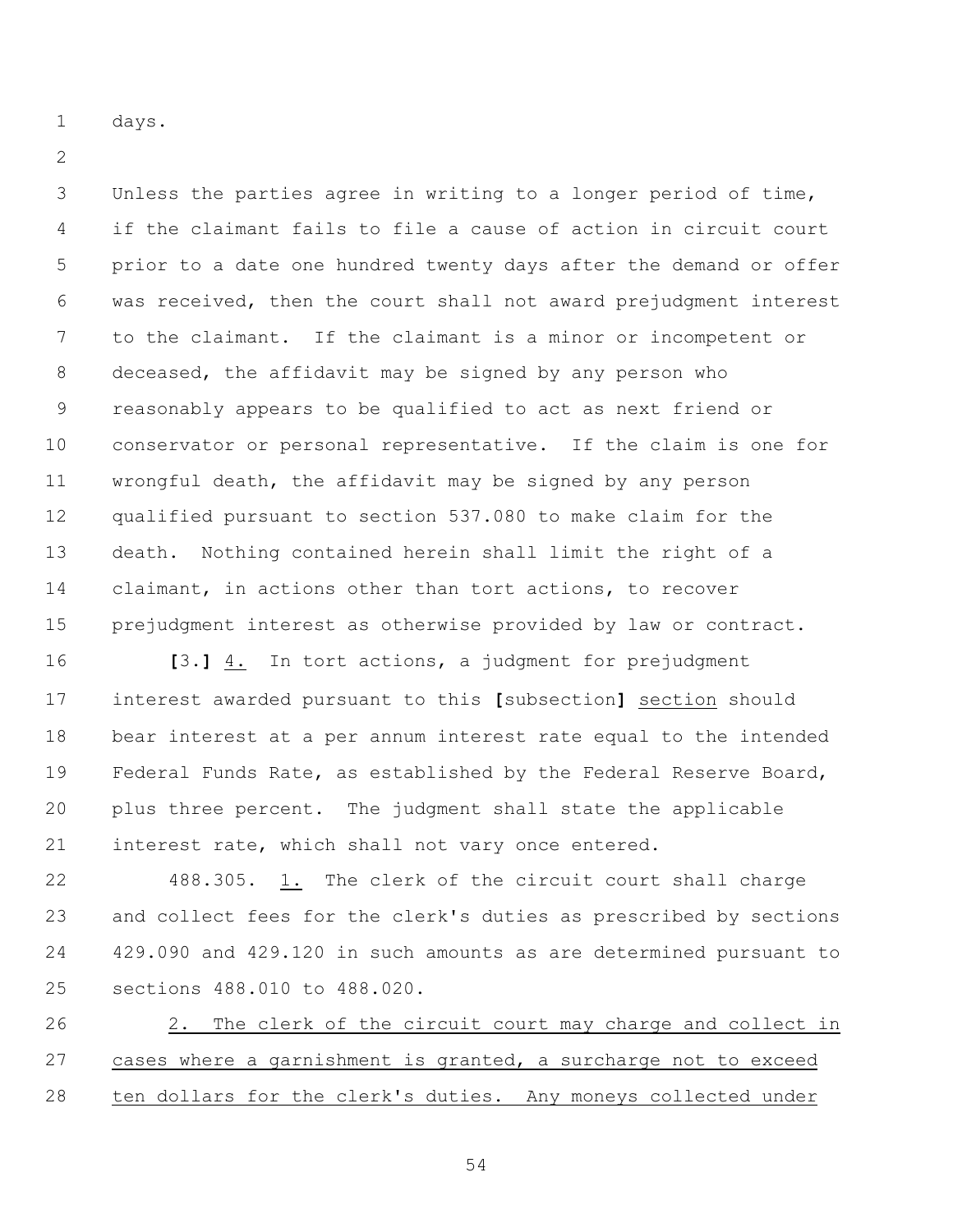days.

Unless the parties agree in writing to a longer period of time, if the claimant fails to file a cause of action in circuit court prior to a date one hundred twenty days after the demand or offer was received, then the court shall not award prejudgment interest to the claimant. If the claimant is a minor or incompetent or deceased, the affidavit may be signed by any person who reasonably appears to be qualified to act as next friend or conservator or personal representative. If the claim is one for wrongful death, the affidavit may be signed by any person qualified pursuant to section 537.080 to make claim for the death. Nothing contained herein shall limit the right of a claimant, in actions other than tort actions, to recover prejudgment interest as otherwise provided by law or contract.

**[**3.**]** <u>4.</u> In tort actions, a judgment for prejudgment interest awarded pursuant to this **[**subsection**]** <u>section</u> should bear interest at a per annum interest rate equal to the intended Federal Funds Rate, as established by the Federal Reserve Board, plus three percent. The judgment shall state the applicable interest rate, which shall not vary once entered.

488.305. <u>1.</u> The clerk of the circuit court shall charge and collect fees for the clerk's duties as prescribed by sections 429.090 and 429.120 in such amounts as are determined pursuant to sections 488.010 to 488.020.

<u>2. The clerk of the circuit court may charge and collect in cases where a garnishment is granted, a surcharge not to exceed ten dollars for the clerk's duties. Any moneys collected under</u>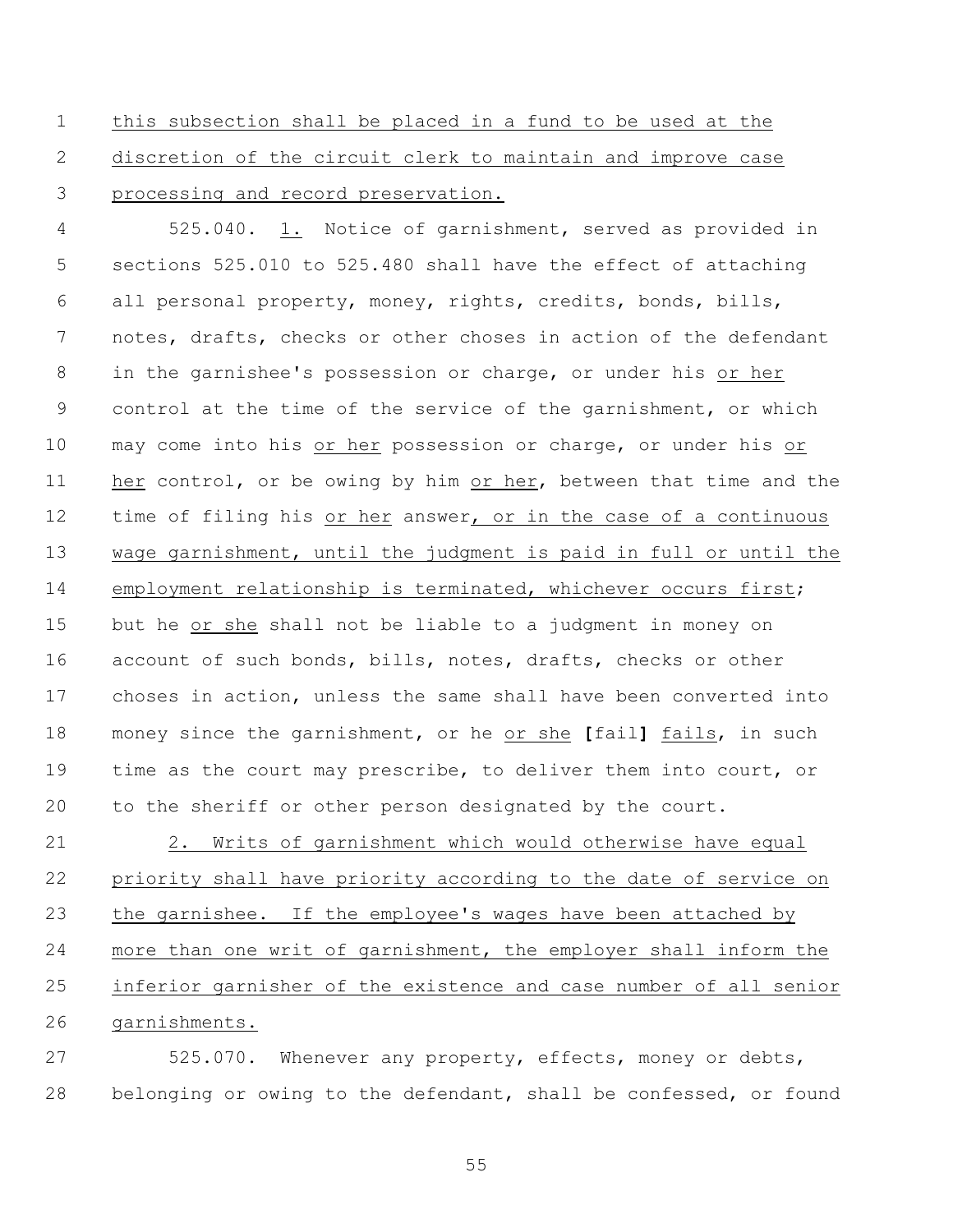this subsection shall be placed in a fund to be used at the discretion of the circuit clerk to maintain and improve case processing and record preservation.

525.040. 1. Notice of garnishment, served as provided in sections 525.010 to 525.480 shall have the effect of attaching all personal property, money, rights, credits, bonds, bills, notes, drafts, checks or other choses in action of the defendant in the garnishee's possession or charge, or under his or her control at the time of the service of the garnishment, or which may come into his or her possession or charge, or under his or her control, or be owing by him or her, between that time and the time of filing his or her answer, or in the case of a continuous wage garnishment, until the judgment is paid in full or until the employment relationship is terminated, whichever occurs first; but he or she shall not be liable to a judgment in money on account of such bonds, bills, notes, drafts, checks or other choses in action, unless the same shall have been converted into money since the garnishment, or he or she **[**fail**]** fails, in such time as the court may prescribe, to deliver them into court, or to the sheriff or other person designated by the court.

2. Writs of garnishment which would otherwise have equal priority shall have priority according to the date of service on the garnishee. If the employee's wages have been attached by more than one writ of garnishment, the employer shall inform the inferior garnisher of the existence and case number of all senior garnishments.

525.070. Whenever any property, effects, money or debts, belonging or owing to the defendant, shall be confessed, or found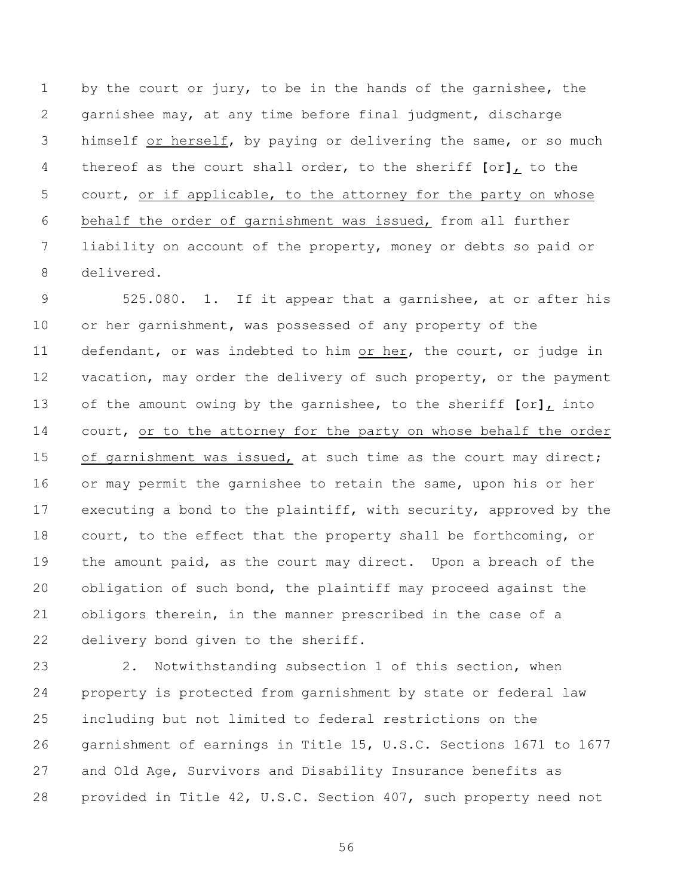by the court or jury, to be in the hands of the garnishee, the garnishee may, at any time before final judgment, discharge himself or herself, by paying or delivering the same, or so much thereof as the court shall order, to the sheriff **[**or**]**, to the court, or if applicable, to the attorney for the party on whose behalf the order of garnishment was issued, from all further liability on account of the property, money or debts so paid or delivered.

525.080. 1. If it appear that a garnishee, at or after his or her garnishment, was possessed of any property of the defendant, or was indebted to him or her, the court, or judge in vacation, may order the delivery of such property, or the payment of the amount owing by the garnishee, to the sheriff **[**or**]**, into court, or to the attorney for the party on whose behalf the order of garnishment was issued, at such time as the court may direct; or may permit the garnishee to retain the same, upon his or her executing a bond to the plaintiff, with security, approved by the court, to the effect that the property shall be forthcoming, or the amount paid, as the court may direct. Upon a breach of the obligation of such bond, the plaintiff may proceed against the obligors therein, in the manner prescribed in the case of a delivery bond given to the sheriff.

2. Notwithstanding subsection 1 of this section, when property is protected from garnishment by state or federal law including but not limited to federal restrictions on the garnishment of earnings in Title 15, U.S.C. Sections 1671 to 1677 and Old Age, Survivors and Disability Insurance benefits as provided in Title 42, U.S.C. Section 407, such property need not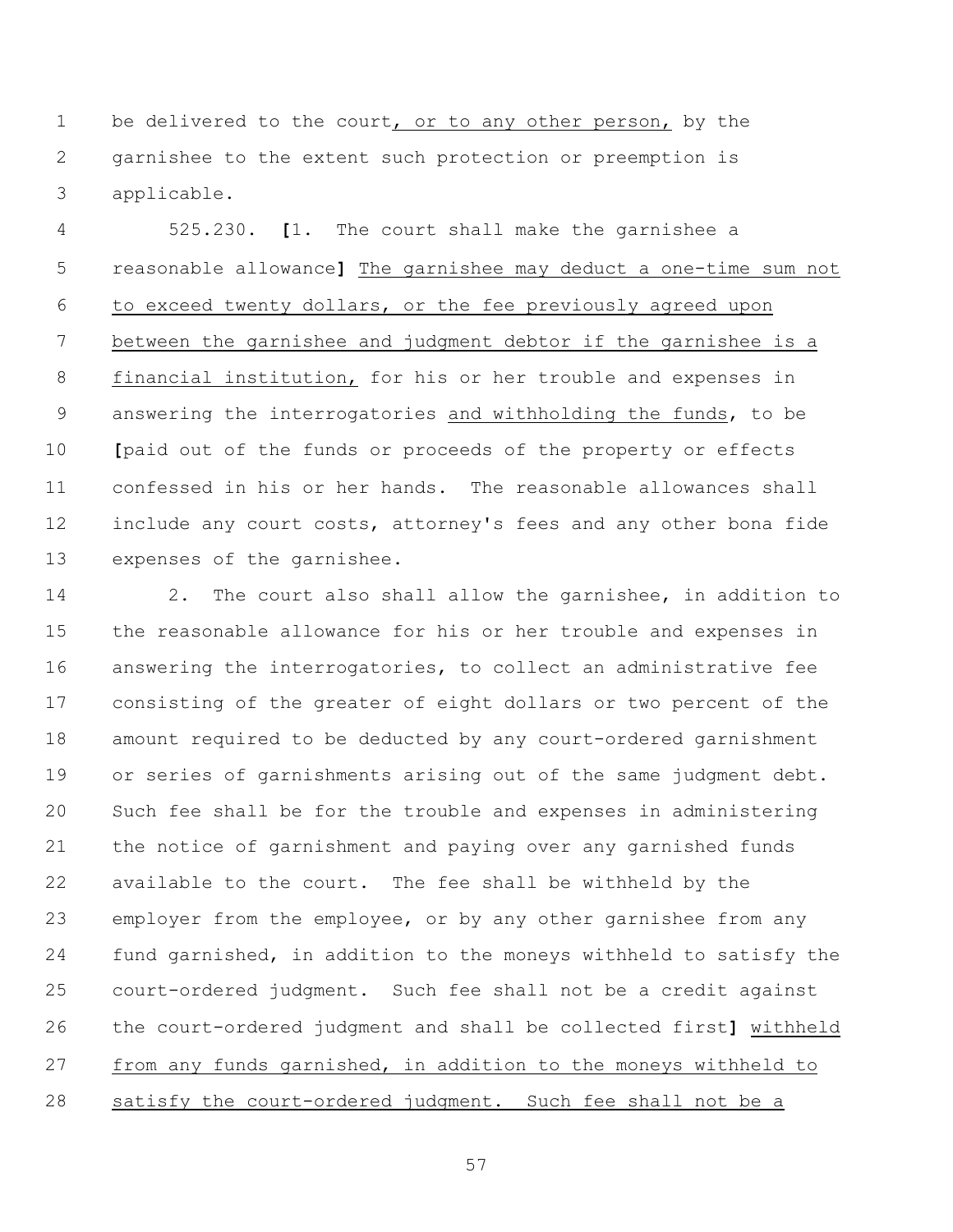be delivered to the court, or to any other person, by the garnishee to the extent such protection or preemption is applicable.

525.230. [1. The court shall make the garnishee a reasonable allowance] The garnishee may deduct a one-time sum not to exceed twenty dollars, or the fee previously agreed upon between the garnishee and judgment debtor if the garnishee is a financial institution, for his or her trouble and expenses in answering the interrogatories and withholding the funds, to be [paid out of the funds or proceeds of the property or effects confessed in his or her hands. The reasonable allowances shall include any court costs, attorney's fees and any other bona fide expenses of the garnishee.

2. The court also shall allow the garnishee, in addition to the reasonable allowance for his or her trouble and expenses in answering the interrogatories, to collect an administrative fee consisting of the greater of eight dollars or two percent of the amount required to be deducted by any court-ordered garnishment or series of garnishments arising out of the same judgment debt. Such fee shall be for the trouble and expenses in administering the notice of garnishment and paying over any garnished funds available to the court. The fee shall be withheld by the employer from the employee, or by any other garnishee from any fund garnished, in addition to the moneys withheld to satisfy the court-ordered judgment. Such fee shall not be a credit against the court-ordered judgment and shall be collected first] withheld from any funds garnished, in addition to the moneys withheld to satisfy the court-ordered judgment. Such fee shall not be a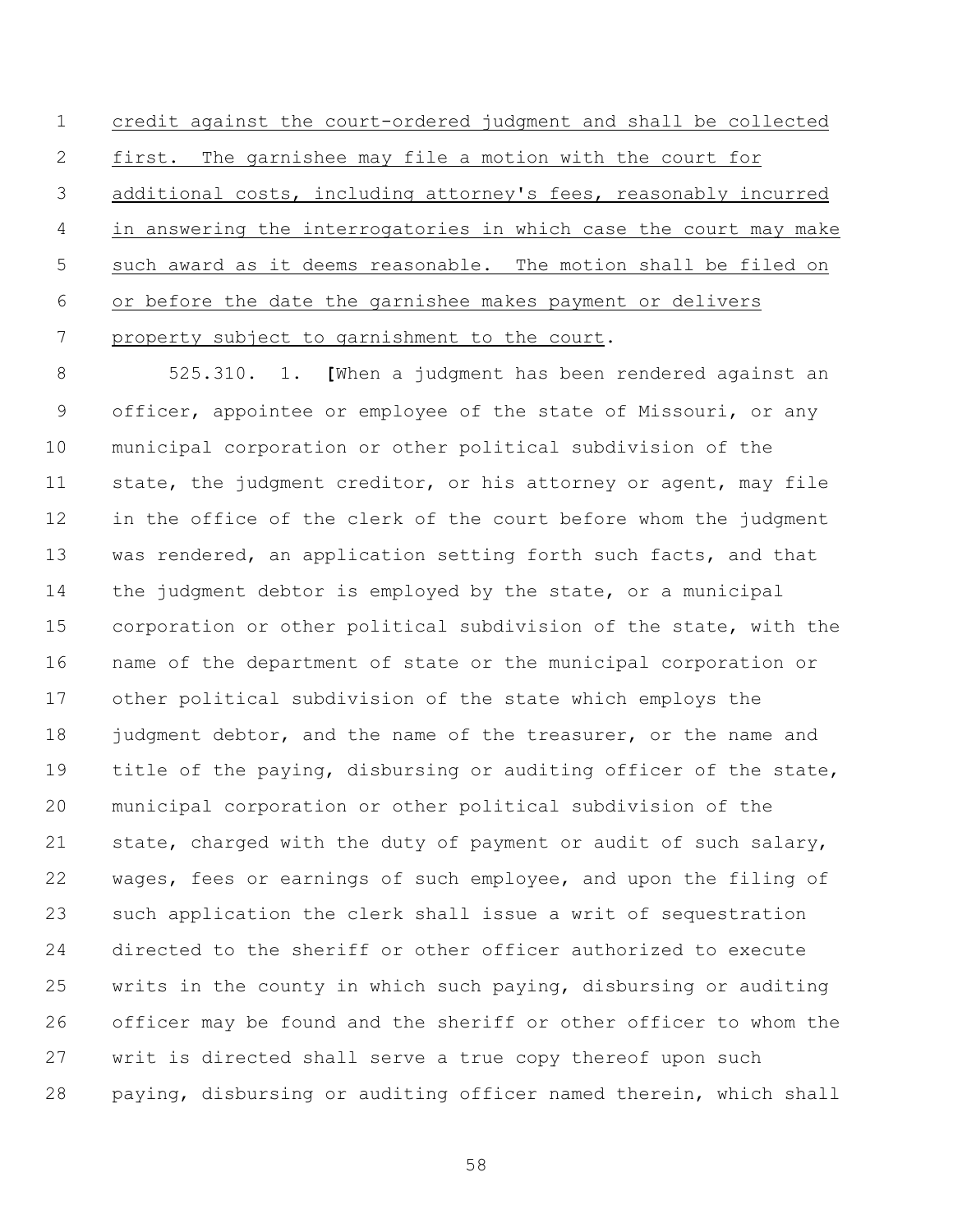credit against the court-ordered judgment and shall be collected first. The garnishee may file a motion with the court for additional costs, including attorney's fees, reasonably incurred in answering the interrogatories in which case the court may make such award as it deems reasonable. The motion shall be filed on or before the date the garnishee makes payment or delivers property subject to garnishment to the court.

525.310. 1. **[**When a judgment has been rendered against an officer, appointee or employee of the state of Missouri, or any municipal corporation or other political subdivision of the state, the judgment creditor, or his attorney or agent, may file in the office of the clerk of the court before whom the judgment was rendered, an application setting forth such facts, and that the judgment debtor is employed by the state, or a municipal corporation or other political subdivision of the state, with the name of the department of state or the municipal corporation or other political subdivision of the state which employs the judgment debtor, and the name of the treasurer, or the name and title of the paying, disbursing or auditing officer of the state, municipal corporation or other political subdivision of the state, charged with the duty of payment or audit of such salary, wages, fees or earnings of such employee, and upon the filing of such application the clerk shall issue a writ of sequestration directed to the sheriff or other officer authorized to execute writs in the county in which such paying, disbursing or auditing officer may be found and the sheriff or other officer to whom the writ is directed shall serve a true copy thereof upon such paying, disbursing or auditing officer named therein, which shall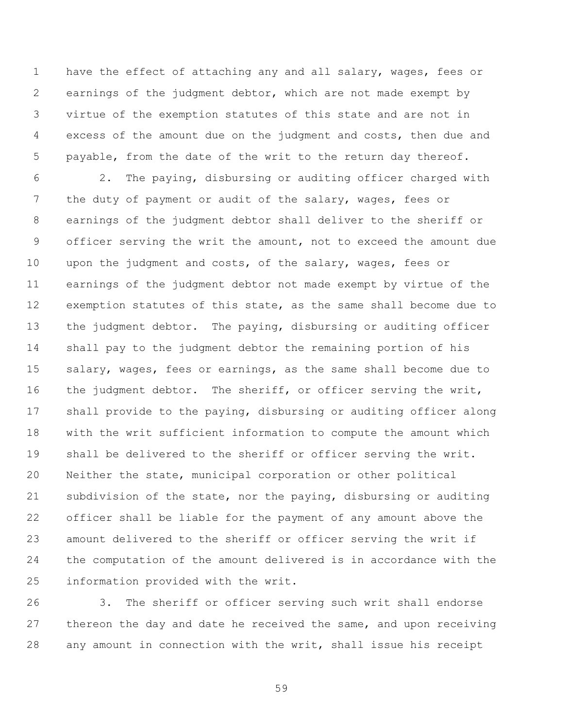have the effect of attaching any and all salary, wages, fees or earnings of the judgment debtor, which are not made exempt by virtue of the exemption statutes of this state and are not in excess of the amount due on the judgment and costs, then due and payable, from the date of the writ to the return day thereof.

2. The paying, disbursing or auditing officer charged with the duty of payment or audit of the salary, wages, fees or earnings of the judgment debtor shall deliver to the sheriff or officer serving the writ the amount, not to exceed the amount due upon the judgment and costs, of the salary, wages, fees or earnings of the judgment debtor not made exempt by virtue of the exemption statutes of this state, as the same shall become due to the judgment debtor. The paying, disbursing or auditing officer shall pay to the judgment debtor the remaining portion of his salary, wages, fees or earnings, as the same shall become due to the judgment debtor. The sheriff, or officer serving the writ, shall provide to the paying, disbursing or auditing officer along with the writ sufficient information to compute the amount which shall be delivered to the sheriff or officer serving the writ. Neither the state, municipal corporation or other political subdivision of the state, nor the paying, disbursing or auditing officer shall be liable for the payment of any amount above the amount delivered to the sheriff or officer serving the writ if the computation of the amount delivered is in accordance with the information provided with the writ.

3. The sheriff or officer serving such writ shall endorse thereon the day and date he received the same, and upon receiving any amount in connection with the writ, shall issue his receipt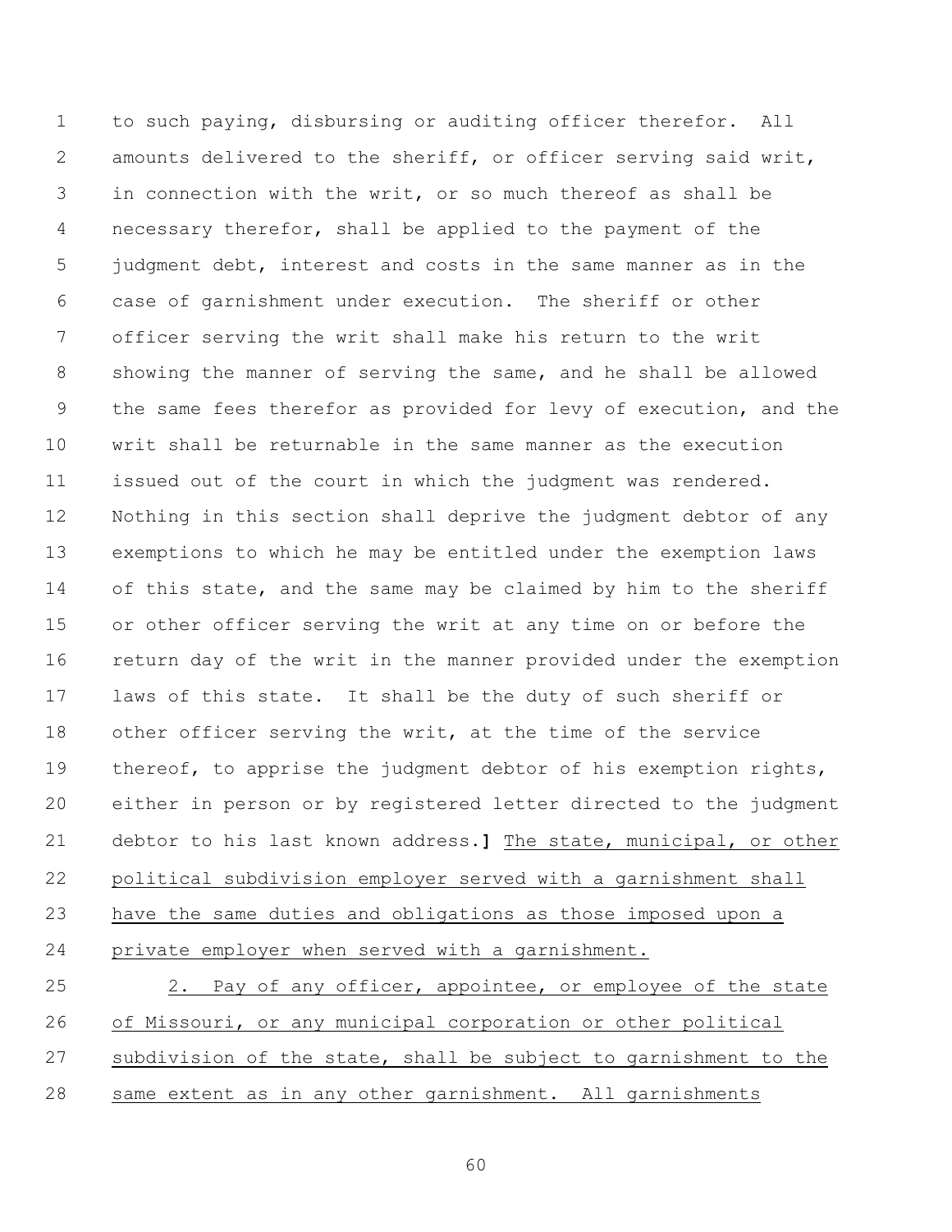to such paying, disbursing or auditing officer therefor. All amounts delivered to the sheriff, or officer serving said writ, in connection with the writ, or so much thereof as shall be necessary therefor, shall be applied to the payment of the judgment debt, interest and costs in the same manner as in the case of garnishment under execution. The sheriff or other officer serving the writ shall make his return to the writ showing the manner of serving the same, and he shall be allowed the same fees therefor as provided for levy of execution, and the writ shall be returnable in the same manner as the execution issued out of the court in which the judgment was rendered. Nothing in this section shall deprive the judgment debtor of any exemptions to which he may be entitled under the exemption laws of this state, and the same may be claimed by him to the sheriff or other officer serving the writ at any time on or before the return day of the writ in the manner provided under the exemption laws of this state. It shall be the duty of such sheriff or other officer serving the writ, at the time of the service thereof, to apprise the judgment debtor of his exemption rights, either in person or by registered letter directed to the judgment debtor to his last known address.**]** The state, municipal, or other political subdivision employer served with a garnishment shall have the same duties and obligations as those imposed upon a private employer when served with a garnishment.

2. Pay of any officer, appointee, or employee of the state of Missouri, or any municipal corporation or other political subdivision of the state, shall be subject to garnishment to the same extent as in any other garnishment. All garnishments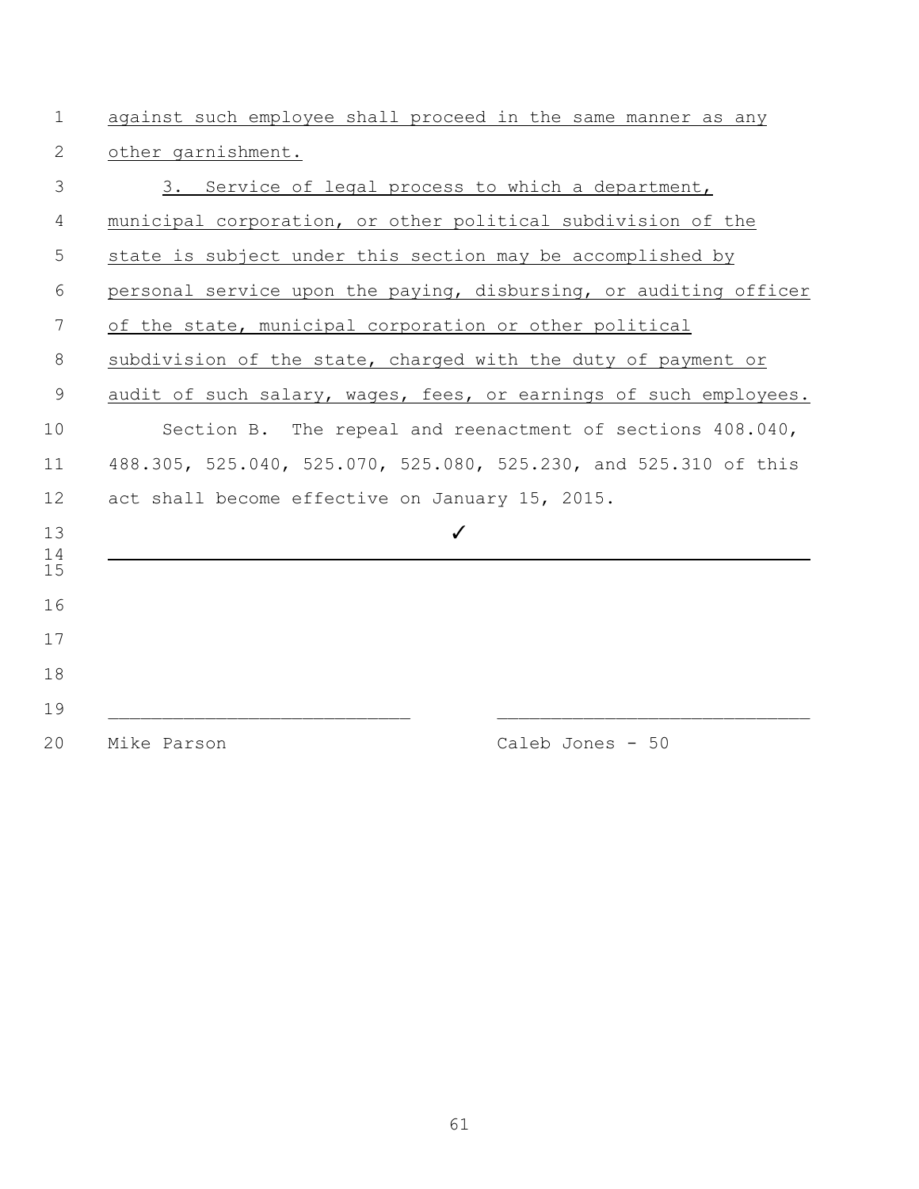against such employee shall proceed in the same manner as any other garnishment.

3. Service of legal process to which a department, municipal corporation, or other political subdivision of the state is subject under this section may be accomplished by personal service upon the paying, disbursing, or auditing officer of the state, municipal corporation or other political subdivision of the state, charged with the duty of payment or audit of such salary, wages, fees, or earnings of such employees.

Section B. The repeal and reenactment of sections 408.040, 488.305, 525.040, 525.070, 525.080, 525.230, and 525.310 of this act shall become effective on January 15, 2015.

✓

---

\_\_\_\_\_\_\_\_\_\_\_\_\_\_\_\_\_\_\_\_\_\_\_\_\_\_\_\_ \_\_\_\_\_\_\_\_\_\_\_\_\_\_\_\_\_\_\_\_\_\_\_\_\_\_\_\_

Mike Parson Caleb Jones - 50